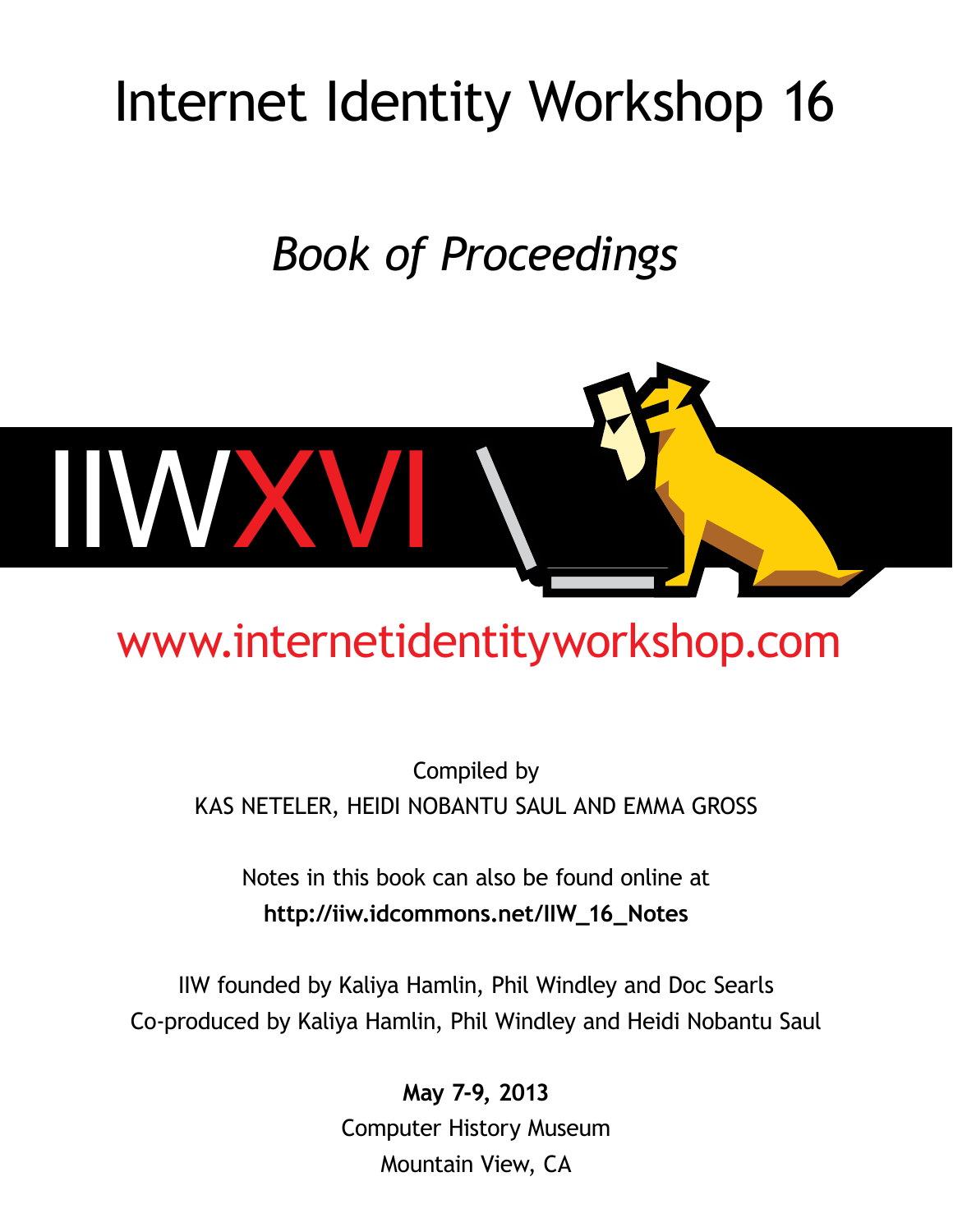# Internet Identity Workshop 16

## *Book of Proceedings*

IIWXVI

www.internetidentityworkshop.com

Compiled by
KAS NETELER, HEIDI NOBANTU SAUL AND EMMA GROSS

Notes in this book can also be found online at
**http://iiw.idcommons.net/IIW_16_Notes**

IIW founded by Kaliya Hamlin, Phil Windley and Doc Searls
Co-produced by Kaliya Hamlin, Phil Windley and Heidi Nobantu Saul

**May 7-9, 2013**
Computer History Museum
Mountain View, CA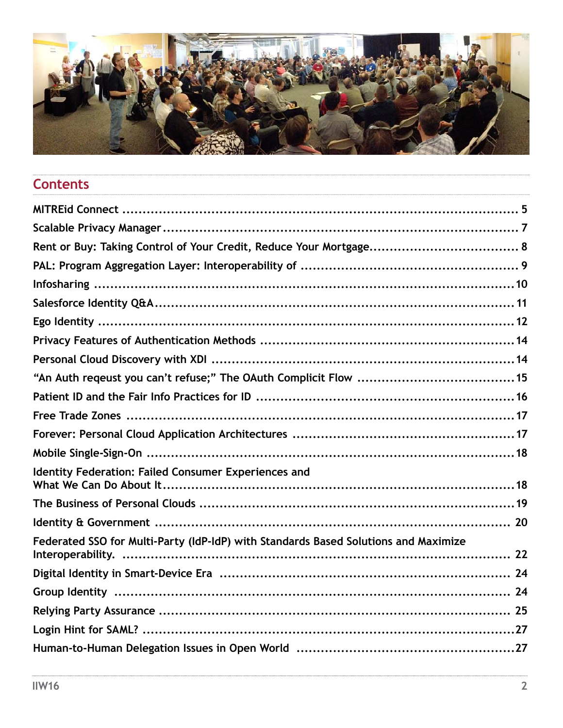## Contents

| | |
|---|---|
| MITREid Connect | 5 |
| Scalable Privacy Manager | 7 |
| Rent or Buy: Taking Control of Your Credit, Reduce Your Mortgage | 8 |
| PAL: Program Aggregation Layer: Interoperability of | 9 |
| Infosharing | 10 |
| Salesforce Identity Q&A | 11 |
| Ego Identity | 12 |
| Privacy Features of Authentication Methods | 14 |
| Personal Cloud Discovery with XDI | 14 |
| "An Auth reqeust you can't refuse;" The OAuth Complicit Flow | 15 |
| Patient ID and the Fair Info Practices for ID | 16 |
| Free Trade Zones | 17 |
| Forever: Personal Cloud Application Architectures | 17 |
| Mobile Single-Sign-On | 18 |
| Identity Federation: Failed Consumer Experiences and What We Can Do About It | 18 |
| The Business of Personal Clouds | 19 |
| Identity & Government | 20 |
| Federated SSO for Multi-Party (IdP-IdP) with Standards Based Solutions and Maximize Interoperability. | 22 |
| Digital Identity in Smart-Device Era | 24 |
| Group Identity | 24 |
| Relying Party Assurance | 25 |
| Login Hint for SAML? | 27 |
| Human-to-Human Delegation Issues in Open World | 27 |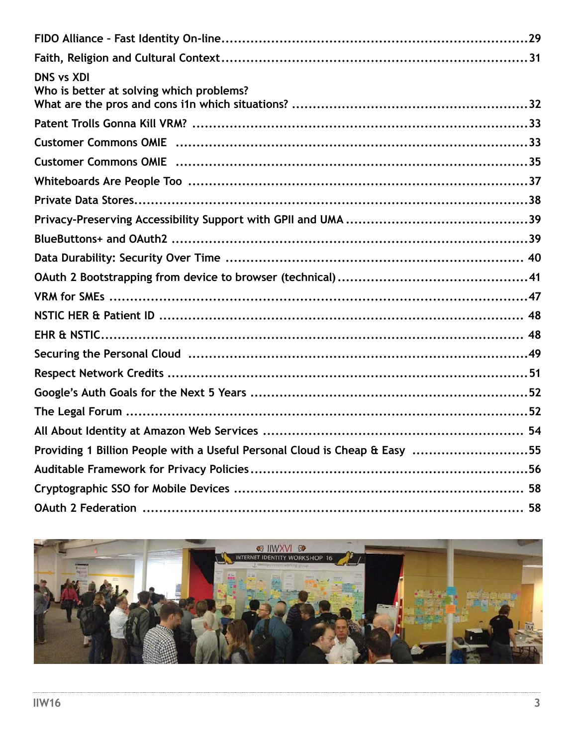FIDO Alliance – Fast Identity On-line ....................................................................29

Faith, Religion and Cultural Context ......................................................................31

DNS vs XDI
Who is better at solving which problems?
What are the pros and cons i1n which situations? ......................................................32

Patent Trolls Gonna Kill VRM? ..................................................................................33

Customer Commons OMIE .........................................................................................33

Customer Commons OMIE .........................................................................................35

Whiteboards Are People Too .....................................................................................37

Private Data Stores.....................................................................................................38

Privacy-Preserving Accessibility Support with GPII and UMA .........................................39

BlueButtons+ and OAuth2 ..........................................................................................39

Data Durability: Security Over Time ......................................................................... 40

OAuth 2 Bootstrapping from device to browser (technical) .............................................41

VRM for SMEs ...........................................................................................................47

NSTIC HER & Patient ID ........................................................................................... 48

EHR & NSTIC............................................................................................................ 48

Securing the Personal Cloud .......................................................................................49

Respect Network Credits ............................................................................................51

Google's Auth Goals for the Next 5 Years ....................................................................52

The Legal Forum .......................................................................................................52

All About Identity at Amazon Web Services ................................................................ 54

Providing 1 Billion People with a Useful Personal Cloud is Cheap & Easy ............................55

Auditable Framework for Privacy Policies .....................................................................56

Cryptographic SSO for Mobile Devices ........................................................................ 58

OAuth 2 Federation ................................................................................................... 58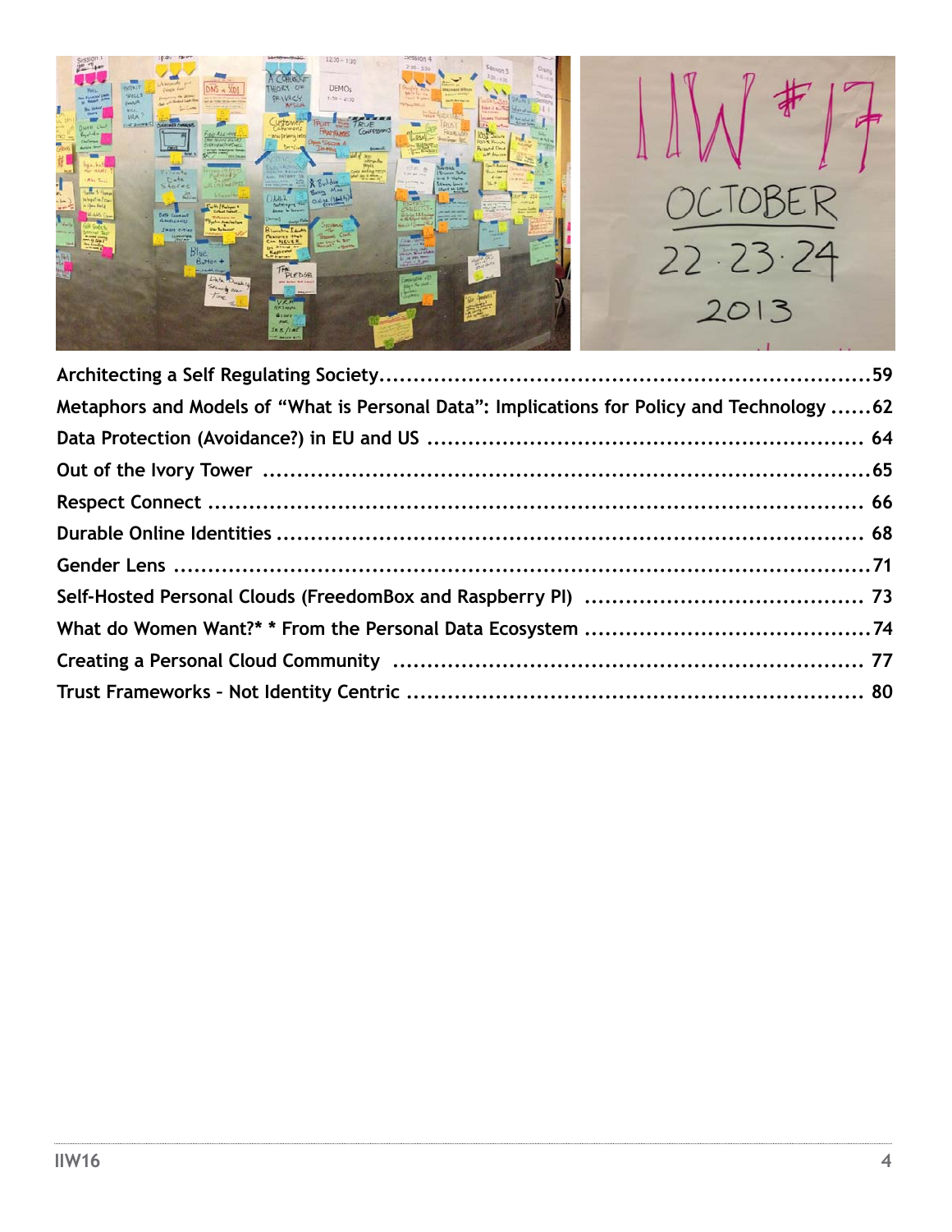Architecting a Self Regulating Society.......................................................................59

Metaphors and Models of “What is Personal Data”: Implications for Policy and Technology ......62

Data Protection (Avoidance?) in EU and US ............................................................... 64

Out of the Ivory Tower ...........................................................................................65

Respect Connect ................................................................................................ 66

Durable Online Identities ...................................................................................... 68

Gender Lens .......................................................................................................71

Self-Hosted Personal Clouds (FreedomBox and Raspberry PI) ......................................... 73

What do Women Want?* * From the Personal Data Ecosystem ..........................................74

Creating a Personal Cloud Community .................................................................... 77

Trust Frameworks – Not Identity Centric .................................................................. 80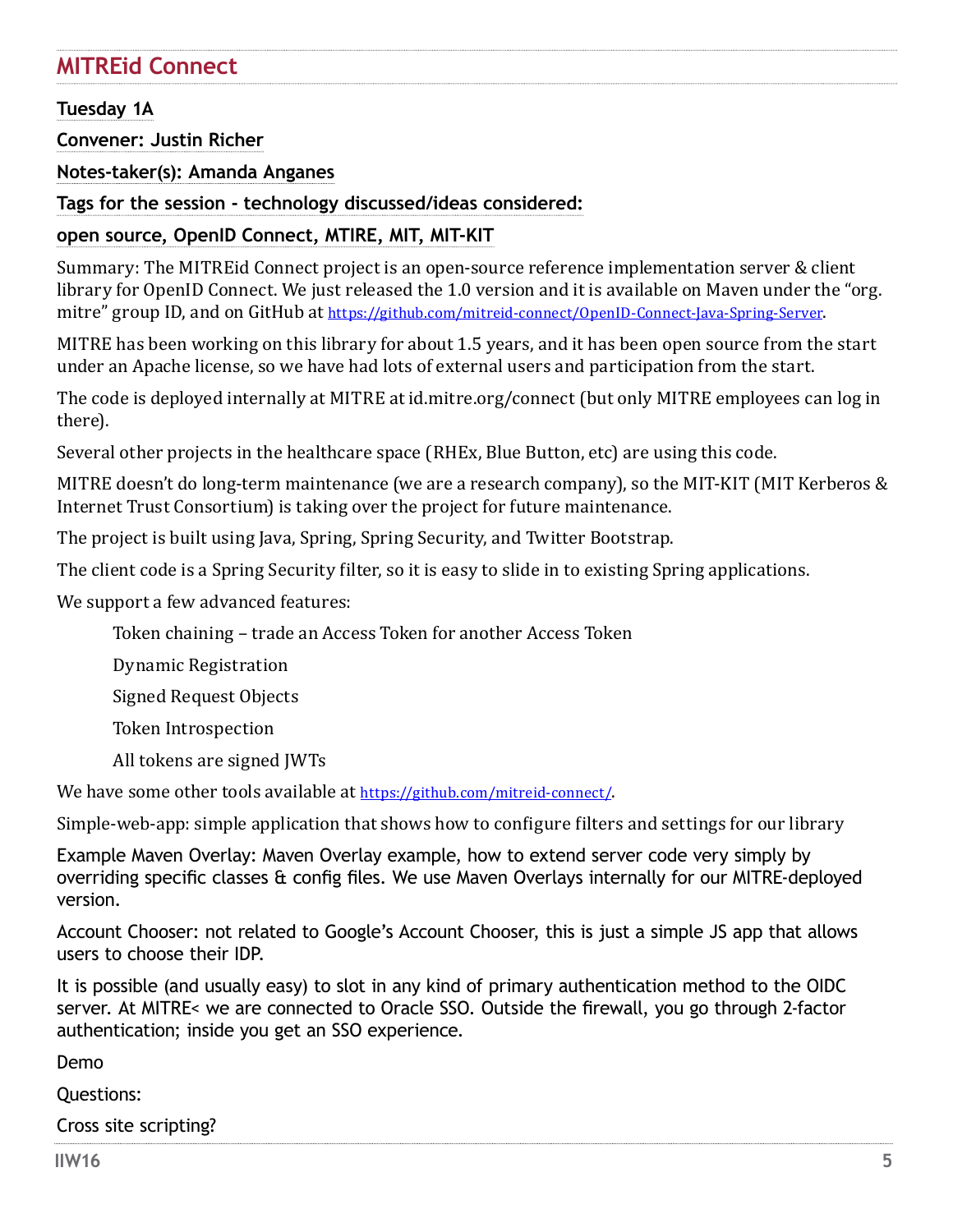## MITREid Connect

**Tuesday 1A**

**Convener: Justin Richer**

**Notes-taker(s): Amanda Anganes**

**Tags for the session - technology discussed/ideas considered:**

**open source, OpenID Connect, MTIRE, MIT, MIT-KIT**

Summary: The MITREid Connect project is an open-source reference implementation server & client library for OpenID Connect. We just released the 1.0 version and it is available on Maven under the "org. mitre" group ID, and on GitHub at https://github.com/mitreid-connect/OpenID-Connect-Java-Spring-Server.

MITRE has been working on this library for about 1.5 years, and it has been open source from the start under an Apache license, so we have had lots of external users and participation from the start.

The code is deployed internally at MITRE at id.mitre.org/connect (but only MITRE employees can log in there).

Several other projects in the healthcare space (RHEx, Blue Button, etc) are using this code.

MITRE doesn't do long-term maintenance (we are a research company), so the MIT-KIT (MIT Kerberos & Internet Trust Consortium) is taking over the project for future maintenance.

The project is built using Java, Spring, Spring Security, and Twitter Bootstrap.

The client code is a Spring Security filter, so it is easy to slide in to existing Spring applications.

We support a few advanced features:

- Token chaining – trade an Access Token for another Access Token
- Dynamic Registration
- Signed Request Objects
- Token Introspection
- All tokens are signed JWTs

We have some other tools available at https://github.com/mitreid-connect/.

Simple-web-app: simple application that shows how to configure filters and settings for our library

Example Maven Overlay: Maven Overlay example, how to extend server code very simply by overriding specific classes & config files. We use Maven Overlays internally for our MITRE-deployed version.

Account Chooser: not related to Google's Account Chooser, this is just a simple JS app that allows users to choose their IDP.

It is possible (and usually easy) to slot in any kind of primary authentication method to the OIDC server. At MITRE< we are connected to Oracle SSO. Outside the firewall, you go through 2-factor authentication; inside you get an SSO experience.

Demo

Questions:

Cross site scripting?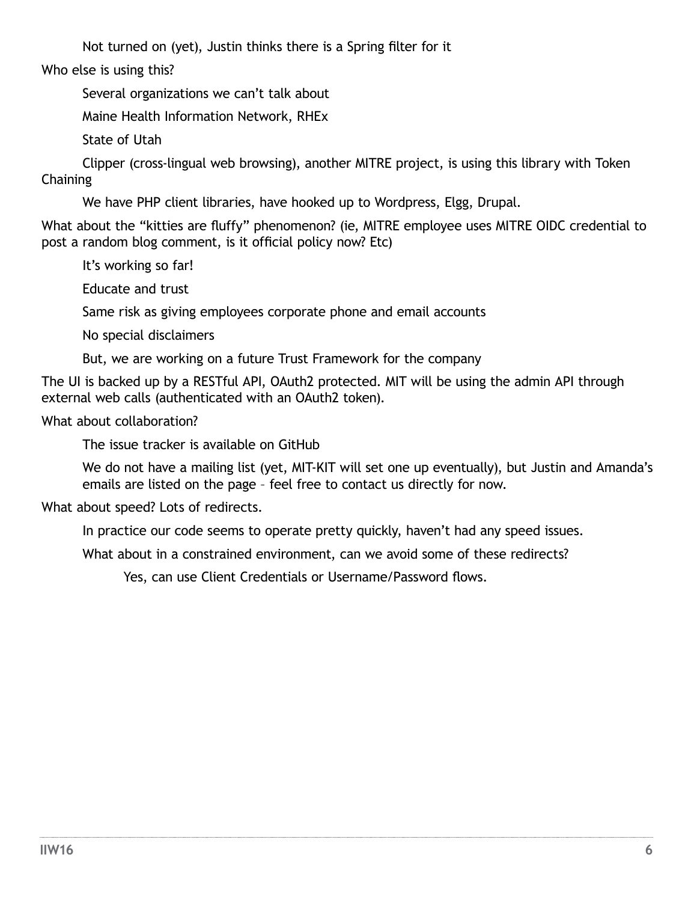Not turned on (yet), Justin thinks there is a Spring filter for it

Who else is using this?

- Several organizations we can't talk about
- Maine Health Information Network, RHEx
- State of Utah
- Clipper (cross-lingual web browsing), another MITRE project, is using this library with Token Chaining
- We have PHP client libraries, have hooked up to Wordpress, Elgg, Drupal.

What about the "kitties are fluffy" phenomenon? (ie, MITRE employee uses MITRE OIDC credential to post a random blog comment, is it official policy now? Etc)

- It's working so far!
- Educate and trust
- Same risk as giving employees corporate phone and email accounts
- No special disclaimers
- But, we are working on a future Trust Framework for the company

The UI is backed up by a RESTful API, OAuth2 protected. MIT will be using the admin API through external web calls (authenticated with an OAuth2 token).

What about collaboration?

- The issue tracker is available on GitHub
- We do not have a mailing list (yet, MIT-KIT will set one up eventually), but Justin and Amanda's emails are listed on the page – feel free to contact us directly for now.

What about speed? Lots of redirects.

- In practice our code seems to operate pretty quickly, haven't had any speed issues.
- What about in a constrained environment, can we avoid some of these redirects?
  - Yes, can use Client Credentials or Username/Password flows.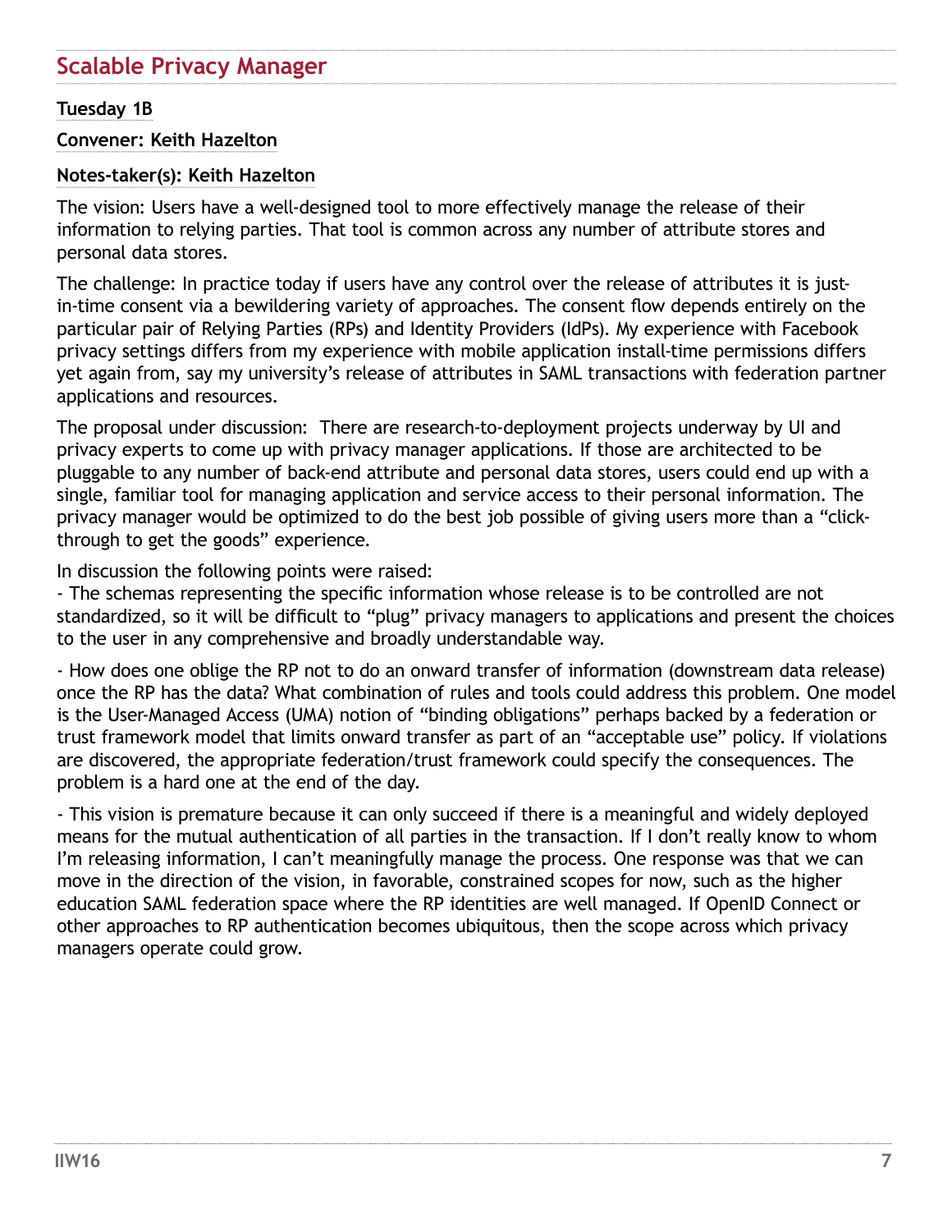## Scalable Privacy Manager

**Tuesday 1B**

**Convener: Keith Hazelton**

**Notes-taker(s): Keith Hazelton**

The vision: Users have a well-designed tool to more effectively manage the release of their information to relying parties. That tool is common across any number of attribute stores and personal data stores.

The challenge: In practice today if users have any control over the release of attributes it is just-in-time consent via a bewildering variety of approaches. The consent flow depends entirely on the particular pair of Relying Parties (RPs) and Identity Providers (IdPs). My experience with Facebook privacy settings differs from my experience with mobile application install-time permissions differs yet again from, say my university's release of attributes in SAML transactions with federation partner applications and resources.

The proposal under discussion: There are research-to-deployment projects underway by UI and privacy experts to come up with privacy manager applications. If those are architected to be pluggable to any number of back-end attribute and personal data stores, users could end up with a single, familiar tool for managing application and service access to their personal information. The privacy manager would be optimized to do the best job possible of giving users more than a "click-through to get the goods" experience.

In discussion the following points were raised:

- The schemas representing the specific information whose release is to be controlled are not standardized, so it will be difficult to "plug" privacy managers to applications and present the choices to the user in any comprehensive and broadly understandable way.

- How does one oblige the RP not to do an onward transfer of information (downstream data release) once the RP has the data? What combination of rules and tools could address this problem. One model is the User-Managed Access (UMA) notion of "binding obligations" perhaps backed by a federation or trust framework model that limits onward transfer as part of an "acceptable use" policy. If violations are discovered, the appropriate federation/trust framework could specify the consequences. The problem is a hard one at the end of the day.

- This vision is premature because it can only succeed if there is a meaningful and widely deployed means for the mutual authentication of all parties in the transaction. If I don't really know to whom I'm releasing information, I can't meaningfully manage the process. One response was that we can move in the direction of the vision, in favorable, constrained scopes for now, such as the higher education SAML federation space where the RP identities are well managed. If OpenID Connect or other approaches to RP authentication becomes ubiquitous, then the scope across which privacy managers operate could grow.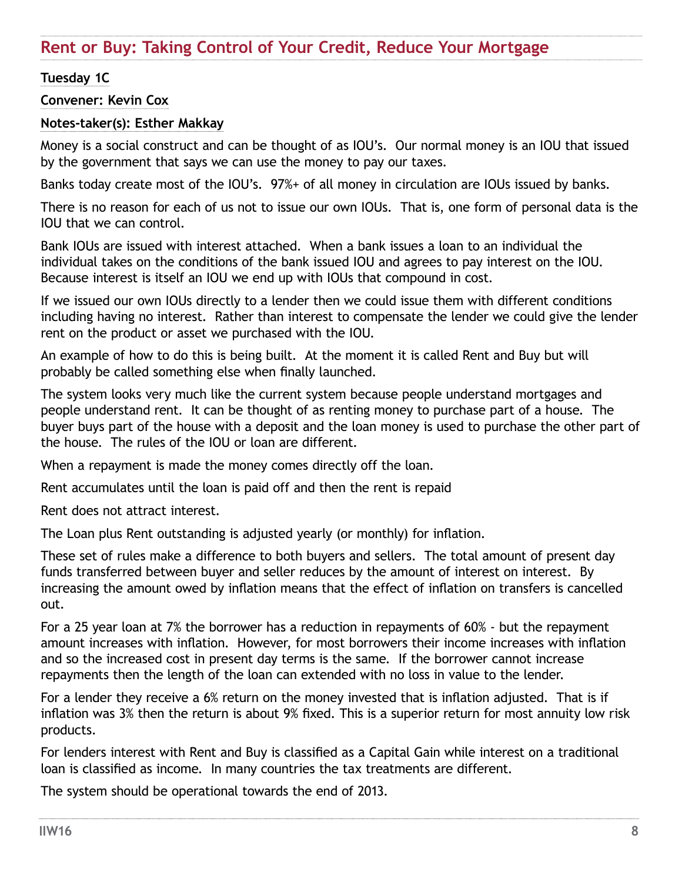## Rent or Buy: Taking Control of Your Credit, Reduce Your Mortgage

**Tuesday 1C**

**Convener: Kevin Cox**

**Notes-taker(s): Esther Makkay**

Money is a social construct and can be thought of as IOU's. Our normal money is an IOU that issued by the government that says we can use the money to pay our taxes.

Banks today create most of the IOU's. 97%+ of all money in circulation are IOUs issued by banks.

There is no reason for each of us not to issue our own IOUs. That is, one form of personal data is the IOU that we can control.

Bank IOUs are issued with interest attached. When a bank issues a loan to an individual the individual takes on the conditions of the bank issued IOU and agrees to pay interest on the IOU. Because interest is itself an IOU we end up with IOUs that compound in cost.

If we issued our own IOUs directly to a lender then we could issue them with different conditions including having no interest. Rather than interest to compensate the lender we could give the lender rent on the product or asset we purchased with the IOU.

An example of how to do this is being built. At the moment it is called Rent and Buy but will probably be called something else when finally launched.

The system looks very much like the current system because people understand mortgages and people understand rent. It can be thought of as renting money to purchase part of a house. The buyer buys part of the house with a deposit and the loan money is used to purchase the other part of the house. The rules of the IOU or loan are different.

When a repayment is made the money comes directly off the loan.

Rent accumulates until the loan is paid off and then the rent is repaid

Rent does not attract interest.

The Loan plus Rent outstanding is adjusted yearly (or monthly) for inflation.

These set of rules make a difference to both buyers and sellers. The total amount of present day funds transferred between buyer and seller reduces by the amount of interest on interest. By increasing the amount owed by inflation means that the effect of inflation on transfers is cancelled out.

For a 25 year loan at 7% the borrower has a reduction in repayments of 60% - but the repayment amount increases with inflation. However, for most borrowers their income increases with inflation and so the increased cost in present day terms is the same. If the borrower cannot increase repayments then the length of the loan can extended with no loss in value to the lender.

For a lender they receive a 6% return on the money invested that is inflation adjusted. That is if inflation was 3% then the return is about 9% fixed. This is a superior return for most annuity low risk products.

For lenders interest with Rent and Buy is classified as a Capital Gain while interest on a traditional loan is classified as income. In many countries the tax treatments are different.

The system should be operational towards the end of 2013.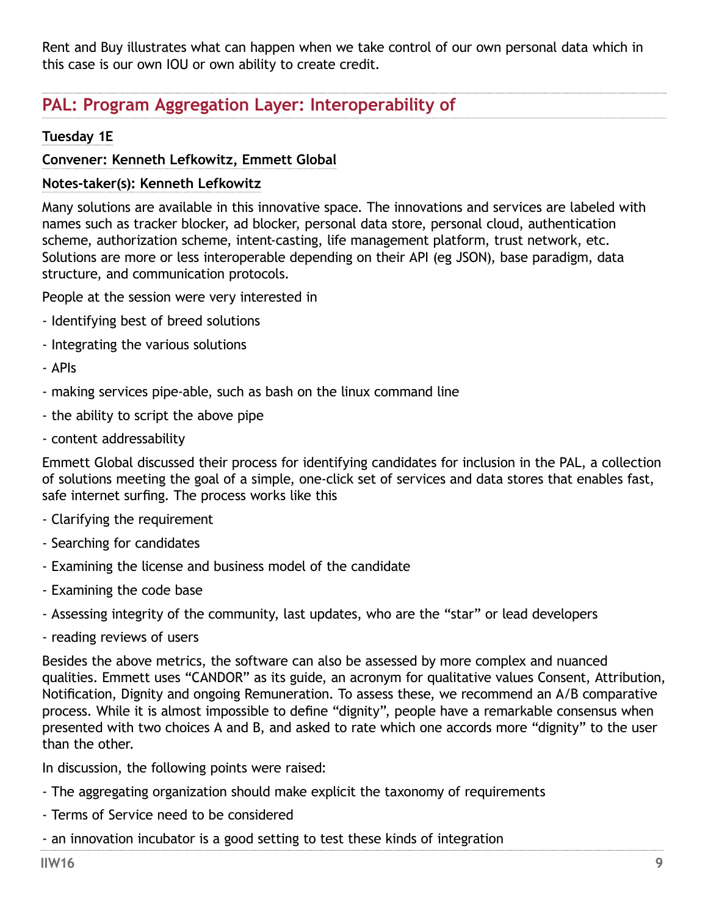Rent and Buy illustrates what can happen when we take control of our own personal data which in this case is our own IOU or own ability to create credit.

## PAL: Program Aggregation Layer: Interoperability of

**Tuesday 1E**

**Convener: Kenneth Lefkowitz, Emmett Global**

**Notes-taker(s): Kenneth Lefkowitz**

Many solutions are available in this innovative space. The innovations and services are labeled with names such as tracker blocker, ad blocker, personal data store, personal cloud, authentication scheme, authorization scheme, intent-casting, life management platform, trust network, etc. Solutions are more or less interoperable depending on their API (eg JSON), base paradigm, data structure, and communication protocols.

People at the session were very interested in

- Identifying best of breed solutions
- Integrating the various solutions
- APIs
- making services pipe-able, such as bash on the linux command line
- the ability to script the above pipe
- content addressability

Emmett Global discussed their process for identifying candidates for inclusion in the PAL, a collection of solutions meeting the goal of a simple, one-click set of services and data stores that enables fast, safe internet surfing. The process works like this

- Clarifying the requirement
- Searching for candidates
- Examining the license and business model of the candidate
- Examining the code base
- Assessing integrity of the community, last updates, who are the "star" or lead developers
- reading reviews of users

Besides the above metrics, the software can also be assessed by more complex and nuanced qualities. Emmett uses "CANDOR" as its guide, an acronym for qualitative values Consent, Attribution, Notification, Dignity and ongoing Remuneration. To assess these, we recommend an A/B comparative process. While it is almost impossible to define "dignity", people have a remarkable consensus when presented with two choices A and B, and asked to rate which one accords more "dignity" to the user than the other.

In discussion, the following points were raised:

- The aggregating organization should make explicit the taxonomy of requirements
- Terms of Service need to be considered
- an innovation incubator is a good setting to test these kinds of integration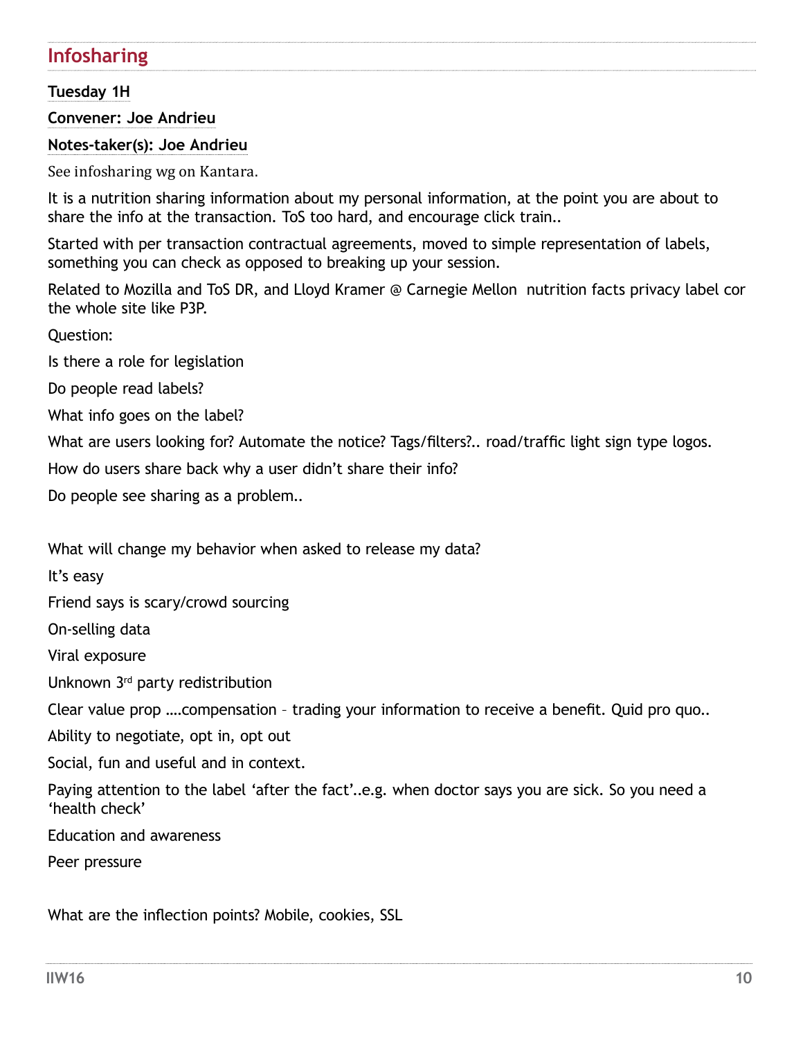## Infosharing

**Tuesday 1H**

**Convener: Joe Andrieu**

**Notes-taker(s): Joe Andrieu**

See infosharing wg on Kantara.

It is a nutrition sharing information about my personal information, at the point you are about to share the info at the transaction. ToS too hard, and encourage click train..

Started with per transaction contractual agreements, moved to simple representation of labels, something you can check as opposed to breaking up your session.

Related to Mozilla and ToS DR, and Lloyd Kramer @ Carnegie Mellon nutrition facts privacy label cor the whole site like P3P.

Question:

Is there a role for legislation

Do people read labels?

What info goes on the label?

What are users looking for? Automate the notice? Tags/filters?.. road/traffic light sign type logos.

How do users share back why a user didn't share their info?

Do people see sharing as a problem..

What will change my behavior when asked to release my data?

It's easy

Friend says is scary/crowd sourcing

On-selling data

Viral exposure

Unknown 3rd party redistribution

Clear value prop ….compensation – trading your information to receive a benefit. Quid pro quo..

Ability to negotiate, opt in, opt out

Social, fun and useful and in context.

Paying attention to the label 'after the fact'..e.g. when doctor says you are sick. So you need a 'health check'

Education and awareness

Peer pressure

What are the inflection points? Mobile, cookies, SSL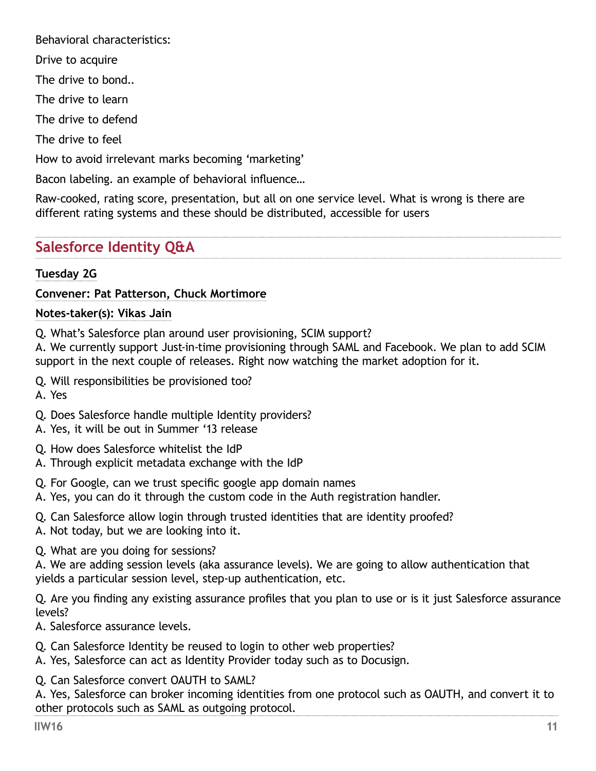Behavioral characteristics:

Drive to acquire

The drive to bond..

The drive to learn

The drive to defend

The drive to feel

How to avoid irrelevant marks becoming 'marketing'

Bacon labeling. an example of behavioral influence…

Raw-cooked, rating score, presentation, but all on one service level. What is wrong is there are different rating systems and these should be distributed, accessible for users

## Salesforce Identity Q&A

**Tuesday 2G**

**Convener: Pat Patterson, Chuck Mortimore**

**Notes-taker(s): Vikas Jain**

Q. What's Salesforce plan around user provisioning, SCIM support?
A. We currently support Just-in-time provisioning through SAML and Facebook. We plan to add SCIM support in the next couple of releases. Right now watching the market adoption for it.

Q. Will responsibilities be provisioned too?
A. Yes

Q. Does Salesforce handle multiple Identity providers?
A. Yes, it will be out in Summer '13 release

Q. How does Salesforce whitelist the IdP
A. Through explicit metadata exchange with the IdP

Q. For Google, can we trust specific google app domain names
A. Yes, you can do it through the custom code in the Auth registration handler.

Q. Can Salesforce allow login through trusted identities that are identity proofed?
A. Not today, but we are looking into it.

Q. What are you doing for sessions?
A. We are adding session levels (aka assurance levels). We are going to allow authentication that yields a particular session level, step-up authentication, etc.

Q. Are you finding any existing assurance profiles that you plan to use or is it just Salesforce assurance levels?
A. Salesforce assurance levels.

Q. Can Salesforce Identity be reused to login to other web properties?
A. Yes, Salesforce can act as Identity Provider today such as to Docusign.

Q. Can Salesforce convert OAUTH to SAML?
A. Yes, Salesforce can broker incoming identities from one protocol such as OAUTH, and convert it to other protocols such as SAML as outgoing protocol.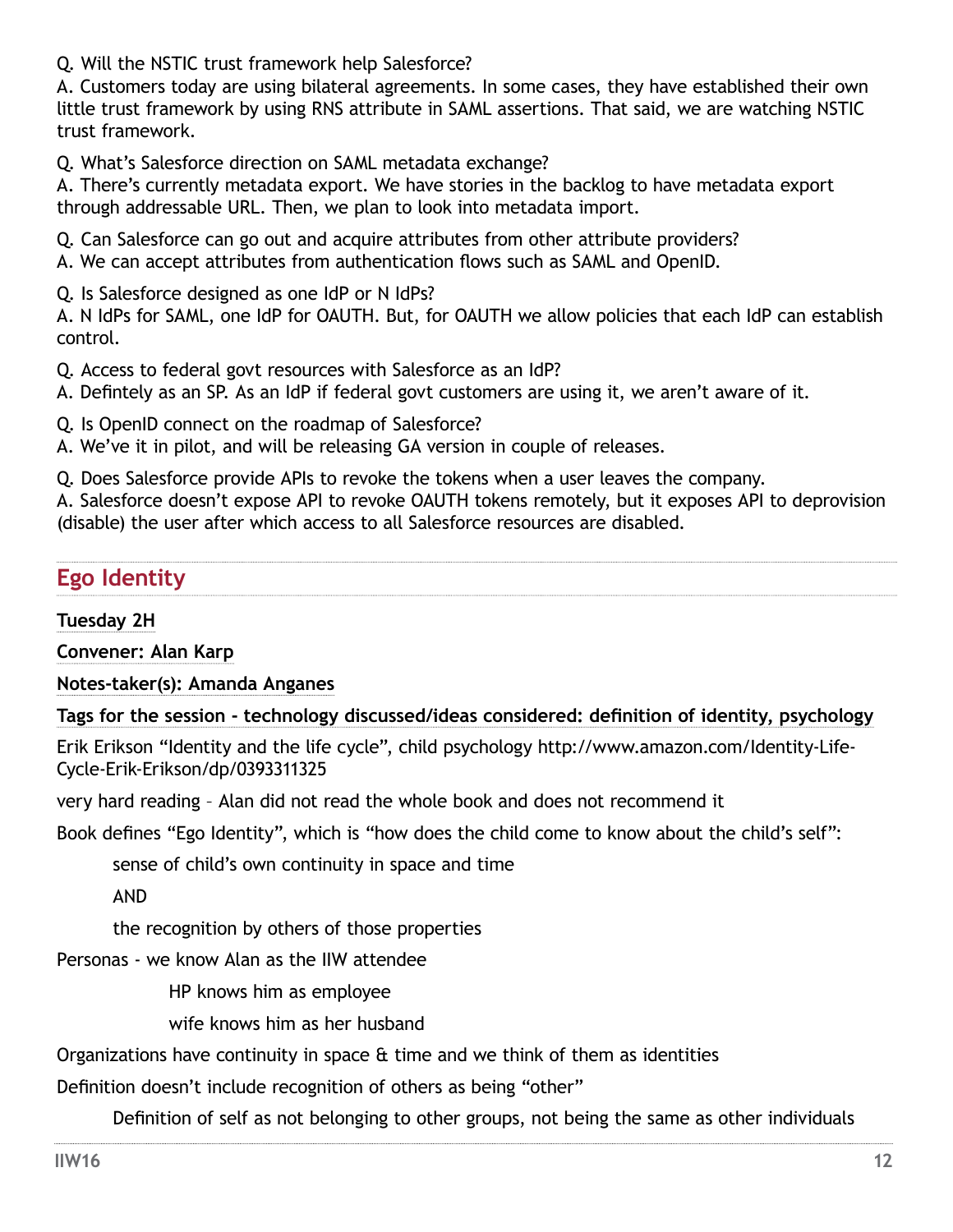Q. Will the NSTIC trust framework help Salesforce?
A. Customers today are using bilateral agreements. In some cases, they have established their own little trust framework by using RNS attribute in SAML assertions. That said, we are watching NSTIC trust framework.

Q. What's Salesforce direction on SAML metadata exchange?
A. There's currently metadata export. We have stories in the backlog to have metadata export through addressable URL. Then, we plan to look into metadata import.

Q. Can Salesforce can go out and acquire attributes from other attribute providers?
A. We can accept attributes from authentication flows such as SAML and OpenID.

Q. Is Salesforce designed as one IdP or N IdPs?
A. N IdPs for SAML, one IdP for OAUTH. But, for OAUTH we allow policies that each IdP can establish control.

Q. Access to federal govt resources with Salesforce as an IdP?
A. Defintely as an SP. As an IdP if federal govt customers are using it, we aren't aware of it.

Q. Is OpenID connect on the roadmap of Salesforce?
A. We've it in pilot, and will be releasing GA version in couple of releases.

Q. Does Salesforce provide APIs to revoke the tokens when a user leaves the company.
A. Salesforce doesn't expose API to revoke OAUTH tokens remotely, but it exposes API to deprovision (disable) the user after which access to all Salesforce resources are disabled.

## Ego Identity

**Tuesday 2H**

**Convener: Alan Karp**

**Notes-taker(s): Amanda Anganes**

**Tags for the session - technology discussed/ideas considered: definition of identity, psychology**

Erik Erikson "Identity and the life cycle", child psychology http://www.amazon.com/Identity-Life-Cycle-Erik-Erikson/dp/0393311325

very hard reading – Alan did not read the whole book and does not recommend it

Book defines "Ego Identity", which is "how does the child come to know about the child's self":

sense of child's own continuity in space and time

AND

the recognition by others of those properties

Personas - we know Alan as the IIW attendee

HP knows him as employee

wife knows him as her husband

Organizations have continuity in space & time and we think of them as identities

Definition doesn't include recognition of others as being "other"

Definition of self as not belonging to other groups, not being the same as other individuals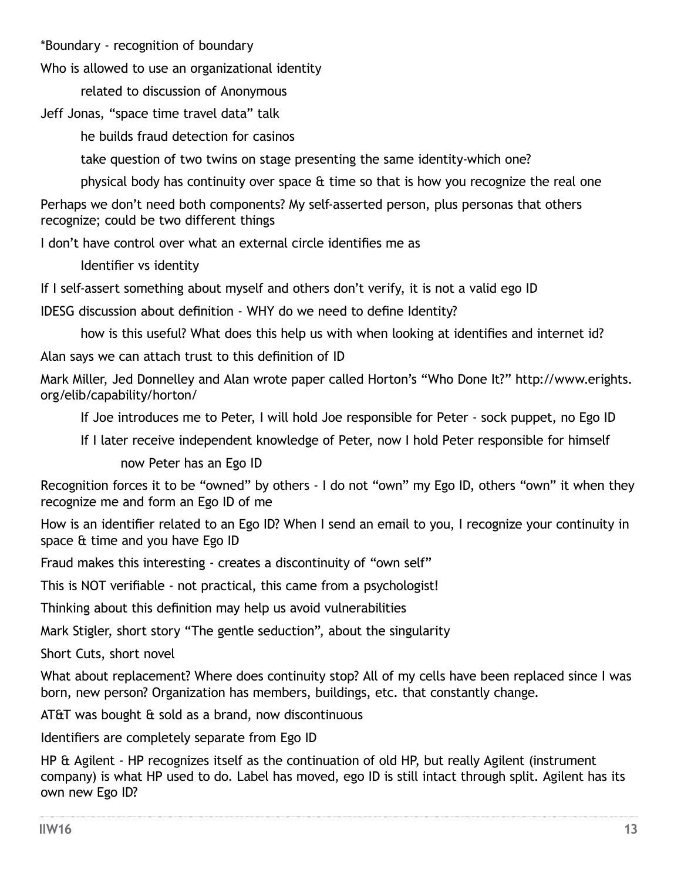*Boundary - recognition of boundary

Who is allowed to use an organizational identity

- related to discussion of Anonymous

Jeff Jonas, “space time travel data” talk

- he builds fraud detection for casinos
- take question of two twins on stage presenting the same identity-which one?
- physical body has continuity over space & time so that is how you recognize the real one

Perhaps we don’t need both components? My self-asserted person, plus personas that others recognize; could be two different things

I don’t have control over what an external circle identifies me as

- Identifier vs identity

If I self-assert something about myself and others don’t verify, it is not a valid ego ID

IDESG discussion about definition - WHY do we need to define Identity?

- how is this useful? What does this help us with when looking at identifies and internet id?

Alan says we can attach trust to this definition of ID

Mark Miller, Jed Donnelley and Alan wrote paper called Horton’s “Who Done It?” http://www.erights.org/elib/capability/horton/

- If Joe introduces me to Peter, I will hold Joe responsible for Peter - sock puppet, no Ego ID
- If I later receive independent knowledge of Peter, now I hold Peter responsible for himself
  - now Peter has an Ego ID

Recognition forces it to be “owned” by others - I do not “own” my Ego ID, others “own” it when they recognize me and form an Ego ID of me

How is an identifier related to an Ego ID? When I send an email to you, I recognize your continuity in space & time and you have Ego ID

Fraud makes this interesting - creates a discontinuity of “own self”

This is NOT verifiable - not practical, this came from a psychologist!

Thinking about this definition may help us avoid vulnerabilities

Mark Stigler, short story “The gentle seduction”, about the singularity

Short Cuts, short novel

What about replacement? Where does continuity stop? All of my cells have been replaced since I was born, new person? Organization has members, buildings, etc. that constantly change.

AT&T was bought & sold as a brand, now discontinuous

Identifiers are completely separate from Ego ID

HP & Agilent - HP recognizes itself as the continuation of old HP, but really Agilent (instrument company) is what HP used to do. Label has moved, ego ID is still intact through split. Agilent has its own new Ego ID?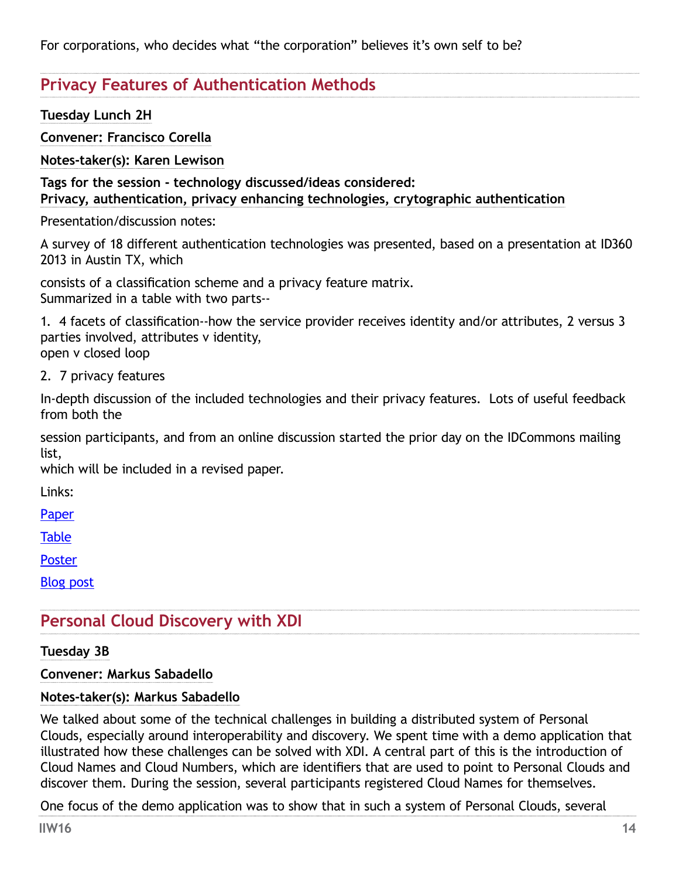For corporations, who decides what "the corporation" believes it's own self to be?

## Privacy Features of Authentication Methods

**Tuesday Lunch 2H**

**Convener: Francisco Corella**

**Notes-taker(s): Karen Lewison**

**Tags for the session - technology discussed/ideas considered:**
**Privacy, authentication, privacy enhancing technologies, crytographic authentication**

Presentation/discussion notes:

A survey of 18 different authentication technologies was presented, based on a presentation at ID360 2013 in Austin TX, which

consists of a classification scheme and a privacy feature matrix.
Summarized in a table with two parts--

1. 4 facets of classification--how the service provider receives identity and/or attributes, 2 versus 3 parties involved, attributes v identity,
open v closed loop

2. 7 privacy features

In-depth discussion of the included technologies and their privacy features. Lots of useful feedback from both the

session participants, and from an online discussion started the prior day on the IDCommons mailing list,
which will be included in a revised paper.

Links:

Paper

Table

Poster

Blog post

## Personal Cloud Discovery with XDI

**Tuesday 3B**

**Convener: Markus Sabadello**

**Notes-taker(s): Markus Sabadello**

We talked about some of the technical challenges in building a distributed system of Personal Clouds, especially around interoperability and discovery. We spent time with a demo application that illustrated how these challenges can be solved with XDI. A central part of this is the introduction of Cloud Names and Cloud Numbers, which are identifiers that are used to point to Personal Clouds and discover them. During the session, several participants registered Cloud Names for themselves.

One focus of the demo application was to show that in such a system of Personal Clouds, several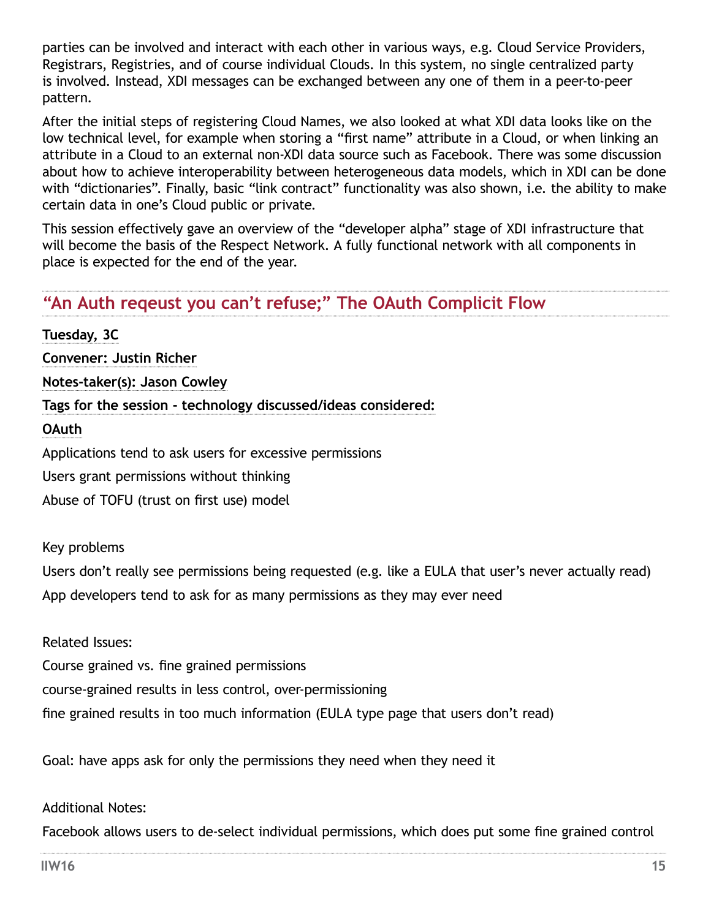parties can be involved and interact with each other in various ways, e.g. Cloud Service Providers, Registrars, Registries, and of course individual Clouds. In this system, no single centralized party is involved. Instead, XDI messages can be exchanged between any one of them in a peer-to-peer pattern.

After the initial steps of registering Cloud Names, we also looked at what XDI data looks like on the low technical level, for example when storing a "first name" attribute in a Cloud, or when linking an attribute in a Cloud to an external non-XDI data source such as Facebook. There was some discussion about how to achieve interoperability between heterogeneous data models, which in XDI can be done with "dictionaries". Finally, basic "link contract" functionality was also shown, i.e. the ability to make certain data in one's Cloud public or private.

This session effectively gave an overview of the "developer alpha" stage of XDI infrastructure that will become the basis of the Respect Network. A fully functional network with all components in place is expected for the end of the year.

## "An Auth reqeust you can't refuse;" The OAuth Complicit Flow

**Tuesday, 3C**

**Convener: Justin Richer**

**Notes-taker(s): Jason Cowley**

**Tags for the session - technology discussed/ideas considered:**

**OAuth**

Applications tend to ask users for excessive permissions

Users grant permissions without thinking

Abuse of TOFU (trust on first use) model

Key problems

Users don't really see permissions being requested (e.g. like a EULA that user's never actually read)

App developers tend to ask for as many permissions as they may ever need

Related Issues:

Course grained vs. fine grained permissions

course-grained results in less control, over-permissioning

fine grained results in too much information (EULA type page that users don't read)

Goal: have apps ask for only the permissions they need when they need it

Additional Notes:

Facebook allows users to de-select individual permissions, which does put some fine grained control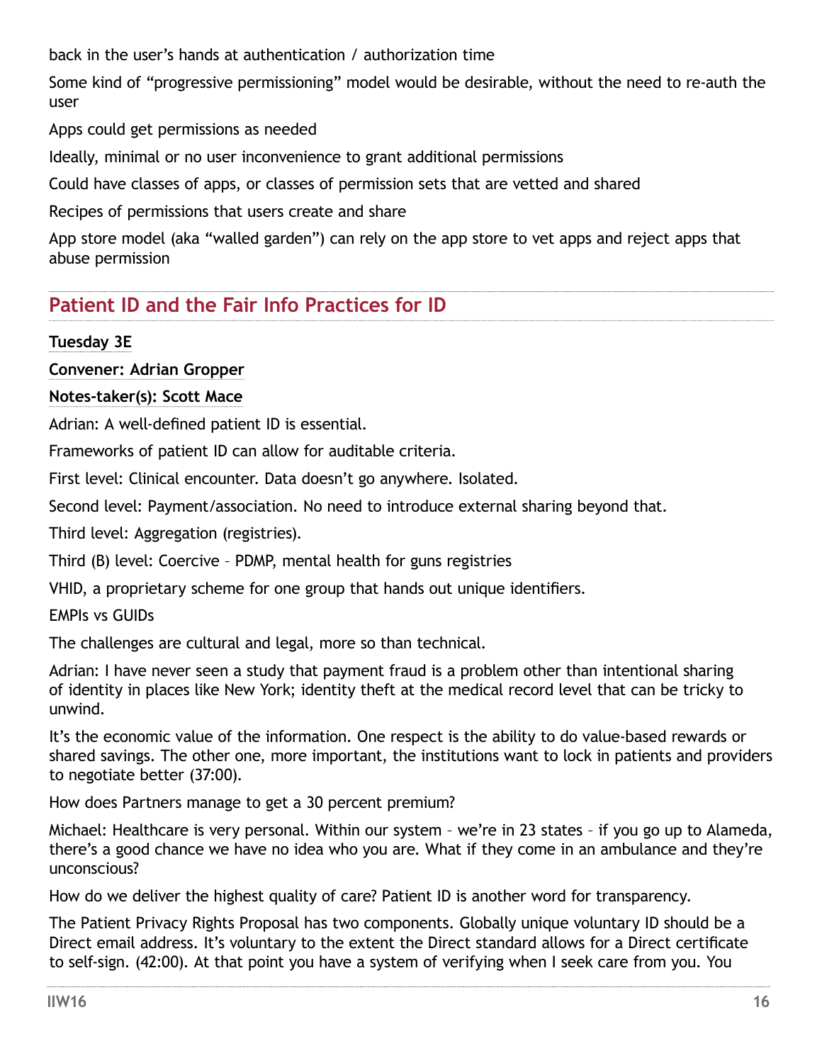back in the user's hands at authentication / authorization time

Some kind of "progressive permissioning" model would be desirable, without the need to re-auth the user

Apps could get permissions as needed

Ideally, minimal or no user inconvenience to grant additional permissions

Could have classes of apps, or classes of permission sets that are vetted and shared

Recipes of permissions that users create and share

App store model (aka "walled garden") can rely on the app store to vet apps and reject apps that abuse permission

## Patient ID and the Fair Info Practices for ID

**Tuesday 3E**

**Convener: Adrian Gropper**

**Notes-taker(s): Scott Mace**

Adrian: A well-defined patient ID is essential.

Frameworks of patient ID can allow for auditable criteria.

First level: Clinical encounter. Data doesn't go anywhere. Isolated.

Second level: Payment/association. No need to introduce external sharing beyond that.

Third level: Aggregation (registries).

Third (B) level: Coercive – PDMP, mental health for guns registries

VHID, a proprietary scheme for one group that hands out unique identifiers.

EMPIs vs GUIDs

The challenges are cultural and legal, more so than technical.

Adrian: I have never seen a study that payment fraud is a problem other than intentional sharing of identity in places like New York; identity theft at the medical record level that can be tricky to unwind.

It's the economic value of the information. One respect is the ability to do value-based rewards or shared savings. The other one, more important, the institutions want to lock in patients and providers to negotiate better (37:00).

How does Partners manage to get a 30 percent premium?

Michael: Healthcare is very personal. Within our system – we're in 23 states – if you go up to Alameda, there's a good chance we have no idea who you are. What if they come in an ambulance and they're unconscious?

How do we deliver the highest quality of care? Patient ID is another word for transparency.

The Patient Privacy Rights Proposal has two components. Globally unique voluntary ID should be a Direct email address. It's voluntary to the extent the Direct standard allows for a Direct certificate to self-sign. (42:00). At that point you have a system of verifying when I seek care from you. You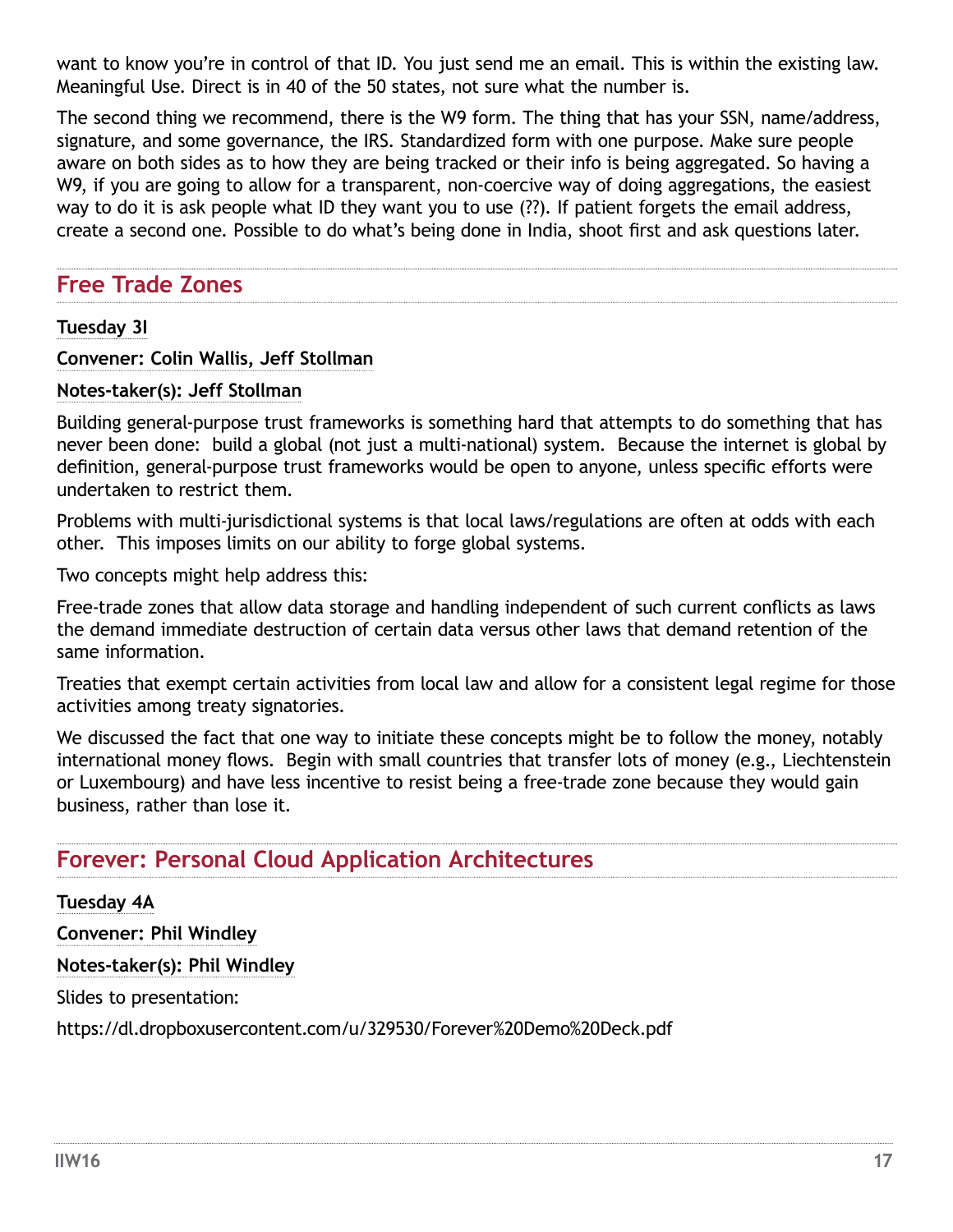want to know you're in control of that ID. You just send me an email. This is within the existing law. Meaningful Use. Direct is in 40 of the 50 states, not sure what the number is.

The second thing we recommend, there is the W9 form. The thing that has your SSN, name/address, signature, and some governance, the IRS. Standardized form with one purpose. Make sure people aware on both sides as to how they are being tracked or their info is being aggregated. So having a W9, if you are going to allow for a transparent, non-coercive way of doing aggregations, the easiest way to do it is ask people what ID they want you to use (??). If patient forgets the email address, create a second one. Possible to do what's being done in India, shoot first and ask questions later.

## Free Trade Zones

**Tuesday 3I**

**Convener: Colin Wallis, Jeff Stollman**

**Notes-taker(s): Jeff Stollman**

Building general-purpose trust frameworks is something hard that attempts to do something that has never been done:  build a global (not just a multi-national) system.  Because the internet is global by definition, general-purpose trust frameworks would be open to anyone, unless specific efforts were undertaken to restrict them.

Problems with multi-jurisdictional systems is that local laws/regulations are often at odds with each other.  This imposes limits on our ability to forge global systems.

Two concepts might help address this:

Free-trade zones that allow data storage and handling independent of such current conflicts as laws the demand immediate destruction of certain data versus other laws that demand retention of the same information.

Treaties that exempt certain activities from local law and allow for a consistent legal regime for those activities among treaty signatories.

We discussed the fact that one way to initiate these concepts might be to follow the money, notably international money flows.  Begin with small countries that transfer lots of money (e.g., Liechtenstein or Luxembourg) and have less incentive to resist being a free-trade zone because they would gain business, rather than lose it.

## Forever: Personal Cloud Application Architectures

**Tuesday 4A**

**Convener: Phil Windley**

**Notes-taker(s): Phil Windley**

Slides to presentation:

https://dl.dropboxusercontent.com/u/329530/Forever%20Demo%20Deck.pdf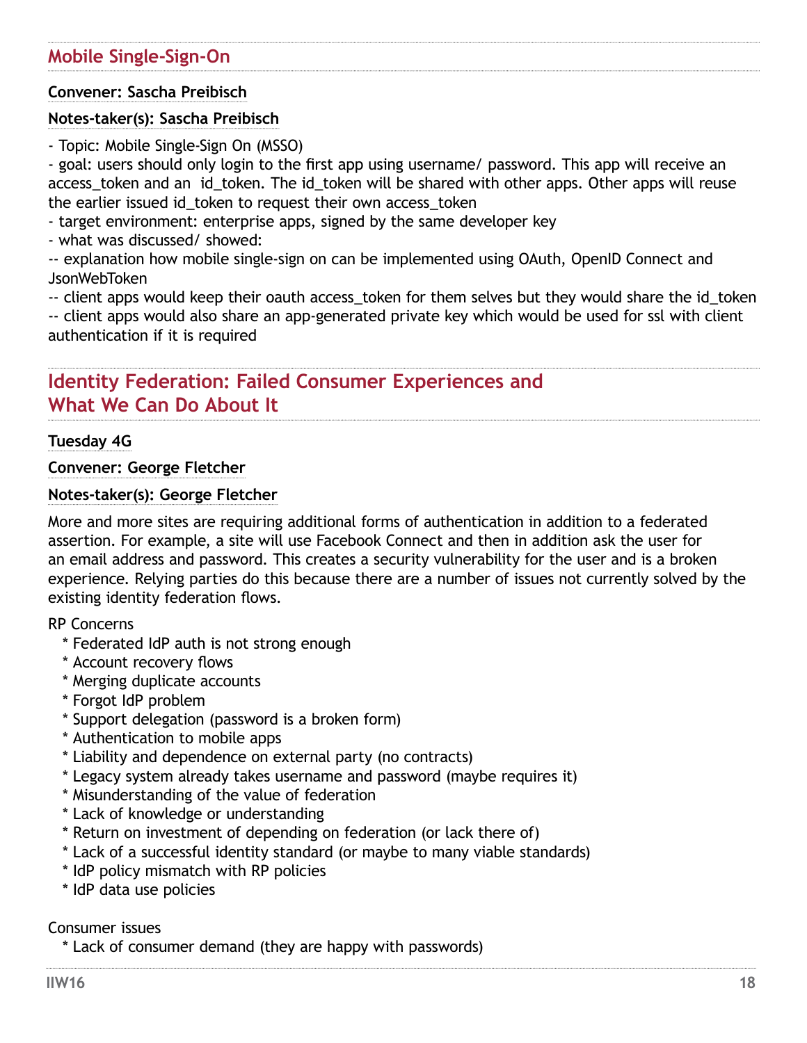## Mobile Single-Sign-On

**Convener: Sascha Preibisch**

**Notes-taker(s): Sascha Preibisch**

- Topic: Mobile Single-Sign On (MSSO)
- goal: users should only login to the first app using username/ password. This app will receive an access_token and an id_token. The id_token will be shared with other apps. Other apps will reuse the earlier issued id_token to request their own access_token
- target environment: enterprise apps, signed by the same developer key
- what was discussed/ showed:
-- explanation how mobile single-sign on can be implemented using OAuth, OpenID Connect and JsonWebToken
-- client apps would keep their oauth access_token for them selves but they would share the id_token
-- client apps would also share an app-generated private key which would be used for ssl with client authentication if it is required

## Identity Federation: Failed Consumer Experiences and What We Can Do About It

**Tuesday 4G**

**Convener: George Fletcher**

**Notes-taker(s): George Fletcher**

More and more sites are requiring additional forms of authentication in addition to a federated assertion. For example, a site will use Facebook Connect and then in addition ask the user for an email address and password. This creates a security vulnerability for the user and is a broken experience. Relying parties do this because there are a number of issues not currently solved by the existing identity federation flows.

RP Concerns

* Federated IdP auth is not strong enough
* Account recovery flows
* Merging duplicate accounts
* Forgot IdP problem
* Support delegation (password is a broken form)
* Authentication to mobile apps
* Liability and dependence on external party (no contracts)
* Legacy system already takes username and password (maybe requires it)
* Misunderstanding of the value of federation
* Lack of knowledge or understanding
* Return on investment of depending on federation (or lack there of)
* Lack of a successful identity standard (or maybe to many viable standards)
* IdP policy mismatch with RP policies
* IdP data use policies

Consumer issues

* Lack of consumer demand (they are happy with passwords)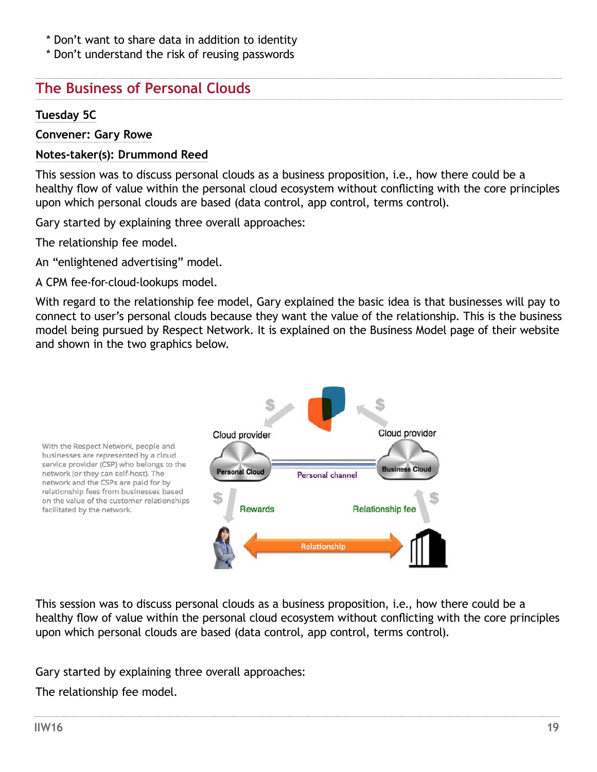* Don't want to share data in addition to identity
* Don't understand the risk of reusing passwords

## The Business of Personal Clouds

**Tuesday 5C**

**Convener: Gary Rowe**

**Notes-taker(s): Drummond Reed**

This session was to discuss personal clouds as a business proposition, i.e., how there could be a healthy flow of value within the personal cloud ecosystem without conflicting with the core principles upon which personal clouds are based (data control, app control, terms control).

Gary started by explaining three overall approaches:

The relationship fee model.

An "enlightened advertising" model.

A CPM fee-for-cloud-lookups model.

With regard to the relationship fee model, Gary explained the basic idea is that businesses will pay to connect to user's personal clouds because they want the value of the relationship. This is the business model being pursued by Respect Network. It is explained on the Business Model page of their website and shown in the two graphics below.

With the Respect Network, people and businesses are represented by a cloud service provider (CSP) who belongs to the network (or they can self-host). The network and the CSPs are paid for by relationship fees from businesses based on the value of the customer relationships facilitated by the network.

This session was to discuss personal clouds as a business proposition, i.e., how there could be a healthy flow of value within the personal cloud ecosystem without conflicting with the core principles upon which personal clouds are based (data control, app control, terms control).

Gary started by explaining three overall approaches:

The relationship fee model.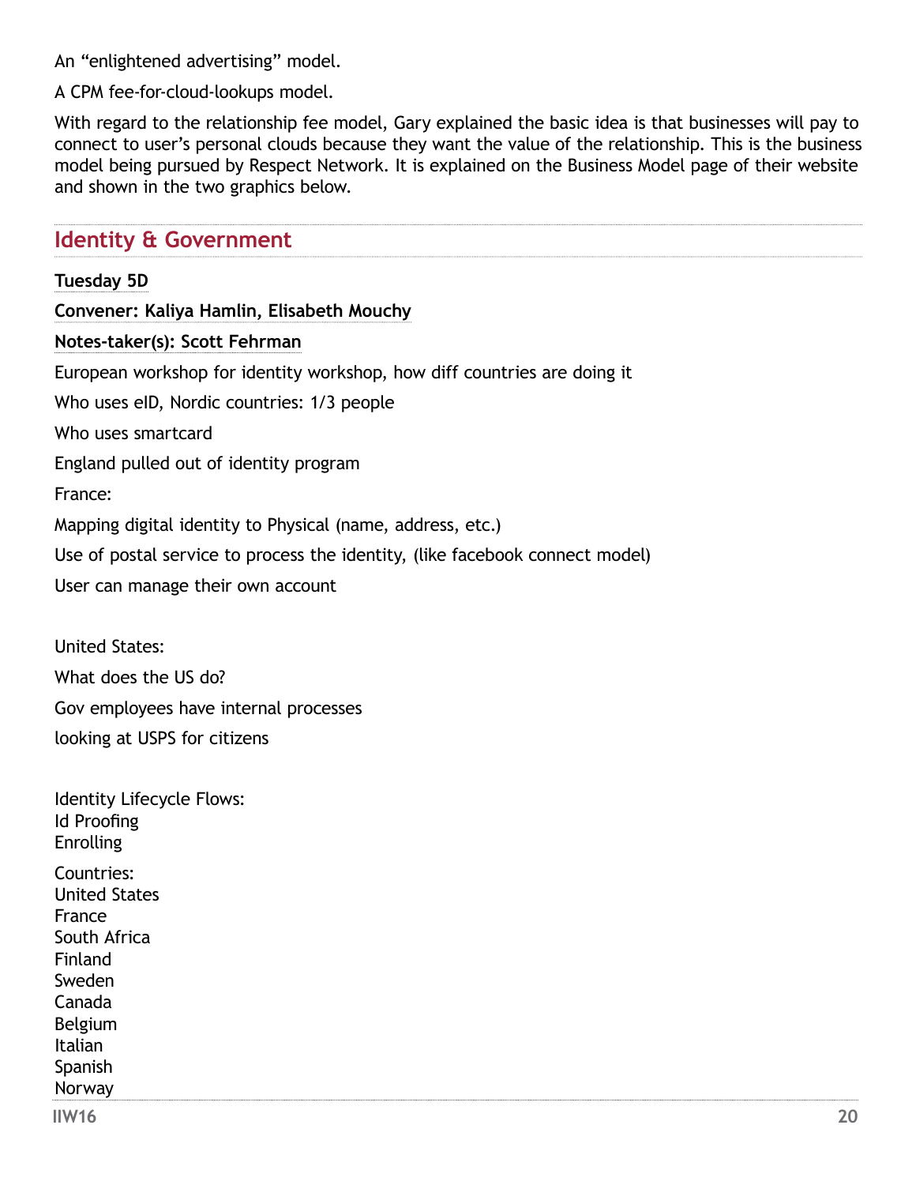An "enlightened advertising" model.

A CPM fee-for-cloud-lookups model.

With regard to the relationship fee model, Gary explained the basic idea is that businesses will pay to connect to user's personal clouds because they want the value of the relationship. This is the business model being pursued by Respect Network. It is explained on the Business Model page of their website and shown in the two graphics below.

## Identity & Government

**Tuesday 5D**

**Convener: Kaliya Hamlin, Elisabeth Mouchy**

**Notes-taker(s): Scott Fehrman**

European workshop for identity workshop, how diff countries are doing it

Who uses eID, Nordic countries: 1/3 people

Who uses smartcard

England pulled out of identity program

France:

Mapping digital identity to Physical (name, address, etc.)

Use of postal service to process the identity, (like facebook connect model)

User can manage their own account

United States:

What does the US do?

Gov employees have internal processes

looking at USPS for citizens

Identity Lifecycle Flows:
Id Proofing
Enrolling

Countries:
United States
France
South Africa
Finland
Sweden
Canada
Belgium
Italian
Spanish
Norway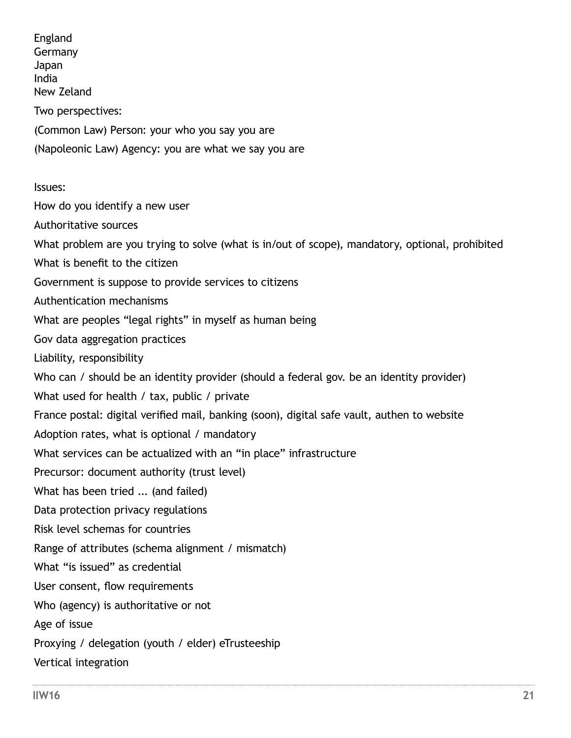England
Germany
Japan
India
New Zeland

Two perspectives:

(Common Law) Person: your who you say you are

(Napoleonic Law) Agency: you are what we say you are

Issues:

How do you identify a new user

Authoritative sources

What problem are you trying to solve (what is in/out of scope), mandatory, optional, prohibited

What is benefit to the citizen

Government is suppose to provide services to citizens

Authentication mechanisms

What are peoples “legal rights” in myself as human being

Gov data aggregation practices

Liability, responsibility

Who can / should be an identity provider (should a federal gov. be an identity provider)

What used for health / tax, public / private

France postal: digital verified mail, banking (soon), digital safe vault, authen to website

Adoption rates, what is optional / mandatory

What services can be actualized with an “in place” infrastructure

Precursor: document authority (trust level)

What has been tried ... (and failed)

Data protection privacy regulations

Risk level schemas for countries

Range of attributes (schema alignment / mismatch)

What “is issued” as credential

User consent, flow requirements

Who (agency) is authoritative or not

Age of issue

Proxying / delegation (youth / elder) eTrusteeship

Vertical integration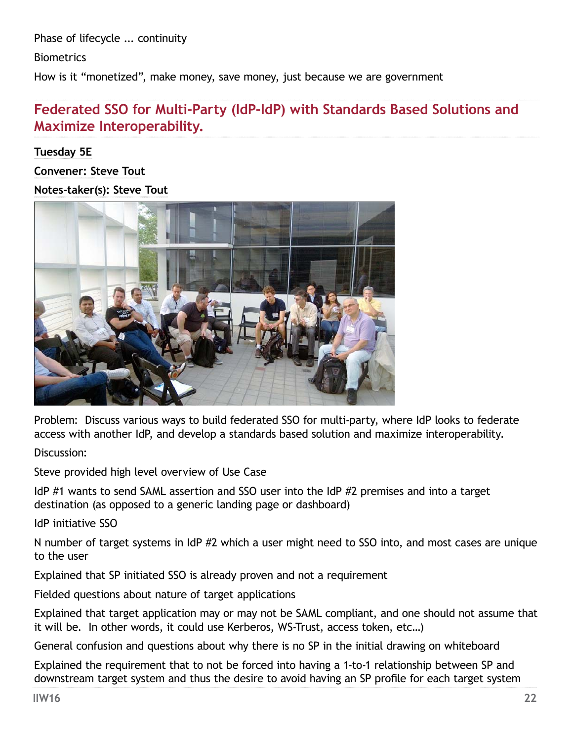Phase of lifecycle ... continuity

Biometrics

How is it “monetized”, make money, save money, just because we are government

## Federated SSO for Multi-Party (IdP-IdP) with Standards Based Solutions and Maximize Interoperability.

**Tuesday 5E**

**Convener: Steve Tout**

**Notes-taker(s): Steve Tout**

Problem: Discuss various ways to build federated SSO for multi-party, where IdP looks to federate access with another IdP, and develop a standards based solution and maximize interoperability.

Discussion:

Steve provided high level overview of Use Case

IdP #1 wants to send SAML assertion and SSO user into the IdP #2 premises and into a target destination (as opposed to a generic landing page or dashboard)

IdP initiative SSO

N number of target systems in IdP #2 which a user might need to SSO into, and most cases are unique to the user

Explained that SP initiated SSO is already proven and not a requirement

Fielded questions about nature of target applications

Explained that target application may or may not be SAML compliant, and one should not assume that it will be. In other words, it could use Kerberos, WS-Trust, access token, etc…)

General confusion and questions about why there is no SP in the initial drawing on whiteboard

Explained the requirement that to not be forced into having a 1-to-1 relationship between SP and downstream target system and thus the desire to avoid having an SP profile for each target system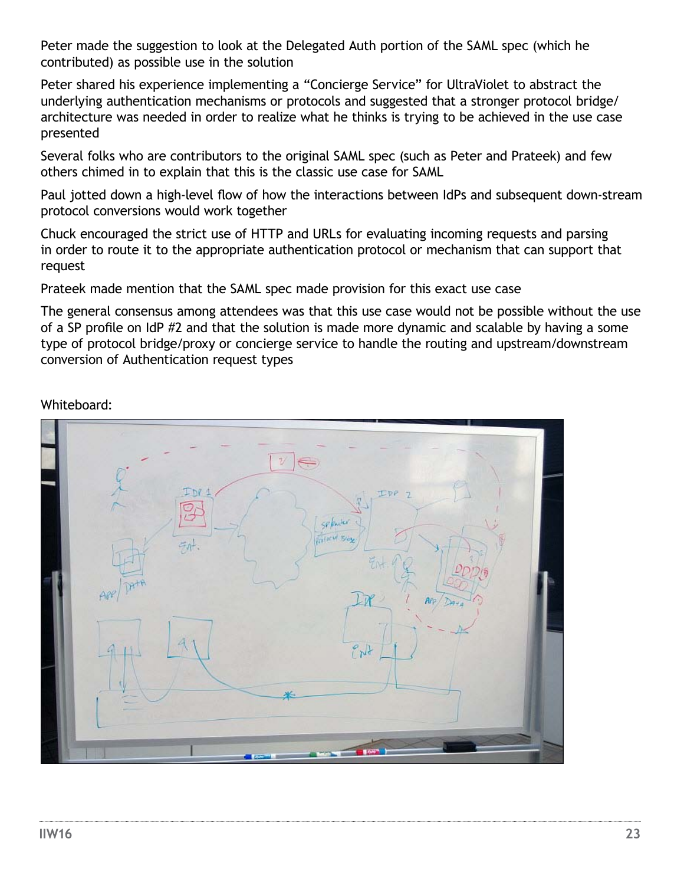Peter made the suggestion to look at the Delegated Auth portion of the SAML spec (which he contributed) as possible use in the solution

Peter shared his experience implementing a "Concierge Service" for UltraViolet to abstract the underlying authentication mechanisms or protocols and suggested that a stronger protocol bridge/architecture was needed in order to realize what he thinks is trying to be achieved in the use case presented

Several folks who are contributors to the original SAML spec (such as Peter and Prateek) and few others chimed in to explain that this is the classic use case for SAML

Paul jotted down a high-level flow of how the interactions between IdPs and subsequent down-stream protocol conversions would work together

Chuck encouraged the strict use of HTTP and URLs for evaluating incoming requests and parsing in order to route it to the appropriate authentication protocol or mechanism that can support that request

Prateek made mention that the SAML spec made provision for this exact use case

The general consensus among attendees was that this use case would not be possible without the use of a SP profile on IdP #2 and that the solution is made more dynamic and scalable by having a some type of protocol bridge/proxy or concierge service to handle the routing and upstream/downstream conversion of Authentication request types

Whiteboard: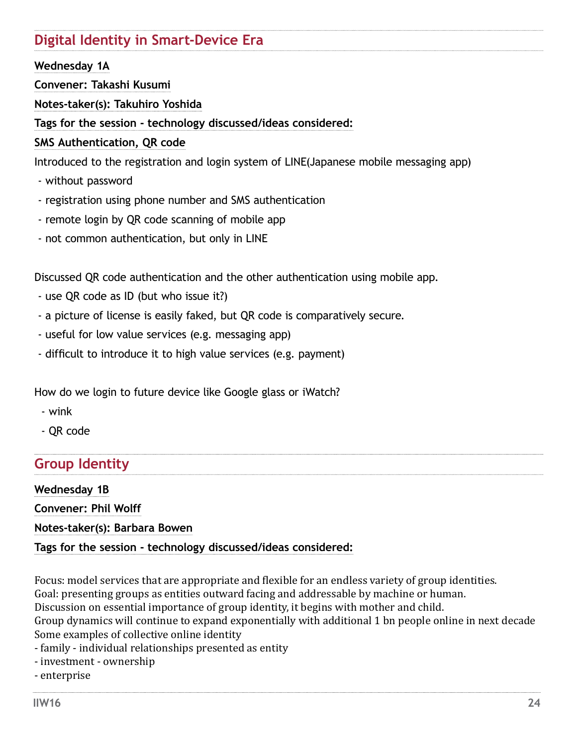## Digital Identity in Smart-Device Era

**Wednesday 1A**

**Convener: Takashi Kusumi**

**Notes-taker(s): Takuhiro Yoshida**

**Tags for the session - technology discussed/ideas considered:**

**SMS Authentication, QR code**

Introduced to the registration and login system of LINE(Japanese mobile messaging app)

- without password
- registration using phone number and SMS authentication
- remote login by QR code scanning of mobile app
- not common authentication, but only in LINE

Discussed QR code authentication and the other authentication using mobile app.

- use QR code as ID (but who issue it?)
- a picture of license is easily faked, but QR code is comparatively secure.
- useful for low value services (e.g. messaging app)
- difficult to introduce it to high value services (e.g. payment)

How do we login to future device like Google glass or iWatch?

- wink
- QR code

## Group Identity

**Wednesday 1B**

**Convener: Phil Wolff**

**Notes-taker(s): Barbara Bowen**

**Tags for the session - technology discussed/ideas considered:**

Focus: model services that are appropriate and flexible for an endless variety of group identities.
Goal: presenting groups as entities outward facing and addressable by machine or human.
Discussion on essential importance of group identity, it begins with mother and child.
Group dynamics will continue to expand exponentially with additional 1 bn people online in next decade
Some examples of collective online identity

- family - individual relationships presented as entity
- investment - ownership
- enterprise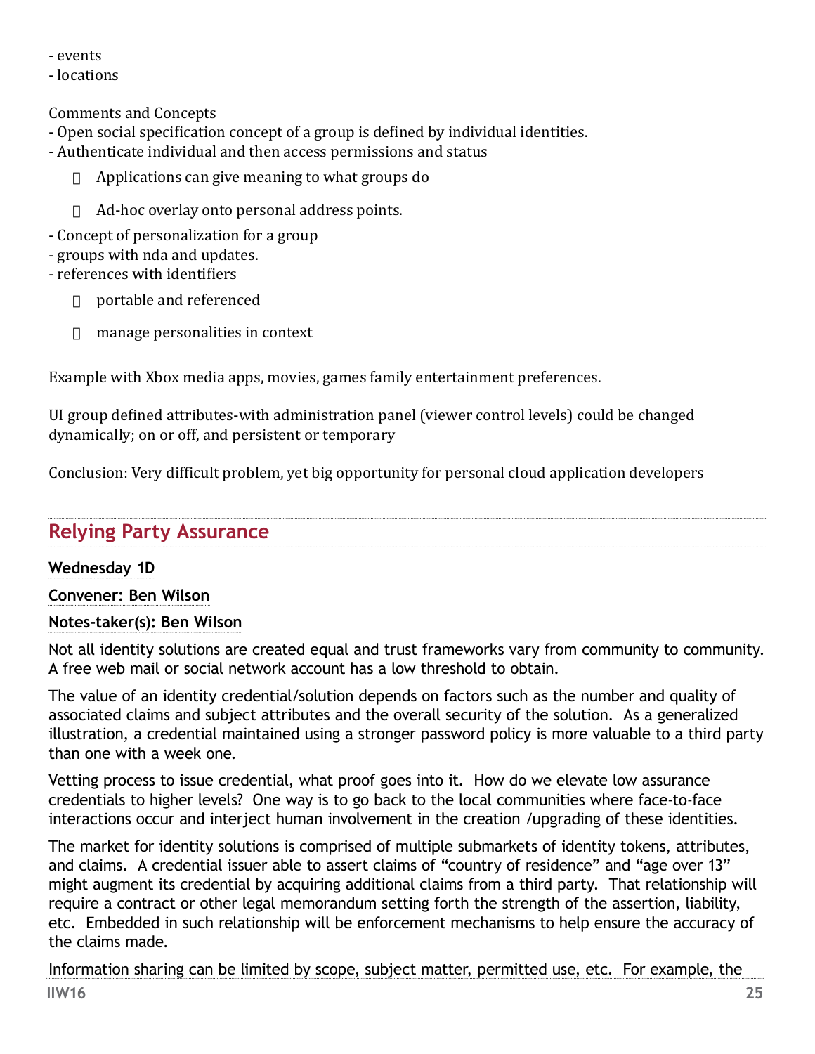- events
- locations

Comments and Concepts
- Open social specification concept of a group is defined by individual identities.
- Authenticate individual and then access permissions and status
    - Applications can give meaning to what groups do
    - Ad-hoc overlay onto personal address points.
- Concept of personalization for a group
- groups with nda and updates.
- references with identifiers
    - portable and referenced
    - manage personalities in context

Example with Xbox media apps, movies, games family entertainment preferences.

UI group defined attributes-with administration panel (viewer control levels) could be changed dynamically; on or off, and persistent or temporary

Conclusion: Very difficult problem, yet big opportunity for personal cloud application developers

## Relying Party Assurance

**Wednesday 1D**

**Convener: Ben Wilson**

**Notes-taker(s): Ben Wilson**

Not all identity solutions are created equal and trust frameworks vary from community to community. A free web mail or social network account has a low threshold to obtain.

The value of an identity credential/solution depends on factors such as the number and quality of associated claims and subject attributes and the overall security of the solution. As a generalized illustration, a credential maintained using a stronger password policy is more valuable to a third party than one with a week one.

Vetting process to issue credential, what proof goes into it. How do we elevate low assurance credentials to higher levels? One way is to go back to the local communities where face-to-face interactions occur and interject human involvement in the creation /upgrading of these identities.

The market for identity solutions is comprised of multiple submarkets of identity tokens, attributes, and claims. A credential issuer able to assert claims of "country of residence" and "age over 13" might augment its credential by acquiring additional claims from a third party. That relationship will require a contract or other legal memorandum setting forth the strength of the assertion, liability, etc. Embedded in such relationship will be enforcement mechanisms to help ensure the accuracy of the claims made.

Information sharing can be limited by scope, subject matter, permitted use, etc. For example, the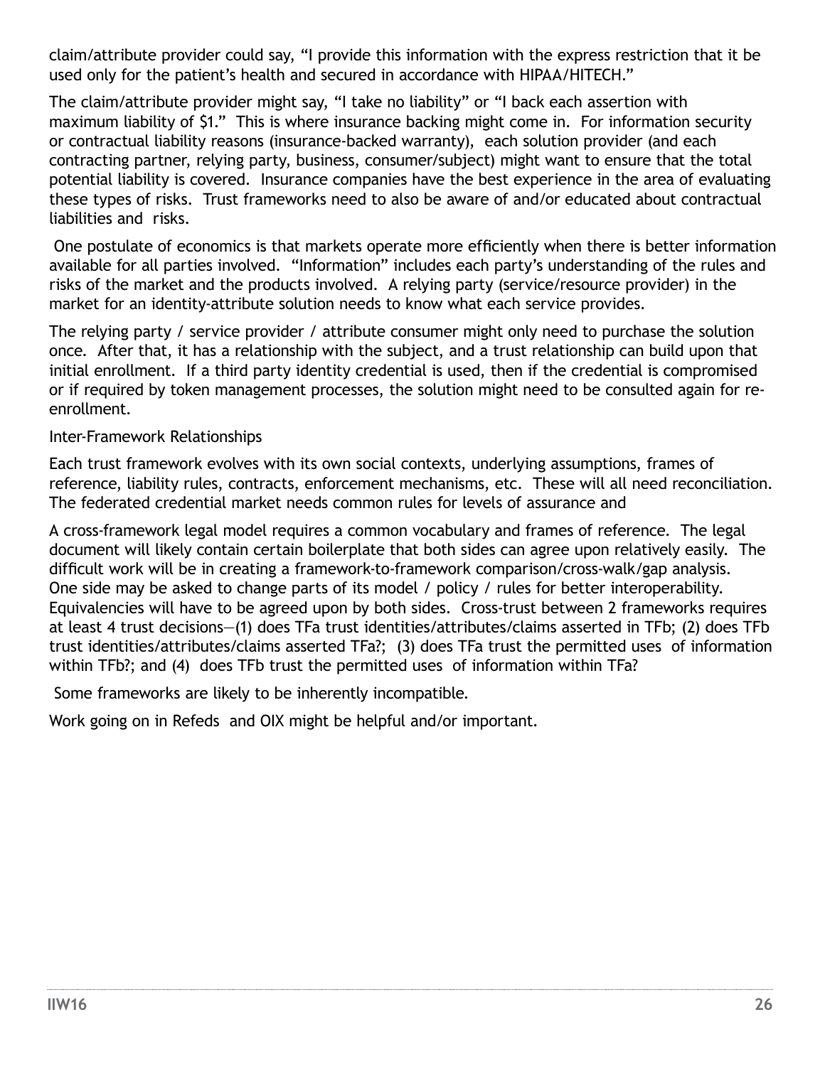claim/attribute provider could say, "I provide this information with the express restriction that it be used only for the patient's health and secured in accordance with HIPAA/HITECH."

The claim/attribute provider might say, "I take no liability" or "I back each assertion with maximum liability of $1." This is where insurance backing might come in. For information security or contractual liability reasons (insurance-backed warranty), each solution provider (and each contracting partner, relying party, business, consumer/subject) might want to ensure that the total potential liability is covered. Insurance companies have the best experience in the area of evaluating these types of risks. Trust frameworks need to also be aware of and/or educated about contractual liabilities and risks.

One postulate of economics is that markets operate more efficiently when there is better information available for all parties involved. "Information" includes each party's understanding of the rules and risks of the market and the products involved. A relying party (service/resource provider) in the market for an identity-attribute solution needs to know what each service provides.

The relying party / service provider / attribute consumer might only need to purchase the solution once. After that, it has a relationship with the subject, and a trust relationship can build upon that initial enrollment. If a third party identity credential is used, then if the credential is compromised or if required by token management processes, the solution might need to be consulted again for re-enrollment.

Inter-Framework Relationships

Each trust framework evolves with its own social contexts, underlying assumptions, frames of reference, liability rules, contracts, enforcement mechanisms, etc. These will all need reconciliation. The federated credential market needs common rules for levels of assurance and

A cross-framework legal model requires a common vocabulary and frames of reference. The legal document will likely contain certain boilerplate that both sides can agree upon relatively easily. The difficult work will be in creating a framework-to-framework comparison/cross-walk/gap analysis. One side may be asked to change parts of its model / policy / rules for better interoperability. Equivalencies will have to be agreed upon by both sides. Cross-trust between 2 frameworks requires at least 4 trust decisions—(1) does TFa trust identities/attributes/claims asserted in TFb; (2) does TFb trust identities/attributes/claims asserted TFa?; (3) does TFa trust the permitted uses of information within TFb?; and (4) does TFb trust the permitted uses of information within TFa?

Some frameworks are likely to be inherently incompatible.

Work going on in Refeds and OIX might be helpful and/or important.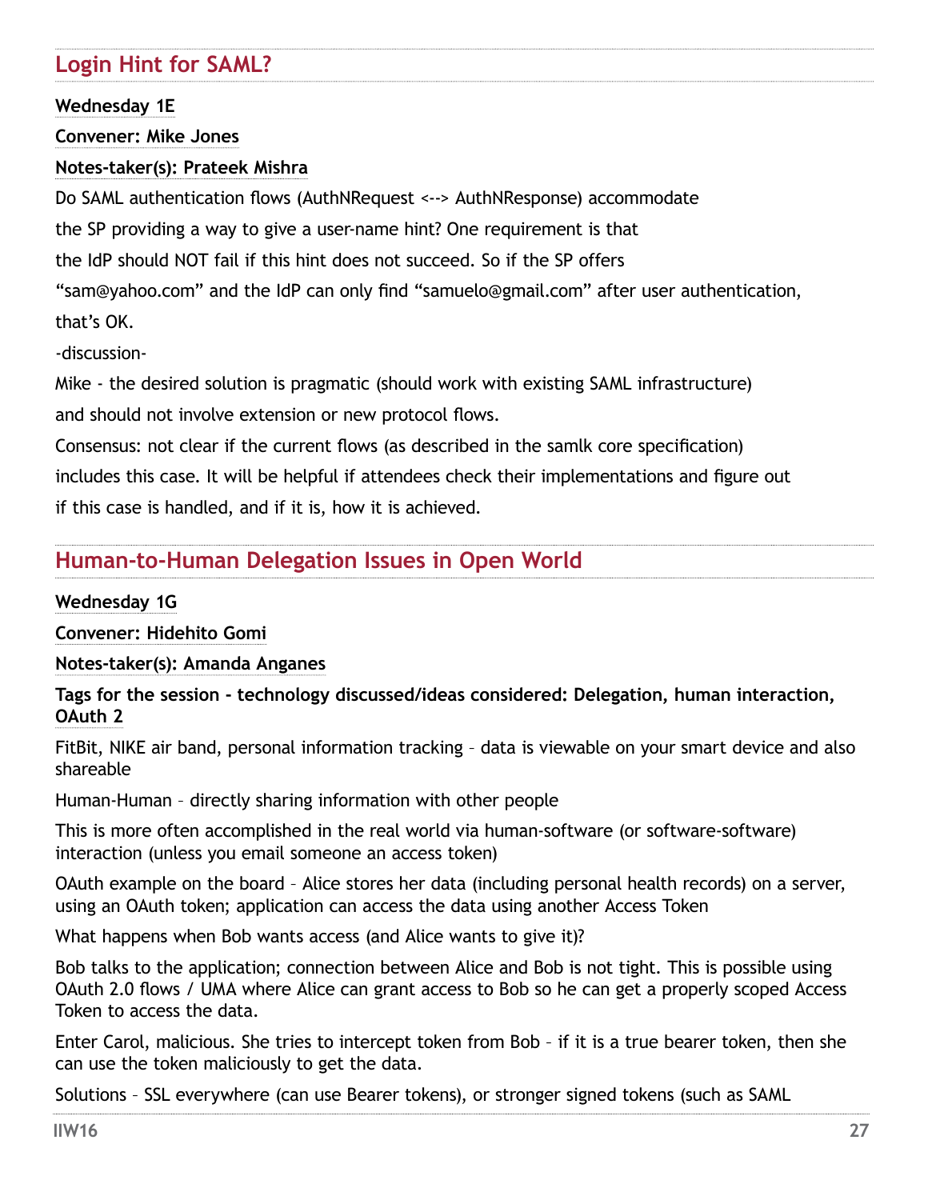## Login Hint for SAML?

**Wednesday 1E**

**Convener: Mike Jones**

**Notes-taker(s): Prateek Mishra**

Do SAML authentication flows (AuthNRequest <--> AuthNResponse) accommodate the SP providing a way to give a user-name hint? One requirement is that the IdP should NOT fail if this hint does not succeed. So if the SP offers "sam@yahoo.com" and the IdP can only find "samuelo@gmail.com" after user authentication, that's OK.

-discussion-

Mike - the desired solution is pragmatic (should work with existing SAML infrastructure) and should not involve extension or new protocol flows.

Consensus: not clear if the current flows (as described in the samlk core specification) includes this case. It will be helpful if attendees check their implementations and figure out if this case is handled, and if it is, how it is achieved.

## Human-to-Human Delegation Issues in Open World

**Wednesday 1G**

**Convener: Hidehito Gomi**

**Notes-taker(s): Amanda Anganes**

**Tags for the session - technology discussed/ideas considered: Delegation, human interaction, OAuth 2**

FitBit, NIKE air band, personal information tracking – data is viewable on your smart device and also shareable

Human-Human – directly sharing information with other people

This is more often accomplished in the real world via human-software (or software-software) interaction (unless you email someone an access token)

OAuth example on the board – Alice stores her data (including personal health records) on a server, using an OAuth token; application can access the data using another Access Token

What happens when Bob wants access (and Alice wants to give it)?

Bob talks to the application; connection between Alice and Bob is not tight. This is possible using OAuth 2.0 flows / UMA where Alice can grant access to Bob so he can get a properly scoped Access Token to access the data.

Enter Carol, malicious. She tries to intercept token from Bob – if it is a true bearer token, then she can use the token maliciously to get the data.

Solutions – SSL everywhere (can use Bearer tokens), or stronger signed tokens (such as SAML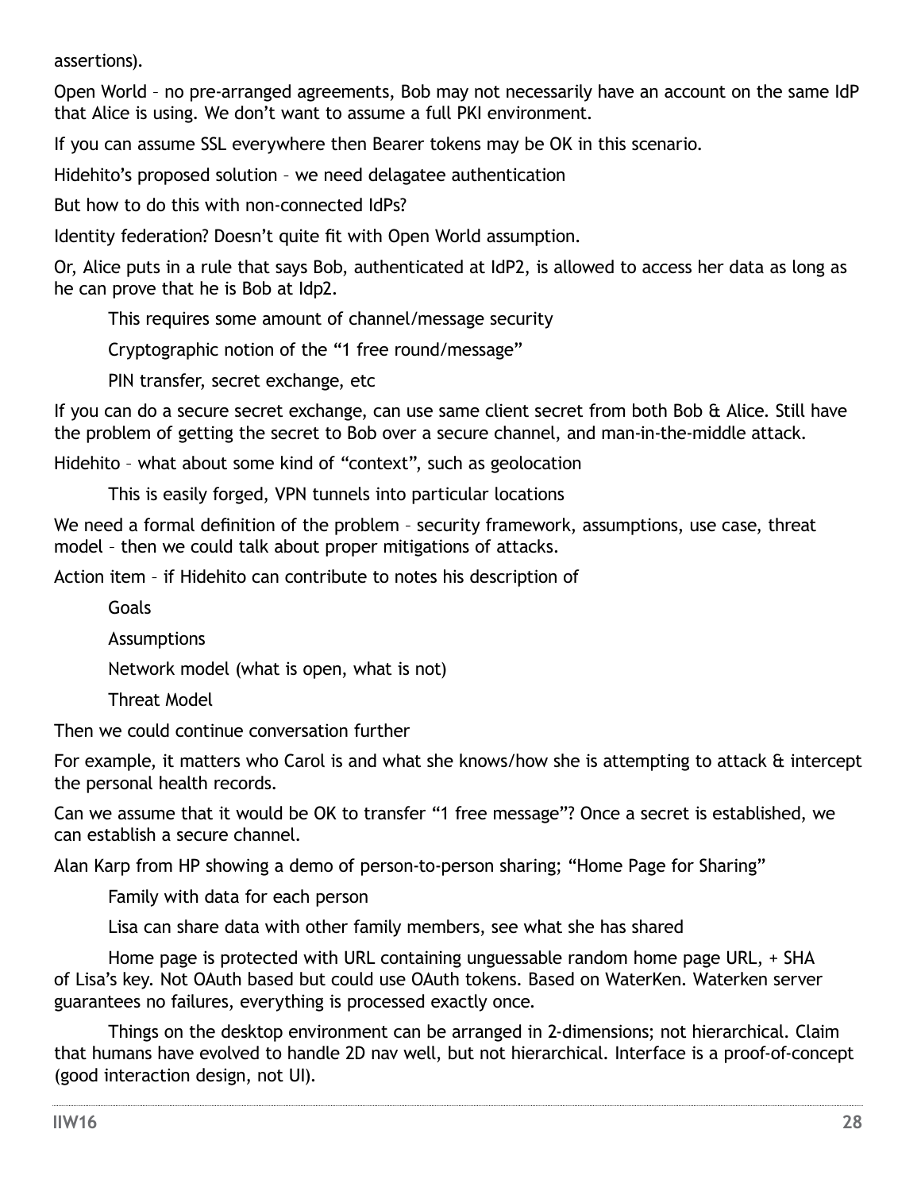assertions).

Open World – no pre-arranged agreements, Bob may not necessarily have an account on the same IdP that Alice is using. We don't want to assume a full PKI environment.

If you can assume SSL everywhere then Bearer tokens may be OK in this scenario.

Hidehito's proposed solution – we need delagatee authentication

But how to do this with non-connected IdPs?

Identity federation? Doesn't quite fit with Open World assumption.

Or, Alice puts in a rule that says Bob, authenticated at IdP2, is allowed to access her data as long as he can prove that he is Bob at Idp2.

> This requires some amount of channel/message security
>
> Cryptographic notion of the "1 free round/message"
>
> PIN transfer, secret exchange, etc

If you can do a secure secret exchange, can use same client secret from both Bob & Alice. Still have the problem of getting the secret to Bob over a secure channel, and man-in-the-middle attack.

Hidehito – what about some kind of "context", such as geolocation

> This is easily forged, VPN tunnels into particular locations

We need a formal definition of the problem – security framework, assumptions, use case, threat model – then we could talk about proper mitigations of attacks.

Action item – if Hidehito can contribute to notes his description of

> Goals
>
> Assumptions
>
> Network model (what is open, what is not)
>
> Threat Model

Then we could continue conversation further

For example, it matters who Carol is and what she knows/how she is attempting to attack & intercept the personal health records.

Can we assume that it would be OK to transfer "1 free message"? Once a secret is established, we can establish a secure channel.

Alan Karp from HP showing a demo of person-to-person sharing; "Home Page for Sharing"

> Family with data for each person
>
> Lisa can share data with other family members, see what she has shared
>
> Home page is protected with URL containing unguessable random home page URL, + SHA of Lisa's key. Not OAuth based but could use OAuth tokens. Based on WaterKen. Waterken server guarantees no failures, everything is processed exactly once.
>
> Things on the desktop environment can be arranged in 2-dimensions; not hierarchical. Claim that humans have evolved to handle 2D nav well, but not hierarchical. Interface is a proof-of-concept (good interaction design, not UI).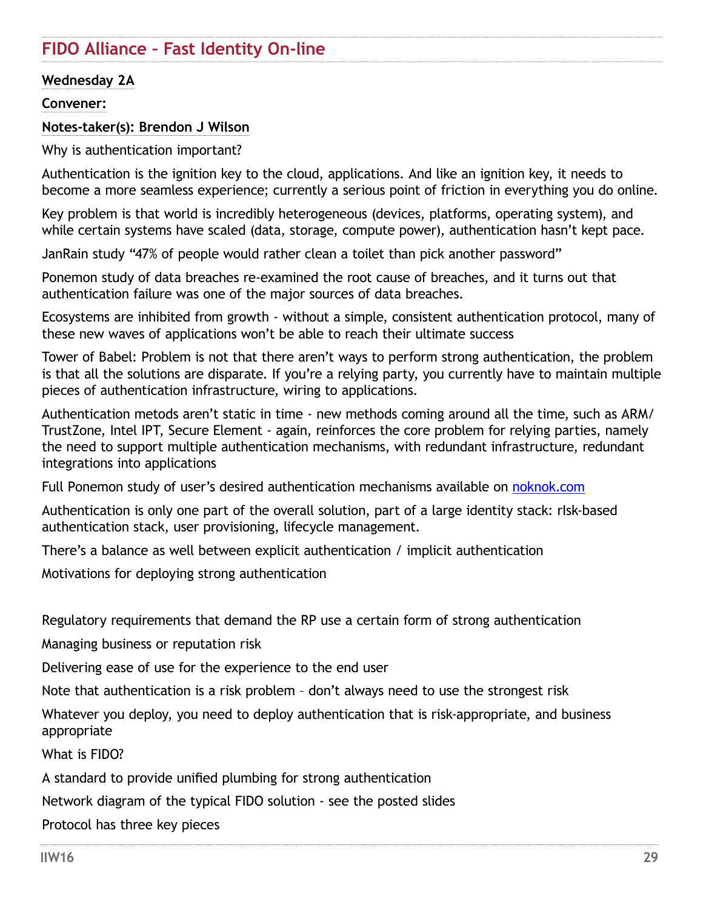## FIDO Alliance – Fast Identity On-line

**Wednesday 2A**

**Convener:**

**Notes-taker(s): Brendon J Wilson**

Why is authentication important?

Authentication is the ignition key to the cloud, applications. And like an ignition key, it needs to become a more seamless experience; currently a serious point of friction in everything you do online.

Key problem is that world is incredibly heterogeneous (devices, platforms, operating system), and while certain systems have scaled (data, storage, compute power), authentication hasn't kept pace.

JanRain study "47% of people would rather clean a toilet than pick another password"

Ponemon study of data breaches re-examined the root cause of breaches, and it turns out that authentication failure was one of the major sources of data breaches.

Ecosystems are inhibited from growth - without a simple, consistent authentication protocol, many of these new waves of applications won't be able to reach their ultimate success

Tower of Babel: Problem is not that there aren't ways to perform strong authentication, the problem is that all the solutions are disparate. If you're a relying party, you currently have to maintain multiple pieces of authentication infrastructure, wiring to applications.

Authentication metods aren't static in time - new methods coming around all the time, such as ARM/TrustZone, Intel IPT, Secure Element - again, reinforces the core problem for relying parties, namely the need to support multiple authentication mechanisms, with redundant infrastructure, redundant integrations into applications

Full Ponemon study of user's desired authentication mechanisms available on [noknok.com](noknok.com)

Authentication is only one part of the overall solution, part of a large identity stack: rIsk-based authentication stack, user provisioning, lifecycle management.

There's a balance as well between explicit authentication / implicit authentication

Motivations for deploying strong authentication

Regulatory requirements that demand the RP use a certain form of strong authentication

Managing business or reputation risk

Delivering ease of use for the experience to the end user

Note that authentication is a risk problem – don't always need to use the strongest risk

Whatever you deploy, you need to deploy authentication that is risk-appropriate, and business appropriate

What is FIDO?

A standard to provide unified plumbing for strong authentication

Network diagram of the typical FIDO solution - see the posted slides

Protocol has three key pieces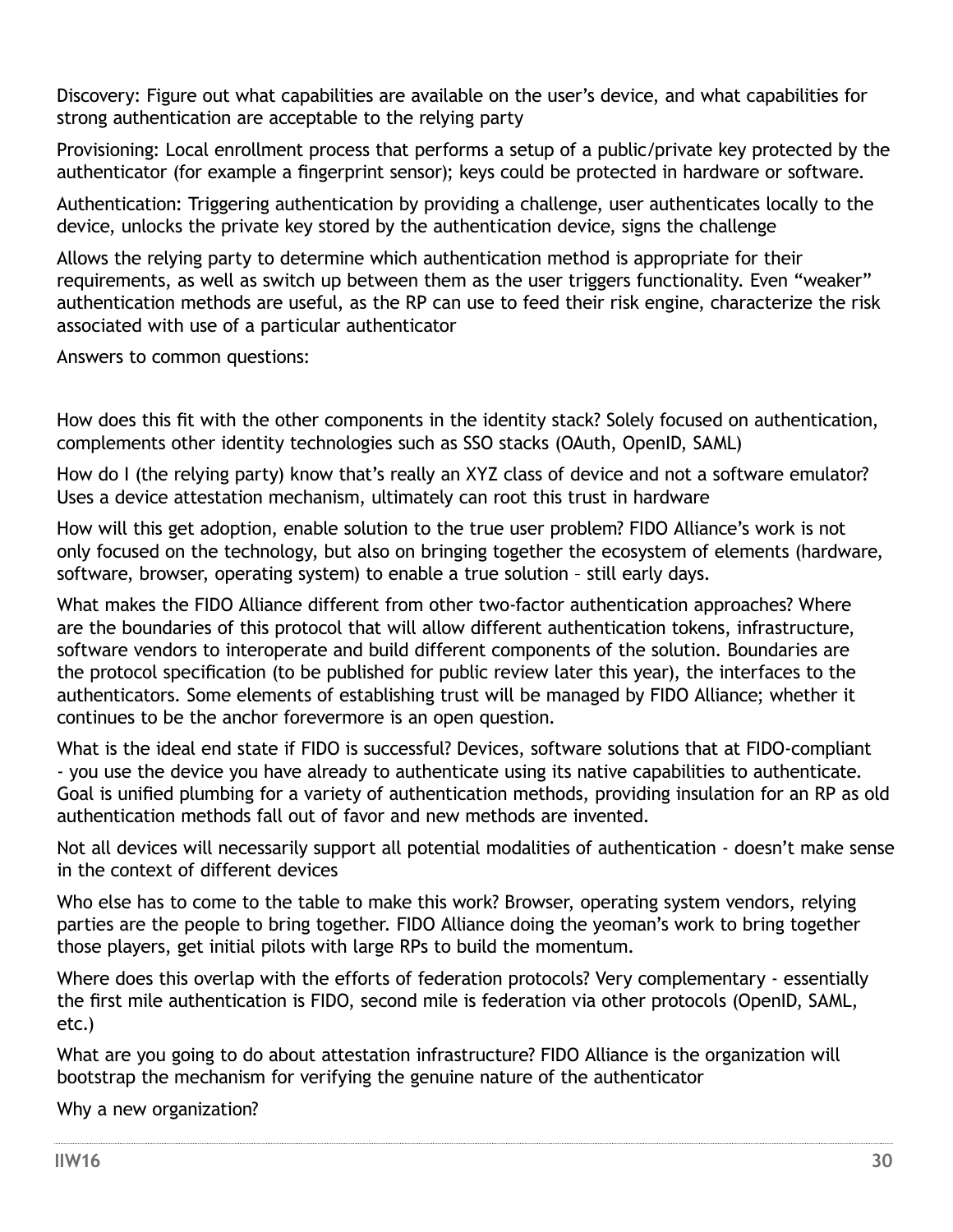Discovery: Figure out what capabilities are available on the user's device, and what capabilities for strong authentication are acceptable to the relying party

Provisioning: Local enrollment process that performs a setup of a public/private key protected by the authenticator (for example a fingerprint sensor); keys could be protected in hardware or software.

Authentication: Triggering authentication by providing a challenge, user authenticates locally to the device, unlocks the private key stored by the authentication device, signs the challenge

Allows the relying party to determine which authentication method is appropriate for their requirements, as well as switch up between them as the user triggers functionality. Even "weaker" authentication methods are useful, as the RP can use to feed their risk engine, characterize the risk associated with use of a particular authenticator

Answers to common questions:

How does this fit with the other components in the identity stack? Solely focused on authentication, complements other identity technologies such as SSO stacks (OAuth, OpenID, SAML)

How do I (the relying party) know that's really an XYZ class of device and not a software emulator? Uses a device attestation mechanism, ultimately can root this trust in hardware

How will this get adoption, enable solution to the true user problem? FIDO Alliance's work is not only focused on the technology, but also on bringing together the ecosystem of elements (hardware, software, browser, operating system) to enable a true solution – still early days.

What makes the FIDO Alliance different from other two-factor authentication approaches? Where are the boundaries of this protocol that will allow different authentication tokens, infrastructure, software vendors to interoperate and build different components of the solution. Boundaries are the protocol specification (to be published for public review later this year), the interfaces to the authenticators. Some elements of establishing trust will be managed by FIDO Alliance; whether it continues to be the anchor forevermore is an open question.

What is the ideal end state if FIDO is successful? Devices, software solutions that at FIDO-compliant - you use the device you have already to authenticate using its native capabilities to authenticate. Goal is unified plumbing for a variety of authentication methods, providing insulation for an RP as old authentication methods fall out of favor and new methods are invented.

Not all devices will necessarily support all potential modalities of authentication - doesn't make sense in the context of different devices

Who else has to come to the table to make this work? Browser, operating system vendors, relying parties are the people to bring together. FIDO Alliance doing the yeoman's work to bring together those players, get initial pilots with large RPs to build the momentum.

Where does this overlap with the efforts of federation protocols? Very complementary - essentially the first mile authentication is FIDO, second mile is federation via other protocols (OpenID, SAML, etc.)

What are you going to do about attestation infrastructure? FIDO Alliance is the organization will bootstrap the mechanism for verifying the genuine nature of the authenticator

Why a new organization?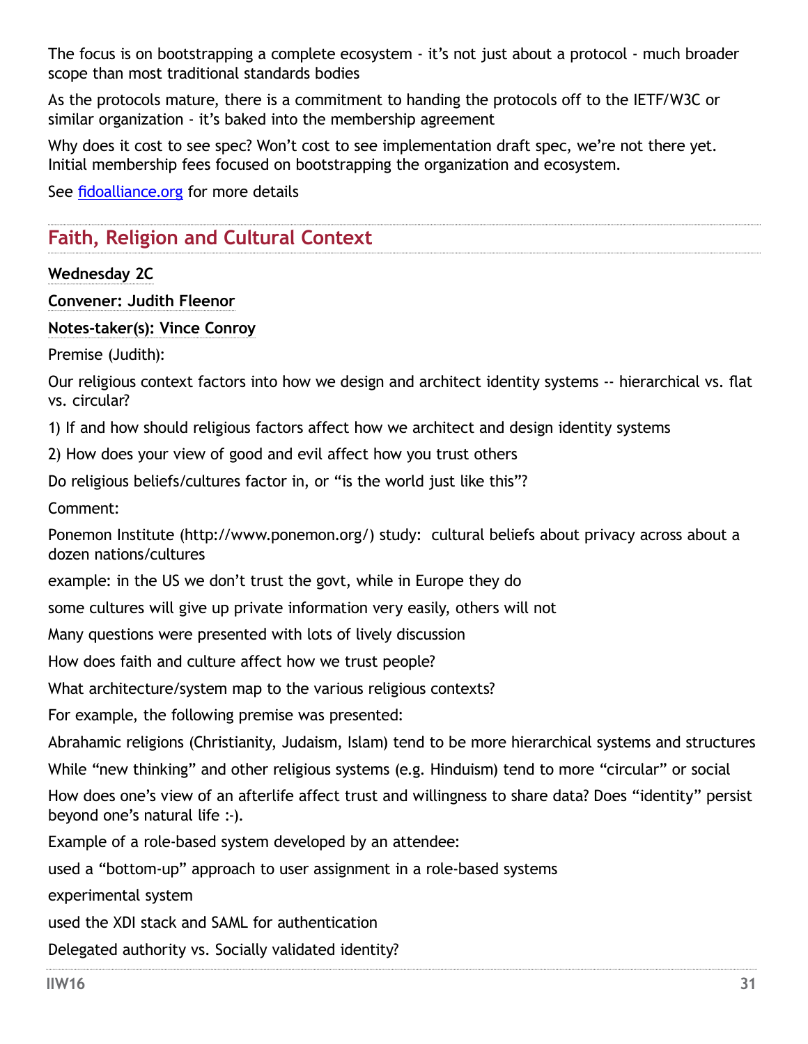The focus is on bootstrapping a complete ecosystem - it's not just about a protocol - much broader scope than most traditional standards bodies

As the protocols mature, there is a commitment to handing the protocols off to the IETF/W3C or similar organization - it's baked into the membership agreement

Why does it cost to see spec? Won't cost to see implementation draft spec, we're not there yet. Initial membership fees focused on bootstrapping the organization and ecosystem.

See [fidoalliance.org](http://fidoalliance.org) for more details

## Faith, Religion and Cultural Context

**Wednesday 2C**

**Convener: Judith Fleenor**

**Notes-taker(s): Vince Conroy**

Premise (Judith):

Our religious context factors into how we design and architect identity systems -- hierarchical vs. flat vs. circular?

1) If and how should religious factors affect how we architect and design identity systems

2) How does your view of good and evil affect how you trust others

Do religious beliefs/cultures factor in, or "is the world just like this"?

Comment:

Ponemon Institute (http://www.ponemon.org/) study: cultural beliefs about privacy across about a dozen nations/cultures

example: in the US we don't trust the govt, while in Europe they do

some cultures will give up private information very easily, others will not

Many questions were presented with lots of lively discussion

How does faith and culture affect how we trust people?

What architecture/system map to the various religious contexts?

For example, the following premise was presented:

Abrahamic religions (Christianity, Judaism, Islam) tend to be more hierarchical systems and structures

While "new thinking" and other religious systems (e.g. Hinduism) tend to more "circular" or social

How does one's view of an afterlife affect trust and willingness to share data? Does "identity" persist beyond one's natural life :-).

Example of a role-based system developed by an attendee:

used a "bottom-up" approach to user assignment in a role-based systems

experimental system

used the XDI stack and SAML for authentication

Delegated authority vs. Socially validated identity?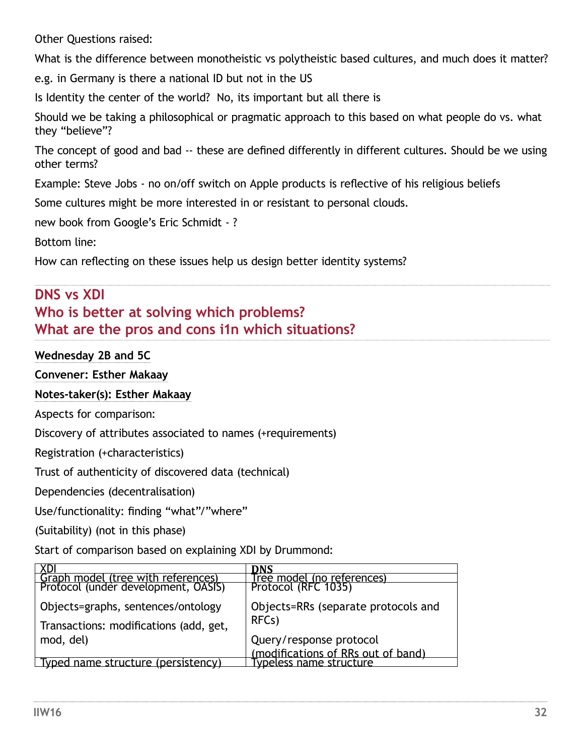Other Questions raised:

What is the difference between monotheistic vs polytheistic based cultures, and much does it matter?

e.g. in Germany is there a national ID but not in the US

Is Identity the center of the world? No, its important but all there is

Should we be taking a philosophical or pragmatic approach to this based on what people do vs. what they “believe”?

The concept of good and bad -- these are defined differently in different cultures. Should be we using other terms?

Example: Steve Jobs - no on/off switch on Apple products is reflective of his religious beliefs

Some cultures might be more interested in or resistant to personal clouds.

new book from Google’s Eric Schmidt - ?

Bottom line:

How can reflecting on these issues help us design better identity systems?

## DNS vs XDI
## Who is better at solving which problems?
## What are the pros and cons i1n which situations?

**Wednesday 2B and 5C**

**Convener: Esther Makaay**

**Notes-taker(s): Esther Makaay**

Aspects for comparison:

Discovery of attributes associated to names (+requirements)

Registration (+characteristics)

Trust of authenticity of discovered data (technical)

Dependencies (decentralisation)

Use/functionality: finding “what”/”where”

(Suitability) (not in this phase)

Start of comparison based on explaining XDI by Drummond:

| XDI | DNS |
|---|---|
| Graph model (tree with references) | Tree model (no references) |
| Protocol (under development, OASIS)<br><br>Objects=graphs, sentences/ontology<br><br>Transactions: modifications (add, get, mod, del) | Protocol (RFC 1035)<br><br>Objects=RRs (separate protocols and RFCs)<br><br>Query/response protocol<br>(modifications of RRs out of band) |
| Typed name structure (persistency) | Typeless name structure |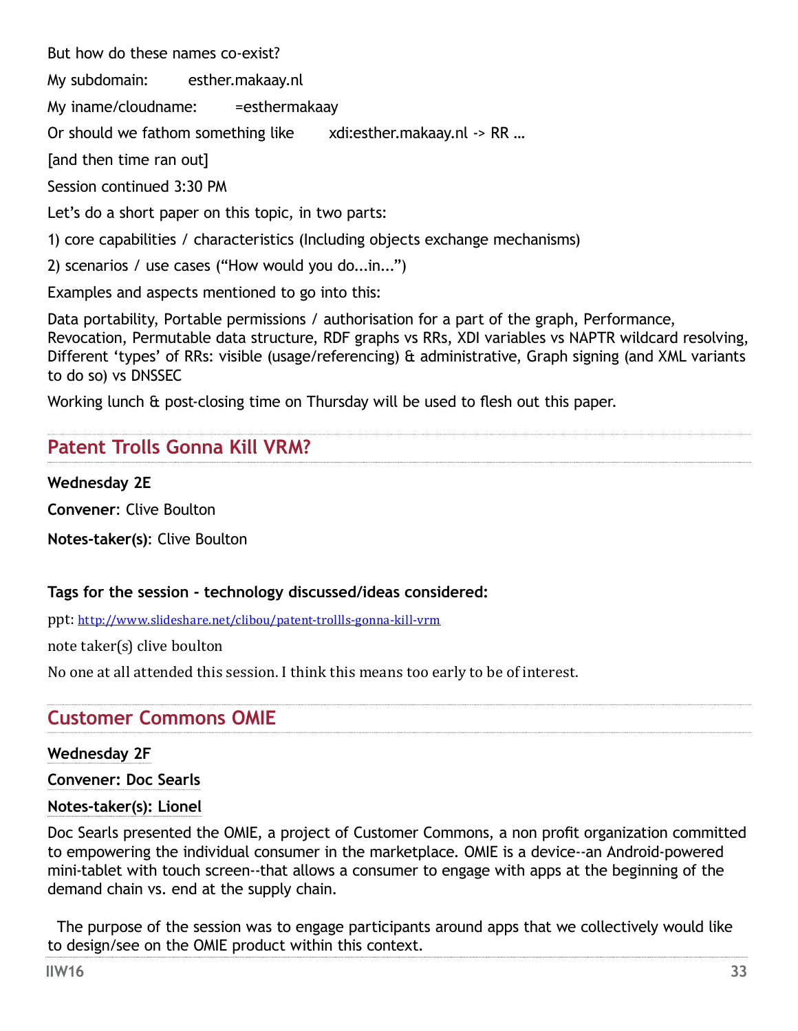But how do these names co-exist?

My subdomain: esther.makaay.nl

My iname/cloudname: =esthermakaay

Or should we fathom something like xdi:esther.makaay.nl -> RR …

[and then time ran out]

Session continued 3:30 PM

Let's do a short paper on this topic, in two parts:

1) core capabilities / characteristics (Including objects exchange mechanisms)

2) scenarios / use cases ("How would you do...in...")

Examples and aspects mentioned to go into this:

Data portability, Portable permissions / authorisation for a part of the graph, Performance, Revocation, Permutable data structure, RDF graphs vs RRs, XDI variables vs NAPTR wildcard resolving, Different 'types' of RRs: visible (usage/referencing) & administrative, Graph signing (and XML variants to do so) vs DNSSEC

Working lunch & post-closing time on Thursday will be used to flesh out this paper.

## Patent Trolls Gonna Kill VRM?

**Wednesday 2E**

**Convener**: Clive Boulton

**Notes-taker(s)**: Clive Boulton

**Tags for the session - technology discussed/ideas considered:**

ppt: http://www.slideshare.net/clibou/patent-trollls-gonna-kill-vrm

note taker(s) clive boulton

No one at all attended this session. I think this means too early to be of interest.

## Customer Commons OMIE

**Wednesday 2F**

**Convener: Doc Searls**

**Notes-taker(s): Lionel**

Doc Searls presented the OMIE, a project of Customer Commons, a non profit organization committed to empowering the individual consumer in the marketplace. OMIE is a device--an Android-powered mini-tablet with touch screen--that allows a consumer to engage with apps at the beginning of the demand chain vs. end at the supply chain.

The purpose of the session was to engage participants around apps that we collectively would like to design/see on the OMIE product within this context.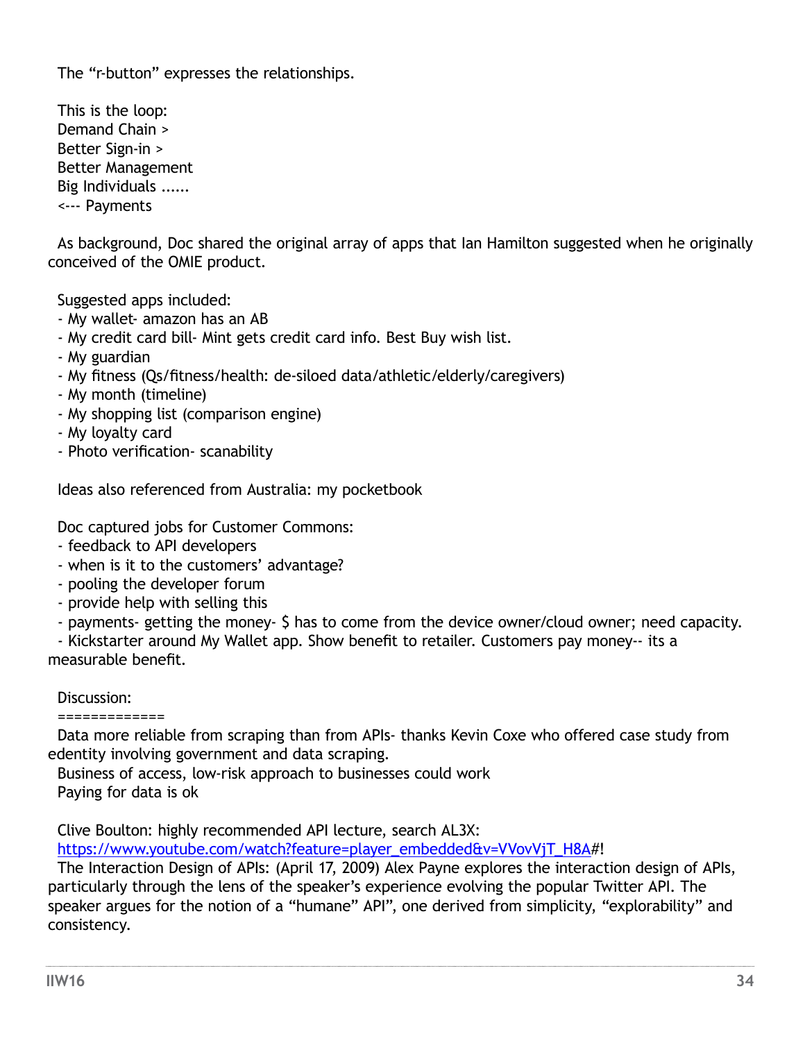The “r-button” expresses the relationships.

This is the loop:
Demand Chain >
Better Sign-in >
Better Management
Big Individuals ......
<--- Payments

As background, Doc shared the original array of apps that Ian Hamilton suggested when he originally conceived of the OMIE product.

Suggested apps included:
- My wallet- amazon has an AB
- My credit card bill- Mint gets credit card info. Best Buy wish list.
- My guardian
- My fitness (Qs/fitness/health: de-siloed data/athletic/elderly/caregivers)
- My month (timeline)
- My shopping list (comparison engine)
- My loyalty card
- Photo verification- scanability

Ideas also referenced from Australia: my pocketbook

Doc captured jobs for Customer Commons:
- feedback to API developers
- when is it to the customers’ advantage?
- pooling the developer forum
- provide help with selling this
- payments- getting the money- $ has to come from the device owner/cloud owner; need capacity.
- Kickstarter around My Wallet app. Show benefit to retailer. Customers pay money-- its a measurable benefit.

Discussion:
=============
Data more reliable from scraping than from APIs- thanks Kevin Coxe who offered case study from edentity involving government and data scraping.
Business of access, low-risk approach to businesses could work
Paying for data is ok

Clive Boulton: highly recommended API lecture, search AL3X:
https://www.youtube.com/watch?feature=player_embedded&v=VVovVjT_H8A#!
The Interaction Design of APIs: (April 17, 2009) Alex Payne explores the interaction design of APIs, particularly through the lens of the speaker’s experience evolving the popular Twitter API. The speaker argues for the notion of a “humane” API”, one derived from simplicity, “explorability” and consistency.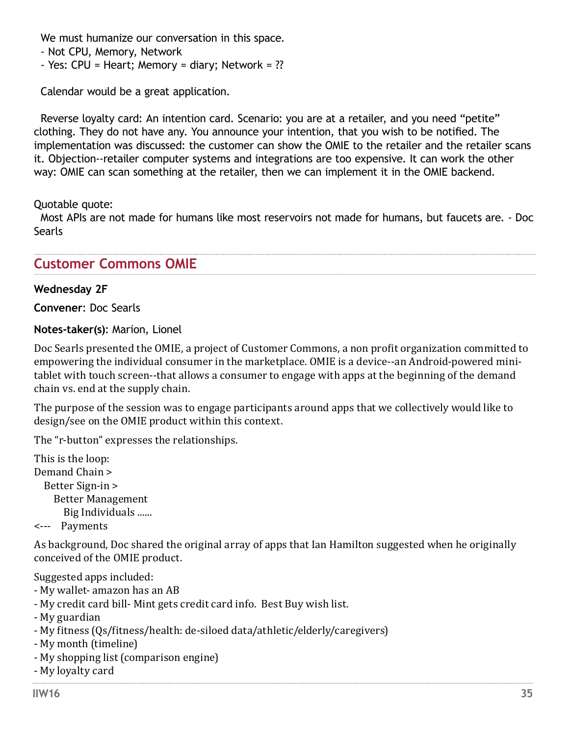We must humanize our conversation in this space.
- Not CPU, Memory, Network
- Yes: CPU = Heart; Memory = diary; Network = ??

Calendar would be a great application.

Reverse loyalty card: An intention card. Scenario: you are at a retailer, and you need "petite" clothing. They do not have any. You announce your intention, that you wish to be notified. The implementation was discussed: the customer can show the OMIE to the retailer and the retailer scans it. Objection--retailer computer systems and integrations are too expensive. It can work the other way: OMIE can scan something at the retailer, then we can implement it in the OMIE backend.

Quotable quote:
Most APIs are not made for humans like most reservoirs not made for humans, but faucets are. - Doc Searls

## Customer Commons OMIE

**Wednesday 2F**

**Convener**: Doc Searls

**Notes-taker(s)**: Marion, Lionel

Doc Searls presented the OMIE, a project of Customer Commons, a non profit organization committed to empowering the individual consumer in the marketplace. OMIE is a device--an Android-powered mini-tablet with touch screen--that allows a consumer to engage with apps at the beginning of the demand chain vs. end at the supply chain.

The purpose of the session was to engage participants around apps that we collectively would like to design/see on the OMIE product within this context.

The "r-button" expresses the relationships.

This is the loop:
Demand Chain >
  Better Sign-in >
    Better Management
      Big Individuals ......
<--- Payments

As background, Doc shared the original array of apps that Ian Hamilton suggested when he originally conceived of the OMIE product.

Suggested apps included:
- My wallet- amazon has an AB
- My credit card bill- Mint gets credit card info. Best Buy wish list.
- My guardian
- My fitness (Qs/fitness/health: de-siloed data/athletic/elderly/caregivers)
- My month (timeline)
- My shopping list (comparison engine)
- My loyalty card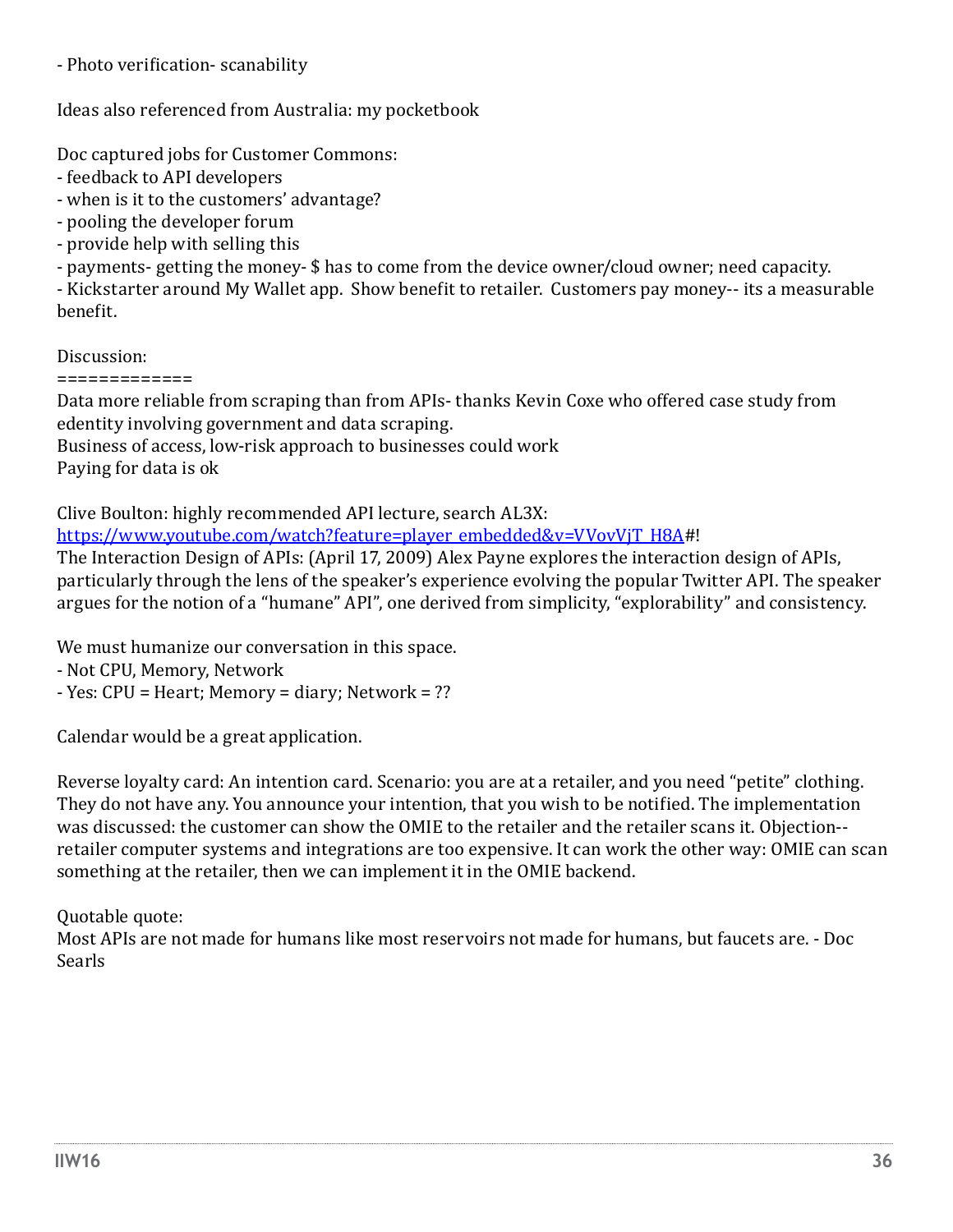- Photo verification- scanability

Ideas also referenced from Australia: my pocketbook

Doc captured jobs for Customer Commons:
- feedback to API developers
- when is it to the customers' advantage?
- pooling the developer forum
- provide help with selling this
- payments- getting the money- $ has to come from the device owner/cloud owner; need capacity.
- Kickstarter around My Wallet app. Show benefit to retailer. Customers pay money-- its a measurable benefit.

Discussion:
=============
Data more reliable from scraping than from APIs- thanks Kevin Coxe who offered case study from edentity involving government and data scraping.
Business of access, low-risk approach to businesses could work
Paying for data is ok

Clive Boulton: highly recommended API lecture, search AL3X:
[https://www.youtube.com/watch?feature=player_embedded&v=VVovVjT_H8A](https://www.youtube.com/watch?feature=player_embedded&v=VVovVjT_H8A)#!
The Interaction Design of APIs: (April 17, 2009) Alex Payne explores the interaction design of APIs, particularly through the lens of the speaker's experience evolving the popular Twitter API. The speaker argues for the notion of a "humane" API", one derived from simplicity, "explorability" and consistency.

We must humanize our conversation in this space.
- Not CPU, Memory, Network
- Yes: CPU = Heart; Memory = diary; Network = ??

Calendar would be a great application.

Reverse loyalty card: An intention card. Scenario: you are at a retailer, and you need "petite" clothing. They do not have any. You announce your intention, that you wish to be notified. The implementation was discussed: the customer can show the OMIE to the retailer and the retailer scans it. Objection-- retailer computer systems and integrations are too expensive. It can work the other way: OMIE can scan something at the retailer, then we can implement it in the OMIE backend.

Quotable quote:
Most APIs are not made for humans like most reservoirs not made for humans, but faucets are. - Doc Searls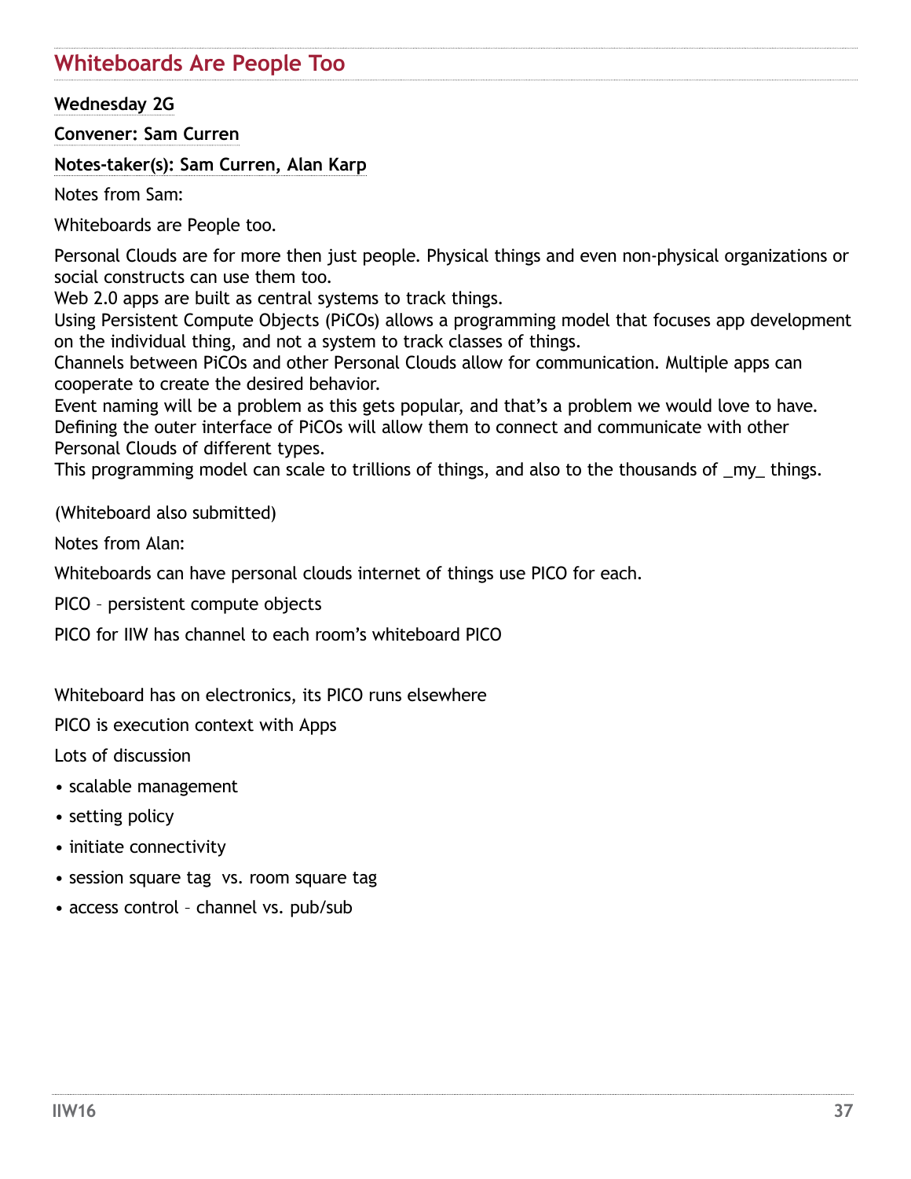## Whiteboards Are People Too

**Wednesday 2G**

**Convener: Sam Curren**

**Notes-taker(s): Sam Curren, Alan Karp**

Notes from Sam:

Whiteboards are People too.

Personal Clouds are for more then just people. Physical things and even non-physical organizations or social constructs can use them too.
Web 2.0 apps are built as central systems to track things.
Using Persistent Compute Objects (PiCOs) allows a programming model that focuses app development on the individual thing, and not a system to track classes of things.
Channels between PiCOs and other Personal Clouds allow for communication. Multiple apps can cooperate to create the desired behavior.
Event naming will be a problem as this gets popular, and that's a problem we would love to have.
Defining the outer interface of PiCOs will allow them to connect and communicate with other Personal Clouds of different types.
This programming model can scale to trillions of things, and also to the thousands of _my_ things.

(Whiteboard also submitted)

Notes from Alan:

Whiteboards can have personal clouds internet of things use PICO for each.

PICO – persistent compute objects

PICO for IIW has channel to each room's whiteboard PICO

Whiteboard has on electronics, its PICO runs elsewhere

PICO is execution context with Apps

Lots of discussion

- scalable management
- setting policy
- initiate connectivity
- session square tag vs. room square tag
- access control – channel vs. pub/sub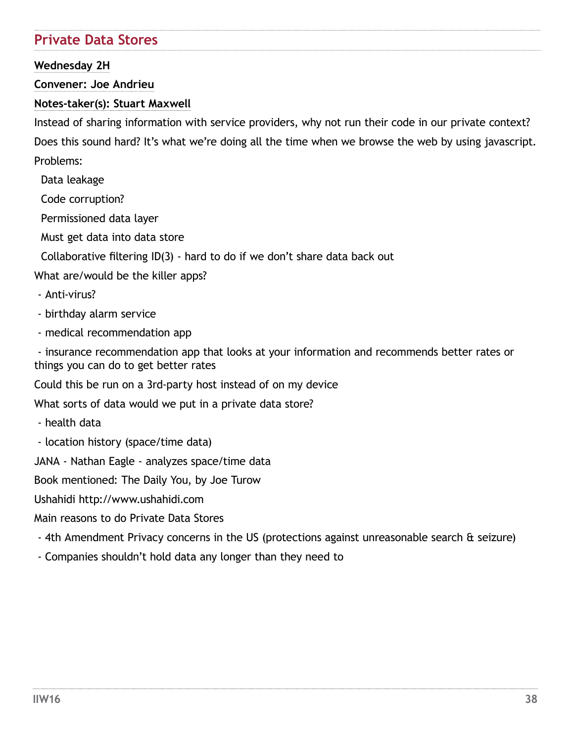## Private Data Stores

**Wednesday 2H**

**Convener: Joe Andrieu**

**Notes-taker(s): Stuart Maxwell**

Instead of sharing information with service providers, why not run their code in our private context?

Does this sound hard? It's what we're doing all the time when we browse the web by using javascript.

Problems:

Data leakage

Code corruption?

Permissioned data layer

Must get data into data store

Collaborative filtering ID(3) - hard to do if we don't share data back out

What are/would be the killer apps?

- Anti-virus?
- birthday alarm service
- medical recommendation app
- insurance recommendation app that looks at your information and recommends better rates or things you can do to get better rates

Could this be run on a 3rd-party host instead of on my device

What sorts of data would we put in a private data store?

- health data
- location history (space/time data)

JANA - Nathan Eagle - analyzes space/time data

Book mentioned: The Daily You, by Joe Turow

Ushahidi http://www.ushahidi.com

Main reasons to do Private Data Stores

- 4th Amendment Privacy concerns in the US (protections against unreasonable search & seizure)
- Companies shouldn't hold data any longer than they need to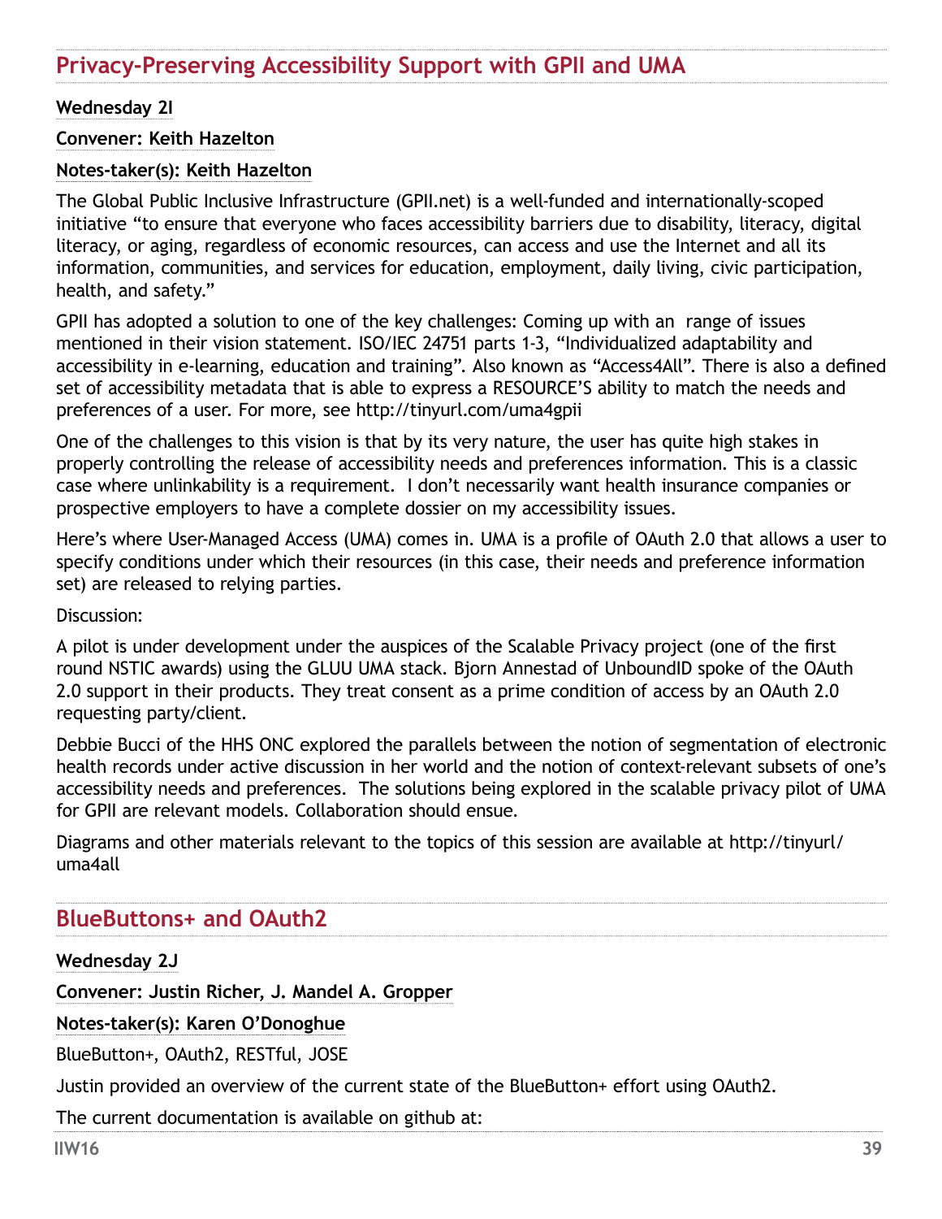## Privacy-Preserving Accessibility Support with GPII and UMA

**Wednesday 2I**

**Convener: Keith Hazelton**

**Notes-taker(s): Keith Hazelton**

The Global Public Inclusive Infrastructure (GPII.net) is a well-funded and internationally-scoped initiative "to ensure that everyone who faces accessibility barriers due to disability, literacy, digital literacy, or aging, regardless of economic resources, can access and use the Internet and all its information, communities, and services for education, employment, daily living, civic participation, health, and safety."

GPII has adopted a solution to one of the key challenges: Coming up with an  range of issues mentioned in their vision statement. ISO/IEC 24751 parts 1-3, "Individualized adaptability and accessibility in e-learning, education and training". Also known as "Access4All". There is also a defined set of accessibility metadata that is able to express a RESOURCE'S ability to match the needs and preferences of a user. For more, see http://tinyurl.com/uma4gpii

One of the challenges to this vision is that by its very nature, the user has quite high stakes in properly controlling the release of accessibility needs and preferences information. This is a classic case where unlinkability is a requirement.  I don't necessarily want health insurance companies or prospective employers to have a complete dossier on my accessibility issues.

Here's where User-Managed Access (UMA) comes in. UMA is a profile of OAuth 2.0 that allows a user to specify conditions under which their resources (in this case, their needs and preference information set) are released to relying parties.

Discussion:

A pilot is under development under the auspices of the Scalable Privacy project (one of the first round NSTIC awards) using the GLUU UMA stack. Bjorn Annestad of UnboundID spoke of the OAuth 2.0 support in their products. They treat consent as a prime condition of access by an OAuth 2.0 requesting party/client.

Debbie Bucci of the HHS ONC explored the parallels between the notion of segmentation of electronic health records under active discussion in her world and the notion of context-relevant subsets of one's accessibility needs and preferences.  The solutions being explored in the scalable privacy pilot of UMA for GPII are relevant models. Collaboration should ensue.

Diagrams and other materials relevant to the topics of this session are available at http://tinyurl/uma4all

## BlueButtons+ and OAuth2

**Wednesday 2J**

**Convener: Justin Richer, J. Mandel A. Gropper**

**Notes-taker(s): Karen O'Donoghue**

BlueButton+, OAuth2, RESTful, JOSE

Justin provided an overview of the current state of the BlueButton+ effort using OAuth2.

The current documentation is available on github at: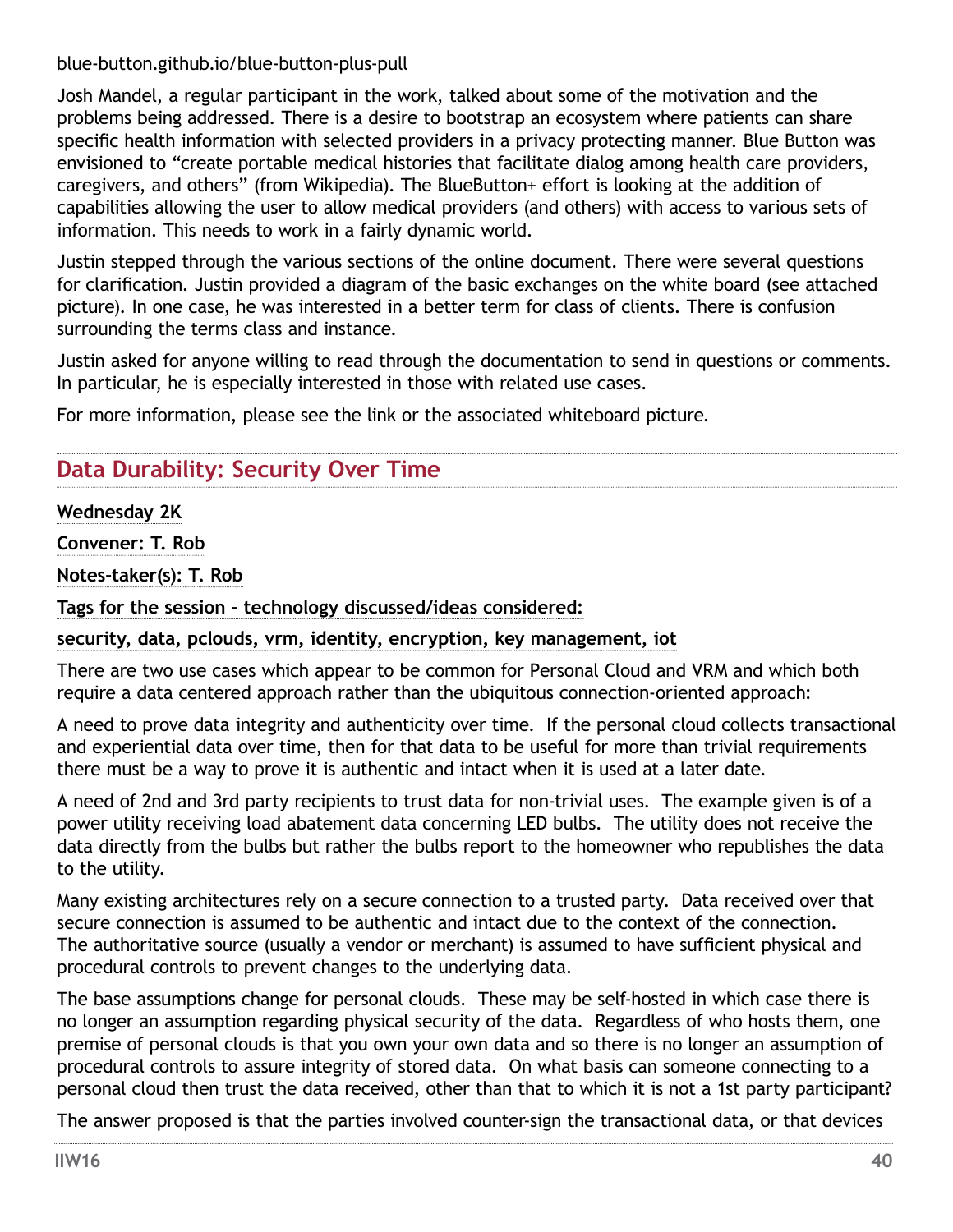blue-button.github.io/blue-button-plus-pull

Josh Mandel, a regular participant in the work, talked about some of the motivation and the problems being addressed. There is a desire to bootstrap an ecosystem where patients can share specific health information with selected providers in a privacy protecting manner. Blue Button was envisioned to "create portable medical histories that facilitate dialog among health care providers, caregivers, and others" (from Wikipedia). The BlueButton+ effort is looking at the addition of capabilities allowing the user to allow medical providers (and others) with access to various sets of information. This needs to work in a fairly dynamic world.

Justin stepped through the various sections of the online document. There were several questions for clarification. Justin provided a diagram of the basic exchanges on the white board (see attached picture). In one case, he was interested in a better term for class of clients. There is confusion surrounding the terms class and instance.

Justin asked for anyone willing to read through the documentation to send in questions or comments. In particular, he is especially interested in those with related use cases.

For more information, please see the link or the associated whiteboard picture.

## Data Durability: Security Over Time

**Wednesday 2K**

**Convener: T. Rob**

**Notes-taker(s): T. Rob**

**Tags for the session - technology discussed/ideas considered:**

**security, data, pclouds, vrm, identity, encryption, key management, iot**

There are two use cases which appear to be common for Personal Cloud and VRM and which both require a data centered approach rather than the ubiquitous connection-oriented approach:

A need to prove data integrity and authenticity over time. If the personal cloud collects transactional and experiential data over time, then for that data to be useful for more than trivial requirements there must be a way to prove it is authentic and intact when it is used at a later date.

A need of 2nd and 3rd party recipients to trust data for non-trivial uses. The example given is of a power utility receiving load abatement data concerning LED bulbs. The utility does not receive the data directly from the bulbs but rather the bulbs report to the homeowner who republishes the data to the utility.

Many existing architectures rely on a secure connection to a trusted party. Data received over that secure connection is assumed to be authentic and intact due to the context of the connection. The authoritative source (usually a vendor or merchant) is assumed to have sufficient physical and procedural controls to prevent changes to the underlying data.

The base assumptions change for personal clouds. These may be self-hosted in which case there is no longer an assumption regarding physical security of the data. Regardless of who hosts them, one premise of personal clouds is that you own your own data and so there is no longer an assumption of procedural controls to assure integrity of stored data. On what basis can someone connecting to a personal cloud then trust the data received, other than that to which it is not a 1st party participant?

The answer proposed is that the parties involved counter-sign the transactional data, or that devices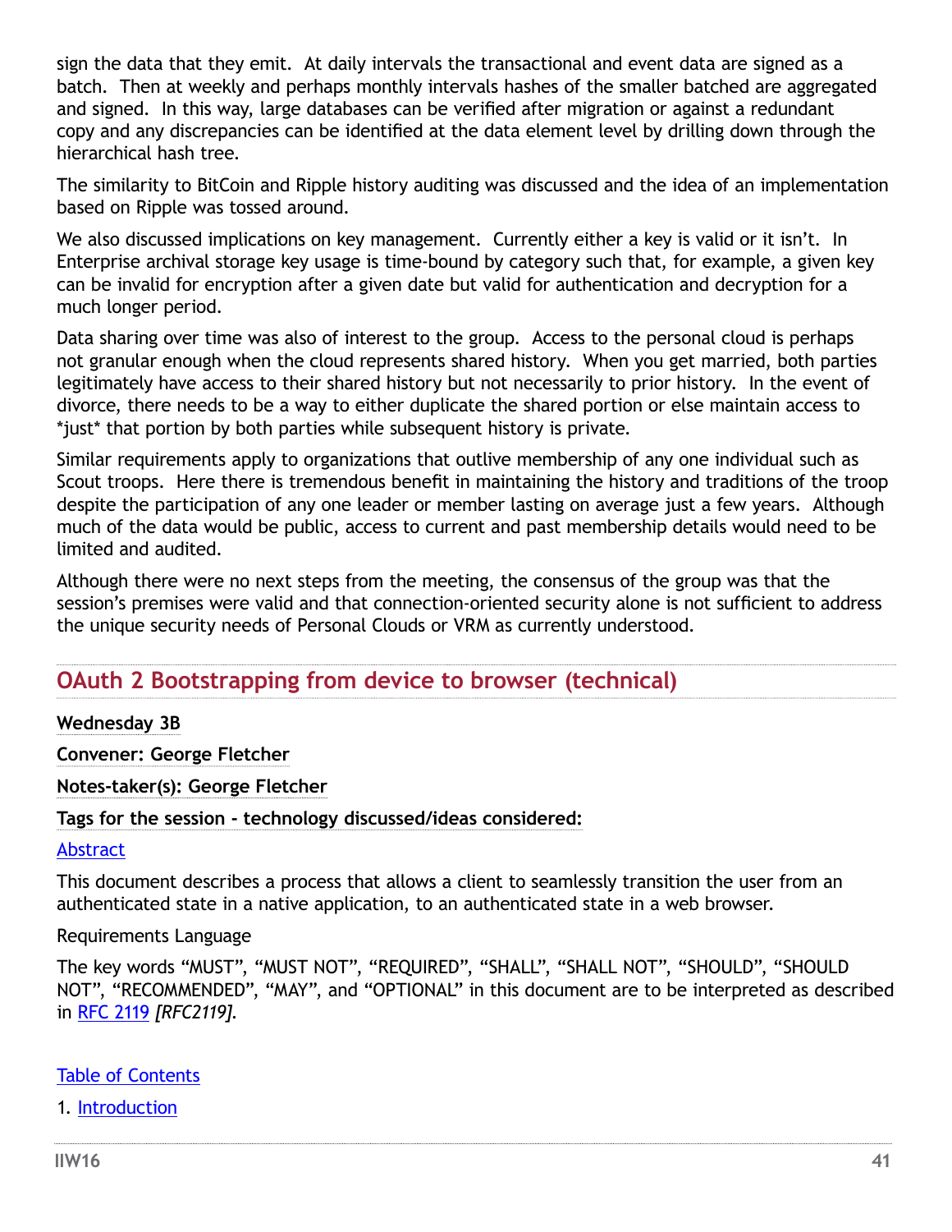sign the data that they emit. At daily intervals the transactional and event data are signed as a batch. Then at weekly and perhaps monthly intervals hashes of the smaller batched are aggregated and signed. In this way, large databases can be verified after migration or against a redundant copy and any discrepancies can be identified at the data element level by drilling down through the hierarchical hash tree.

The similarity to BitCoin and Ripple history auditing was discussed and the idea of an implementation based on Ripple was tossed around.

We also discussed implications on key management. Currently either a key is valid or it isn't. In Enterprise archival storage key usage is time-bound by category such that, for example, a given key can be invalid for encryption after a given date but valid for authentication and decryption for a much longer period.

Data sharing over time was also of interest to the group. Access to the personal cloud is perhaps not granular enough when the cloud represents shared history. When you get married, both parties legitimately have access to their shared history but not necessarily to prior history. In the event of divorce, there needs to be a way to either duplicate the shared portion or else maintain access to *just* that portion by both parties while subsequent history is private.

Similar requirements apply to organizations that outlive membership of any one individual such as Scout troops. Here there is tremendous benefit in maintaining the history and traditions of the troop despite the participation of any one leader or member lasting on average just a few years. Although much of the data would be public, access to current and past membership details would need to be limited and audited.

Although there were no next steps from the meeting, the consensus of the group was that the session's premises were valid and that connection-oriented security alone is not sufficient to address the unique security needs of Personal Clouds or VRM as currently understood.

## OAuth 2 Bootstrapping from device to browser (technical)

**Wednesday 3B**

**Convener: George Fletcher**

**Notes-taker(s): George Fletcher**

**Tags for the session - technology discussed/ideas considered:**

Abstract

This document describes a process that allows a client to seamlessly transition the user from an authenticated state in a native application, to an authenticated state in a web browser.

Requirements Language

The key words "MUST", "MUST NOT", "REQUIRED", "SHALL", "SHALL NOT", "SHOULD", "SHOULD NOT", "RECOMMENDED", "MAY", and "OPTIONAL" in this document are to be interpreted as described in RFC 2119 *[RFC2119]*.

Table of Contents

1. Introduction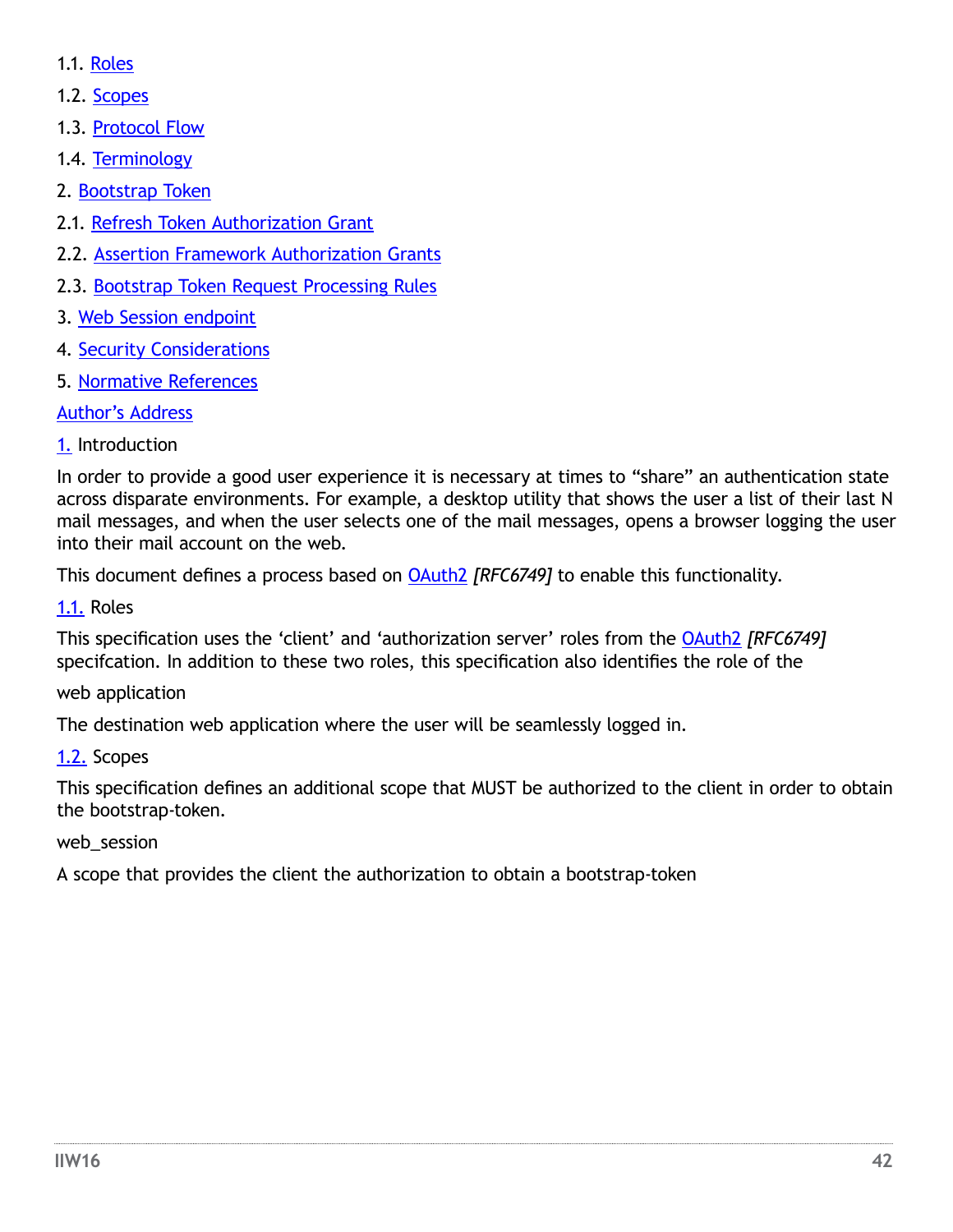1.1. Roles

1.2. Scopes

1.3. Protocol Flow

1.4. Terminology

2. Bootstrap Token

2.1. Refresh Token Authorization Grant

2.2. Assertion Framework Authorization Grants

2.3. Bootstrap Token Request Processing Rules

3. Web Session endpoint

4. Security Considerations

5. Normative References

Author's Address

## 1. Introduction

In order to provide a good user experience it is necessary at times to "share" an authentication state across disparate environments. For example, a desktop utility that shows the user a list of their last N mail messages, and when the user selects one of the mail messages, opens a browser logging the user into their mail account on the web.

This document defines a process based on OAuth2 *[RFC6749]* to enable this functionality.

### 1.1. Roles

This specification uses the 'client' and 'authorization server' roles from the OAuth2 *[RFC6749]* specifcation. In addition to these two roles, this specification also identifies the role of the

web application

The destination web application where the user will be seamlessly logged in.

### 1.2. Scopes

This specification defines an additional scope that MUST be authorized to the client in order to obtain the bootstrap-token.

web_session

A scope that provides the client the authorization to obtain a bootstrap-token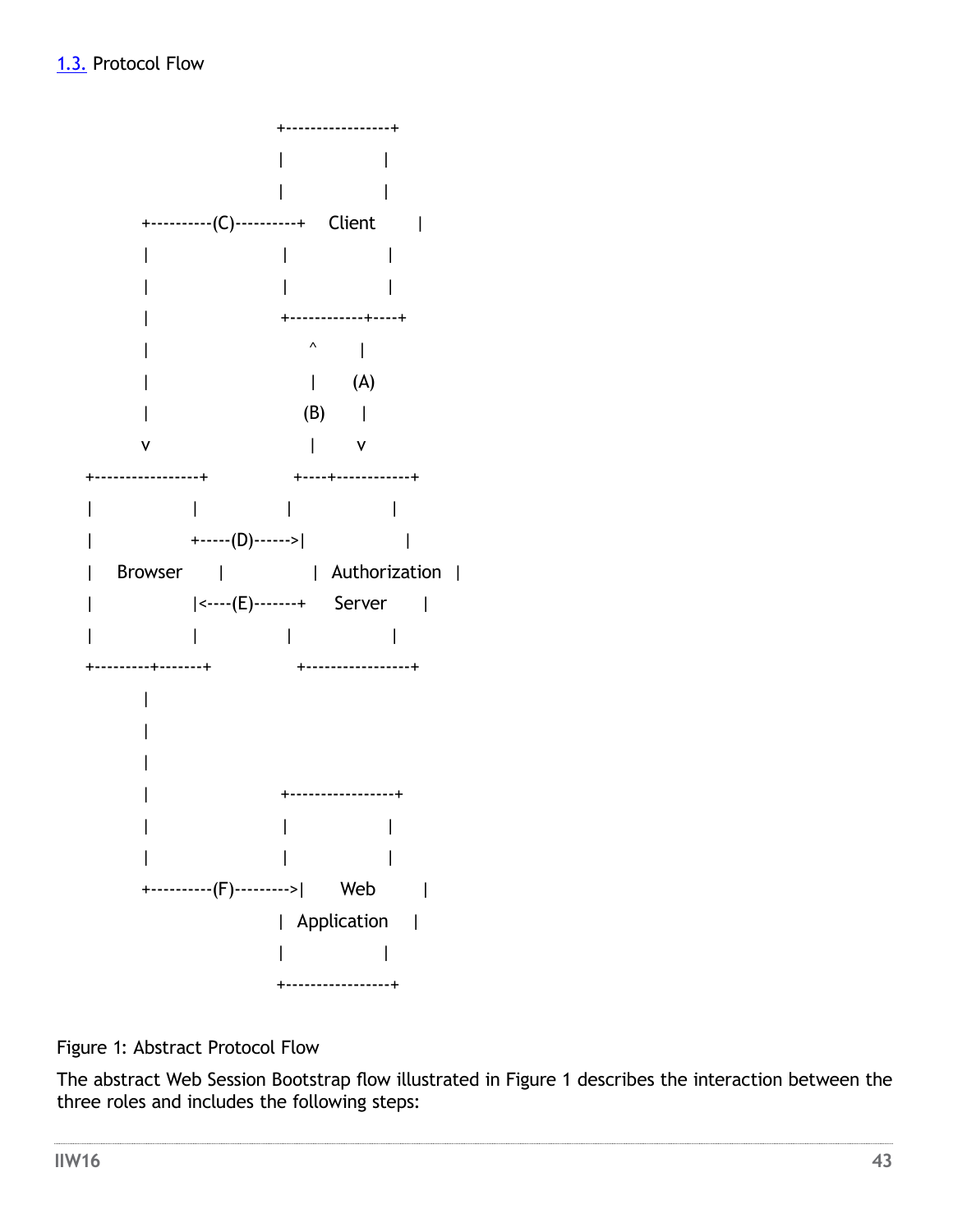## 1.3. Protocol Flow

```
                       +-----------------+
                       |                 |
                       |                 |
          +----------(C)----------+      Client        |
          |                       |                 |
          |                       |                 |
          |                       +------------+----+
          |                            ^        |
          |                            |       (A)
          |                           (B)       |
          v                            |        v
+-----------------+              +----+------------+
|                 |              |                 |
|                 +-----(D)------>|                |
|     Browser     |              |  Authorization  |
|                 |<----(E)-------+     Server      |
|                 |              |                 |
+---------+-------+              +-----------------+
          |
          |
          |
          |                       +-----------------+
          |                       |                 |
          |                       |                 |
          +----------(F)--------->|       Web       |
                                  |   Application   |
                                  |                 |
                                  +-----------------+
```

Figure 1: Abstract Protocol Flow

The abstract Web Session Bootstrap flow illustrated in Figure 1 describes the interaction between the three roles and includes the following steps: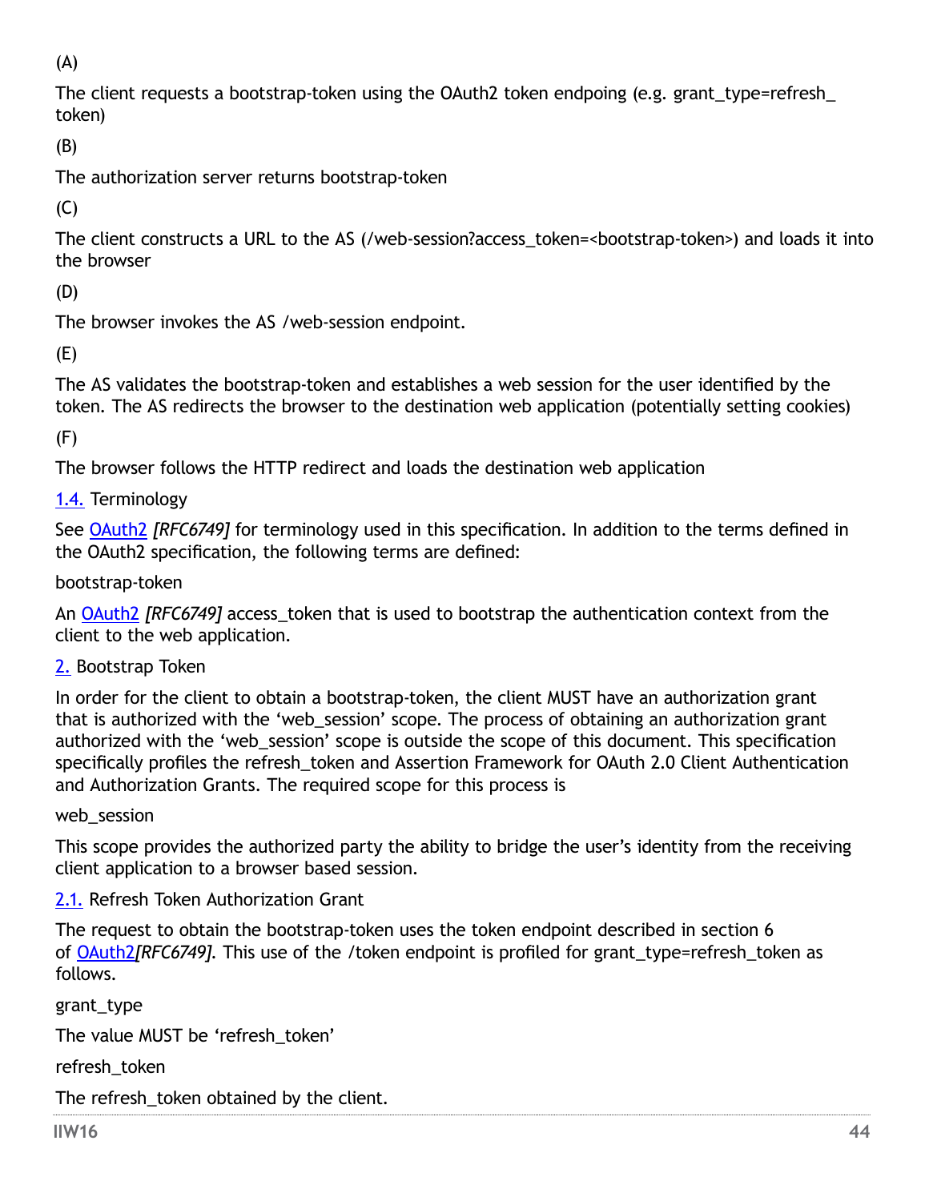(A)

The client requests a bootstrap-token using the OAuth2 token endpoing (e.g. grant_type=refresh_token)

(B)

The authorization server returns bootstrap-token

(C)

The client constructs a URL to the AS (/web-session?access_token=<bootstrap-token>) and loads it into the browser

(D)

The browser invokes the AS /web-session endpoint.

(E)

The AS validates the bootstrap-token and establishes a web session for the user identified by the token. The AS redirects the browser to the destination web application (potentially setting cookies)

(F)

The browser follows the HTTP redirect and loads the destination web application

### 1.4. Terminology

See OAuth2 *[RFC6749]* for terminology used in this specification. In addition to the terms defined in the OAuth2 specification, the following terms are defined:

bootstrap-token

An OAuth2 *[RFC6749]* access_token that is used to bootstrap the authentication context from the client to the web application.

## 2. Bootstrap Token

In order for the client to obtain a bootstrap-token, the client MUST have an authorization grant that is authorized with the 'web_session' scope. The process of obtaining an authorization grant authorized with the 'web_session' scope is outside the scope of this document. This specification specifically profiles the refresh_token and Assertion Framework for OAuth 2.0 Client Authentication and Authorization Grants. The required scope for this process is

web_session

This scope provides the authorized party the ability to bridge the user's identity from the receiving client application to a browser based session.

### 2.1. Refresh Token Authorization Grant

The request to obtain the bootstrap-token uses the token endpoint described in section 6 of OAuth2*[RFC6749]*. This use of the /token endpoint is profiled for grant_type=refresh_token as follows.

grant_type

The value MUST be 'refresh_token'

refresh_token

The refresh_token obtained by the client.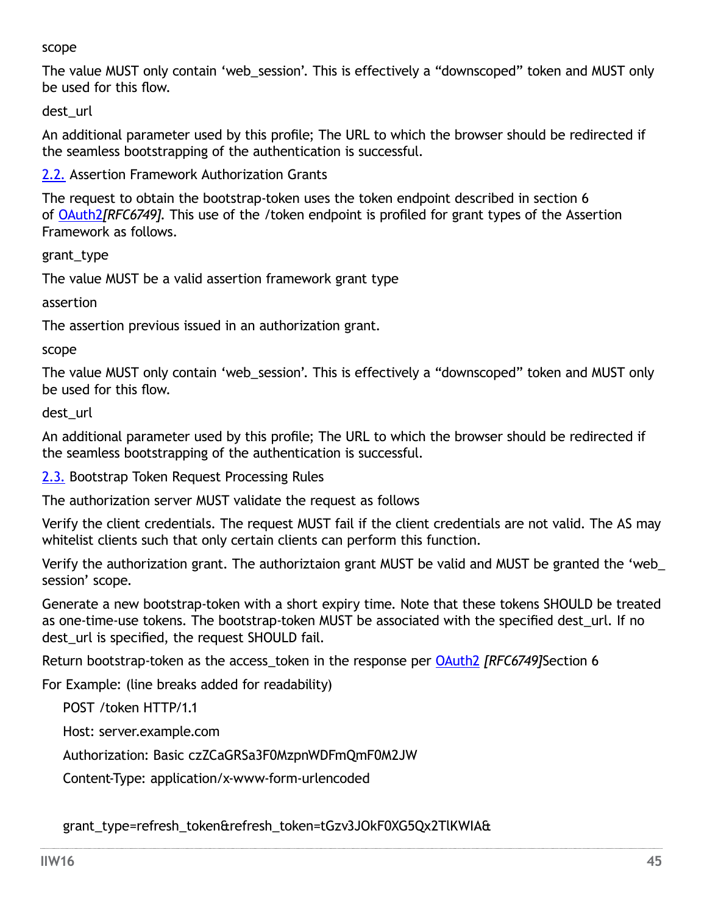scope

The value MUST only contain 'web_session'. This is effectively a "downscoped" token and MUST only be used for this flow.

dest_url

An additional parameter used by this profile; The URL to which the browser should be redirected if the seamless bootstrapping of the authentication is successful.

## 2.2. Assertion Framework Authorization Grants

The request to obtain the bootstrap-token uses the token endpoint described in section 6 of OAuth2*[RFC6749]*. This use of the /token endpoint is profiled for grant types of the Assertion Framework as follows.

grant_type

The value MUST be a valid assertion framework grant type

assertion

The assertion previous issued in an authorization grant.

scope

The value MUST only contain 'web_session'. This is effectively a "downscoped" token and MUST only be used for this flow.

dest_url

An additional parameter used by this profile; The URL to which the browser should be redirected if the seamless bootstrapping of the authentication is successful.

## 2.3. Bootstrap Token Request Processing Rules

The authorization server MUST validate the request as follows

Verify the client credentials. The request MUST fail if the client credentials are not valid. The AS may whitelist clients such that only certain clients can perform this function.

Verify the authorization grant. The authoriztaion grant MUST be valid and MUST be granted the 'web_session' scope.

Generate a new bootstrap-token with a short expiry time. Note that these tokens SHOULD be treated as one-time-use tokens. The bootstrap-token MUST be associated with the specified dest_url. If no dest_url is specified, the request SHOULD fail.

Return bootstrap-token as the access_token in the response per OAuth2 *[RFC6749]*Section 6

For Example: (line breaks added for readability)

```
POST /token HTTP/1.1
Host: server.example.com
Authorization: Basic czZCaGRSa3F0MzpnWDFmQmF0M2JW
Content-Type: application/x-www-form-urlencoded

grant_type=refresh_token&refresh_token=tGzv3JOkF0XG5Qx2TlKWIA&
```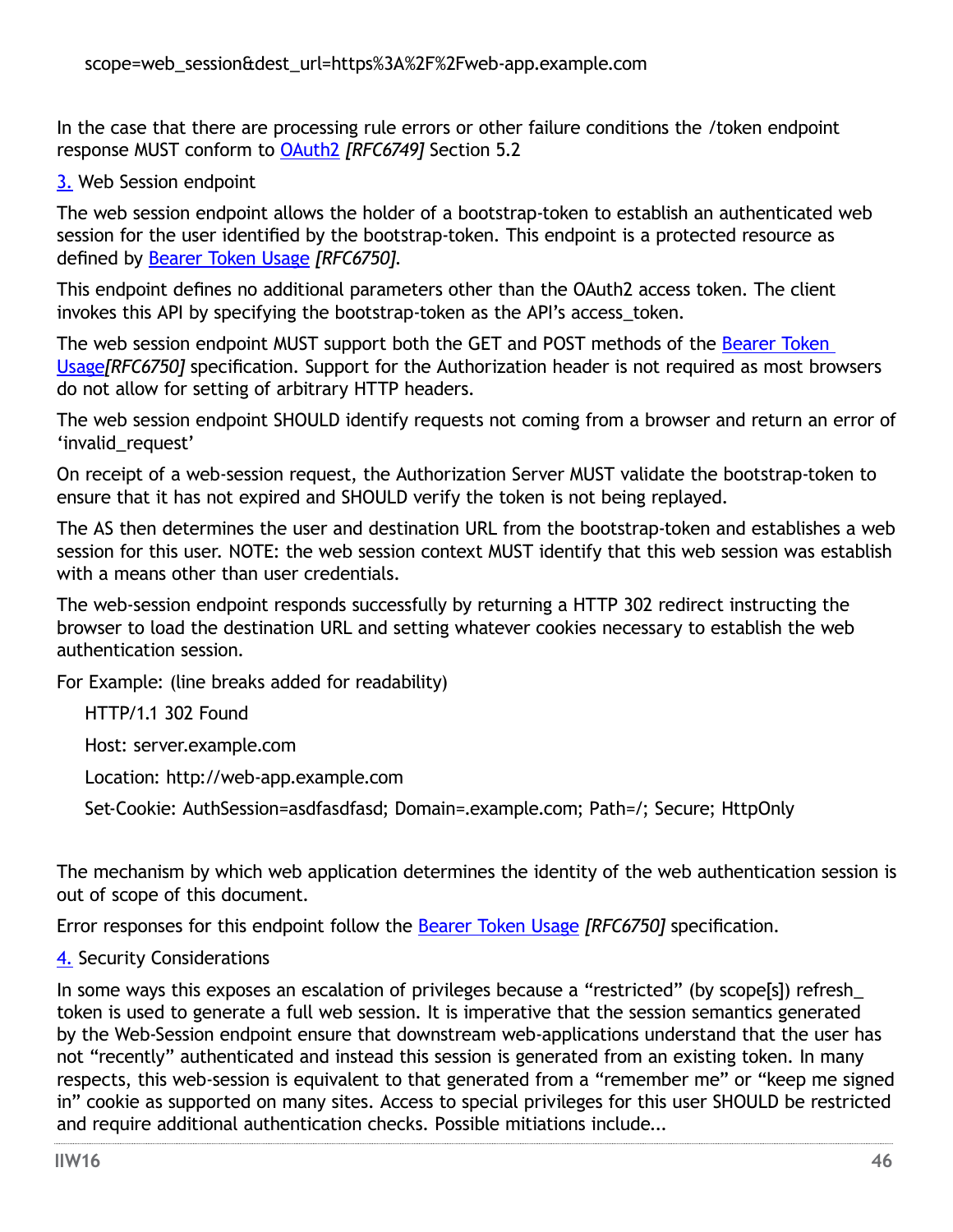```
scope=web_session&dest_url=https%3A%2F%2Fweb-app.example.com
```

In the case that there are processing rule errors or other failure conditions the /token endpoint response MUST conform to OAuth2 *[RFC6749]* Section 5.2

## 3. Web Session endpoint

The web session endpoint allows the holder of a bootstrap-token to establish an authenticated web session for the user identified by the bootstrap-token. This endpoint is a protected resource as defined by Bearer Token Usage *[RFC6750]*.

This endpoint defines no additional parameters other than the OAuth2 access token. The client invokes this API by specifying the bootstrap-token as the API's access_token.

The web session endpoint MUST support both the GET and POST methods of the Bearer Token Usage*[RFC6750]* specification. Support for the Authorization header is not required as most browsers do not allow for setting of arbitrary HTTP headers.

The web session endpoint SHOULD identify requests not coming from a browser and return an error of 'invalid_request'

On receipt of a web-session request, the Authorization Server MUST validate the bootstrap-token to ensure that it has not expired and SHOULD verify the token is not being replayed.

The AS then determines the user and destination URL from the bootstrap-token and establishes a web session for this user. NOTE: the web session context MUST identify that this web session was establish with a means other than user credentials.

The web-session endpoint responds successfully by returning a HTTP 302 redirect instructing the browser to load the destination URL and setting whatever cookies necessary to establish the web authentication session.

For Example: (line breaks added for readability)

```
HTTP/1.1 302 Found

Host: server.example.com

Location: http://web-app.example.com

Set-Cookie: AuthSession=asdfasdfasd; Domain=.example.com; Path=/; Secure; HttpOnly
```

The mechanism by which web application determines the identity of the web authentication session is out of scope of this document.

Error responses for this endpoint follow the Bearer Token Usage *[RFC6750]* specification.

## 4. Security Considerations

In some ways this exposes an escalation of privileges because a "restricted" (by scope[s]) refresh_token is used to generate a full web session. It is imperative that the session semantics generated by the Web-Session endpoint ensure that downstream web-applications understand that the user has not "recently" authenticated and instead this session is generated from an existing token. In many respects, this web-session is equivalent to that generated from a "remember me" or "keep me signed in" cookie as supported on many sites. Access to special privileges for this user SHOULD be restricted and require additional authentication checks. Possible mitiations include...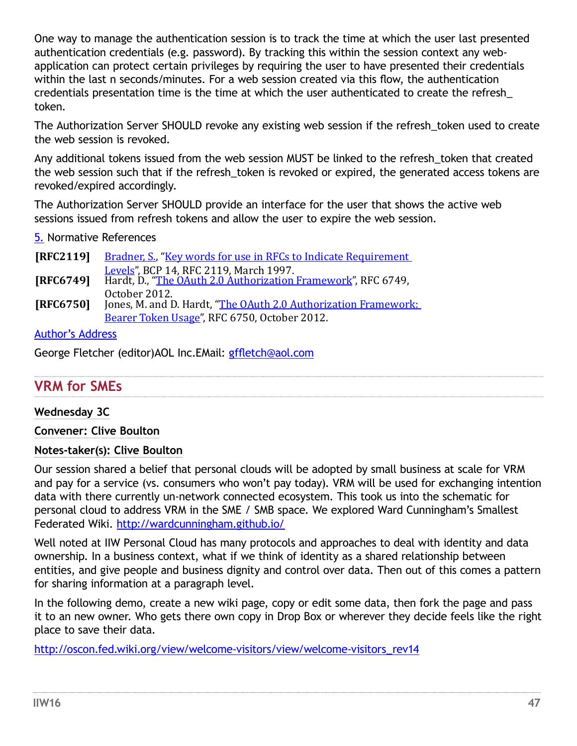One way to manage the authentication session is to track the time at which the user last presented authentication credentials (e.g. password). By tracking this within the session context any web-application can protect certain privileges by requiring the user to have presented their credentials within the last n seconds/minutes. For a web session created via this flow, the authentication credentials presentation time is the time at which the user authenticated to create the refresh_ token.

The Authorization Server SHOULD revoke any existing web session if the refresh_token used to create the web session is revoked.

Any additional tokens issued from the web session MUST be linked to the refresh_token that created the web session such that if the refresh_token is revoked or expired, the generated access tokens are revoked/expired accordingly.

The Authorization Server SHOULD provide an interface for the user that shows the active web sessions issued from refresh tokens and allow the user to expire the web session.

5. Normative References

**[RFC2119]** Bradner, S., "Key words for use in RFCs to Indicate Requirement Levels", BCP 14, RFC 2119, March 1997.

**[RFC6749]** Hardt, D., "The OAuth 2.0 Authorization Framework", RFC 6749, October 2012.

**[RFC6750]** Jones, M. and D. Hardt, "The OAuth 2.0 Authorization Framework: Bearer Token Usage", RFC 6750, October 2012.

Author's Address

George Fletcher (editor)AOL Inc.EMail: gffletch@aol.com

## VRM for SMEs

**Wednesday 3C**

**Convener: Clive Boulton**

**Notes-taker(s): Clive Boulton**

Our session shared a belief that personal clouds will be adopted by small business at scale for VRM and pay for a service (vs. consumers who won't pay today). VRM will be used for exchanging intention data with there currently un-network connected ecosystem. This took us into the schematic for personal cloud to address VRM in the SME / SMB space. We explored Ward Cunningham's Smallest Federated Wiki. http://wardcunningham.github.io/

Well noted at IIW Personal Cloud has many protocols and approaches to deal with identity and data ownership. In a business context, what if we think of identity as a shared relationship between entities, and give people and business dignity and control over data. Then out of this comes a pattern for sharing information at a paragraph level.

In the following demo, create a new wiki page, copy or edit some data, then fork the page and pass it to an new owner. Who gets there own copy in Drop Box or wherever they decide feels like the right place to save their data.

http://oscon.fed.wiki.org/view/welcome-visitors/view/welcome-visitors_rev14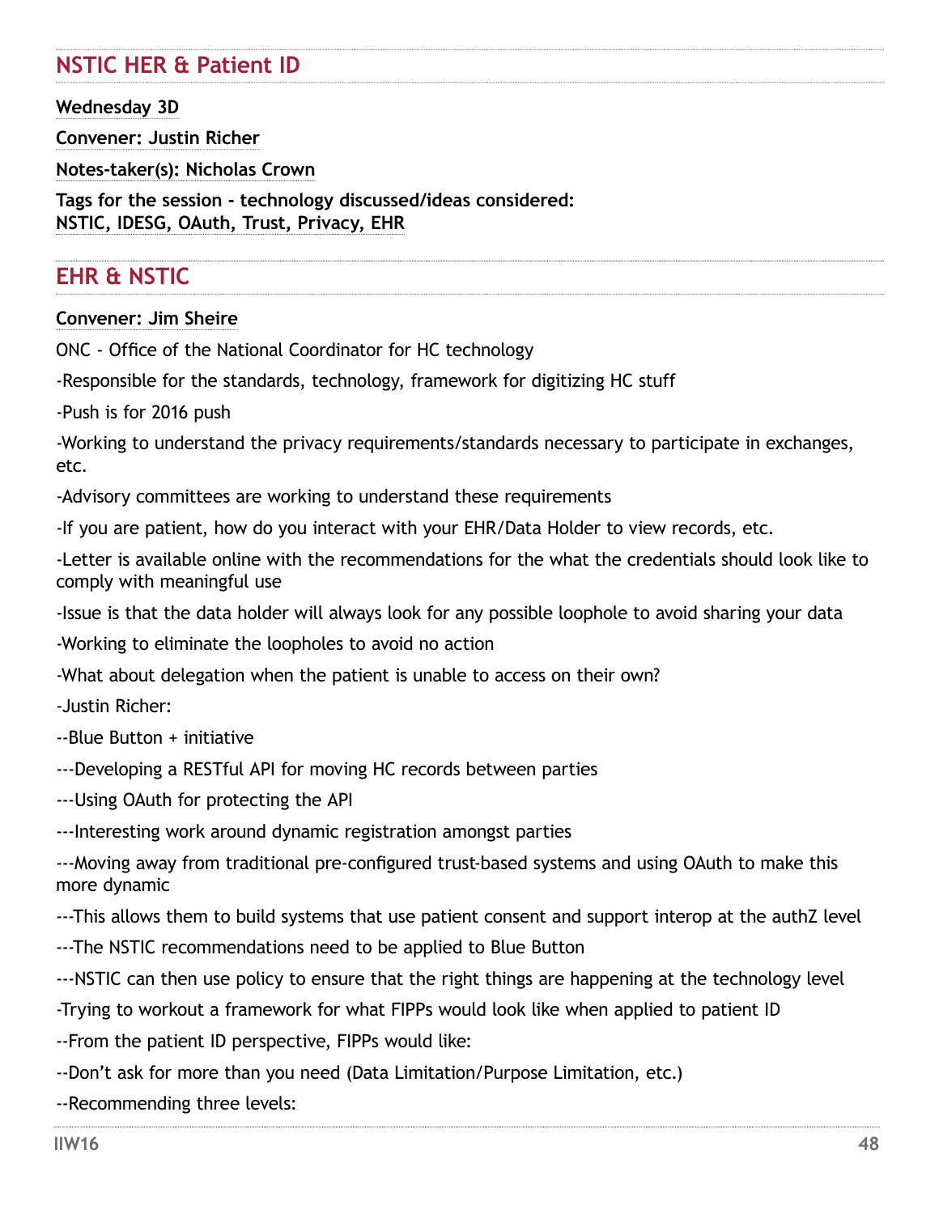## NSTIC HER & Patient ID

**Wednesday 3D**

**Convener: Justin Richer**

**Notes-taker(s): Nicholas Crown**

**Tags for the session - technology discussed/ideas considered:**
**NSTIC, IDESG, OAuth, Trust, Privacy, EHR**

## EHR & NSTIC

**Convener: Jim Sheire**

ONC - Office of the National Coordinator for HC technology

-Responsible for the standards, technology, framework for digitizing HC stuff

-Push is for 2016 push

-Working to understand the privacy requirements/standards necessary to participate in exchanges, etc.

-Advisory committees are working to understand these requirements

-If you are patient, how do you interact with your EHR/Data Holder to view records, etc.

-Letter is available online with the recommendations for the what the credentials should look like to comply with meaningful use

-Issue is that the data holder will always look for any possible loophole to avoid sharing your data

-Working to eliminate the loopholes to avoid no action

-What about delegation when the patient is unable to access on their own?

-Justin Richer:

--Blue Button + initiative

---Developing a RESTful API for moving HC records between parties

---Using OAuth for protecting the API

---Interesting work around dynamic registration amongst parties

---Moving away from traditional pre-configured trust-based systems and using OAuth to make this more dynamic

---This allows them to build systems that use patient consent and support interop at the authZ level

---The NSTIC recommendations need to be applied to Blue Button

---NSTIC can then use policy to ensure that the right things are happening at the technology level

-Trying to workout a framework for what FIPPs would look like when applied to patient ID

--From the patient ID perspective, FIPPs would like:

--Don't ask for more than you need (Data Limitation/Purpose Limitation, etc.)

--Recommending three levels: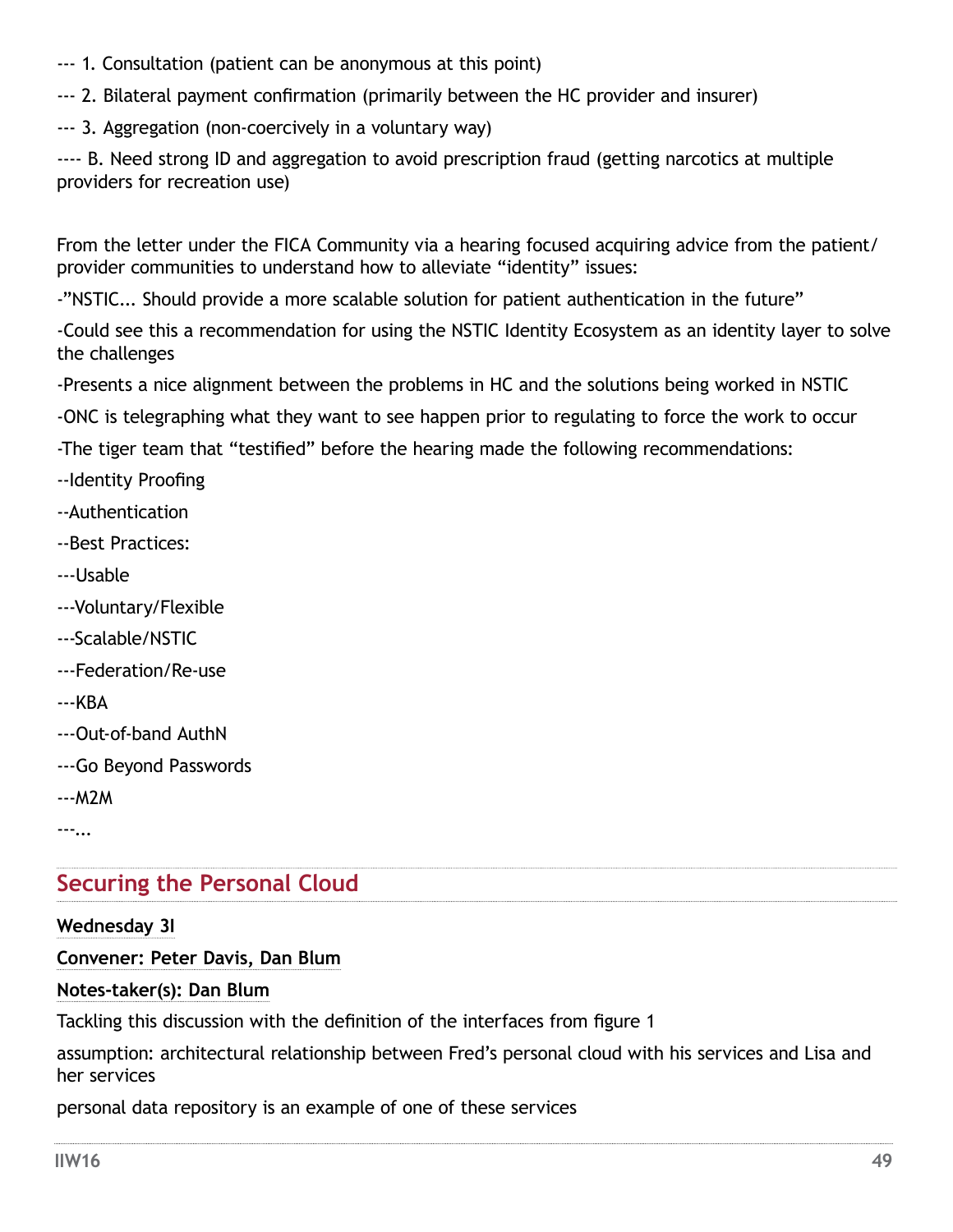--- 1. Consultation (patient can be anonymous at this point)

--- 2. Bilateral payment confirmation (primarily between the HC provider and insurer)

--- 3. Aggregation (non-coercively in a voluntary way)

---- B. Need strong ID and aggregation to avoid prescription fraud (getting narcotics at multiple providers for recreation use)

From the letter under the FICA Community via a hearing focused acquiring advice from the patient/provider communities to understand how to alleviate "identity" issues:

-"NSTIC... Should provide a more scalable solution for patient authentication in the future"

-Could see this a recommendation for using the NSTIC Identity Ecosystem as an identity layer to solve the challenges

-Presents a nice alignment between the problems in HC and the solutions being worked in NSTIC

-ONC is telegraphing what they want to see happen prior to regulating to force the work to occur

-The tiger team that "testified" before the hearing made the following recommendations:

--Identity Proofing

--Authentication

--Best Practices:

---Usable

---Voluntary/Flexible

---Scalable/NSTIC

---Federation/Re-use

---KBA

---Out-of-band AuthN

---Go Beyond Passwords

---M2M

---...

## Securing the Personal Cloud

**Wednesday 3I**

**Convener: Peter Davis, Dan Blum**

**Notes-taker(s): Dan Blum**

Tackling this discussion with the definition of the interfaces from figure 1

assumption: architectural relationship between Fred's personal cloud with his services and Lisa and her services

personal data repository is an example of one of these services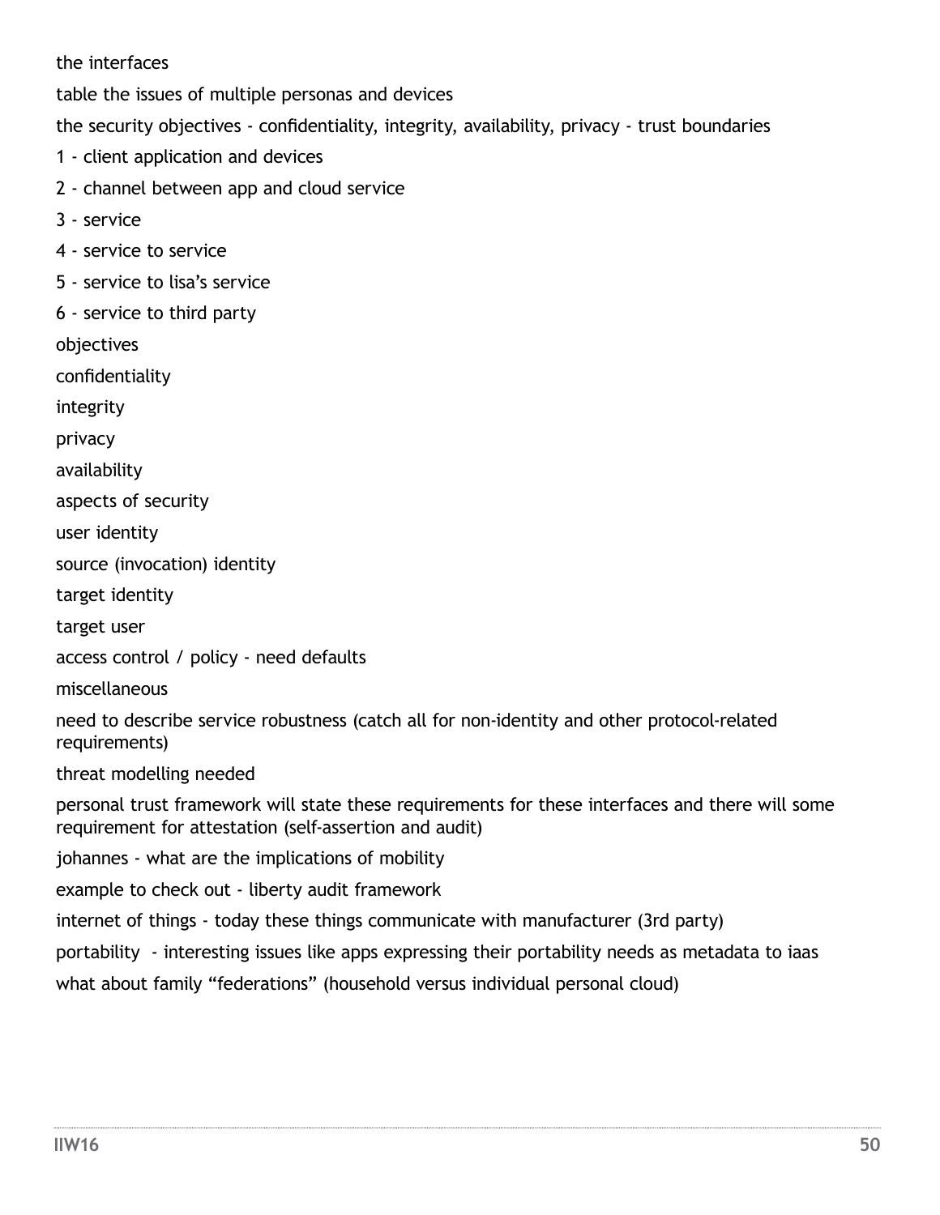the interfaces

table the issues of multiple personas and devices

the security objectives - confidentiality, integrity, availability, privacy - trust boundaries

1 - client application and devices

2 - channel between app and cloud service

3 - service

4 - service to service

5 - service to lisa's service

6 - service to third party

objectives

confidentiality

integrity

privacy

availability

aspects of security

user identity

source (invocation) identity

target identity

target user

access control / policy - need defaults

miscellaneous

need to describe service robustness (catch all for non-identity and other protocol-related requirements)

threat modelling needed

personal trust framework will state these requirements for these interfaces and there will some requirement for attestation (self-assertion and audit)

johannes - what are the implications of mobility

example to check out - liberty audit framework

internet of things - today these things communicate with manufacturer (3rd party)

portability - interesting issues like apps expressing their portability needs as metadata to iaas

what about family "federations" (household versus individual personal cloud)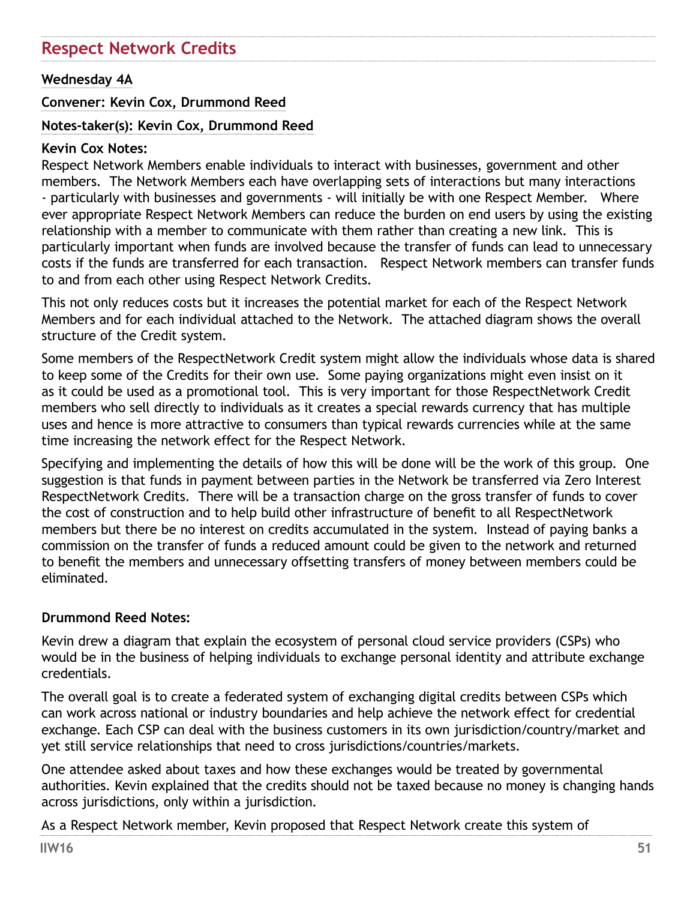## Respect Network Credits

**Wednesday 4A**

**Convener: Kevin Cox, Drummond Reed**

**Notes-taker(s): Kevin Cox, Drummond Reed**

**Kevin Cox Notes:**

Respect Network Members enable individuals to interact with businesses, government and other members. The Network Members each have overlapping sets of interactions but many interactions - particularly with businesses and governments - will initially be with one Respect Member. Where ever appropriate Respect Network Members can reduce the burden on end users by using the existing relationship with a member to communicate with them rather than creating a new link. This is particularly important when funds are involved because the transfer of funds can lead to unnecessary costs if the funds are transferred for each transaction. Respect Network members can transfer funds to and from each other using Respect Network Credits.

This not only reduces costs but it increases the potential market for each of the Respect Network Members and for each individual attached to the Network. The attached diagram shows the overall structure of the Credit system.

Some members of the RespectNetwork Credit system might allow the individuals whose data is shared to keep some of the Credits for their own use. Some paying organizations might even insist on it as it could be used as a promotional tool. This is very important for those RespectNetwork Credit members who sell directly to individuals as it creates a special rewards currency that has multiple uses and hence is more attractive to consumers than typical rewards currencies while at the same time increasing the network effect for the Respect Network.

Specifying and implementing the details of how this will be done will be the work of this group. One suggestion is that funds in payment between parties in the Network be transferred via Zero Interest RespectNetwork Credits. There will be a transaction charge on the gross transfer of funds to cover the cost of construction and to help build other infrastructure of benefit to all RespectNetwork members but there be no interest on credits accumulated in the system. Instead of paying banks a commission on the transfer of funds a reduced amount could be given to the network and returned to benefit the members and unnecessary offsetting transfers of money between members could be eliminated.

**Drummond Reed Notes:**

Kevin drew a diagram that explain the ecosystem of personal cloud service providers (CSPs) who would be in the business of helping individuals to exchange personal identity and attribute exchange credentials.

The overall goal is to create a federated system of exchanging digital credits between CSPs which can work across national or industry boundaries and help achieve the network effect for credential exchange. Each CSP can deal with the business customers in its own jurisdiction/country/market and yet still service relationships that need to cross jurisdictions/countries/markets.

One attendee asked about taxes and how these exchanges would be treated by governmental authorities. Kevin explained that the credits should not be taxed because no money is changing hands across jurisdictions, only within a jurisdiction.

As a Respect Network member, Kevin proposed that Respect Network create this system of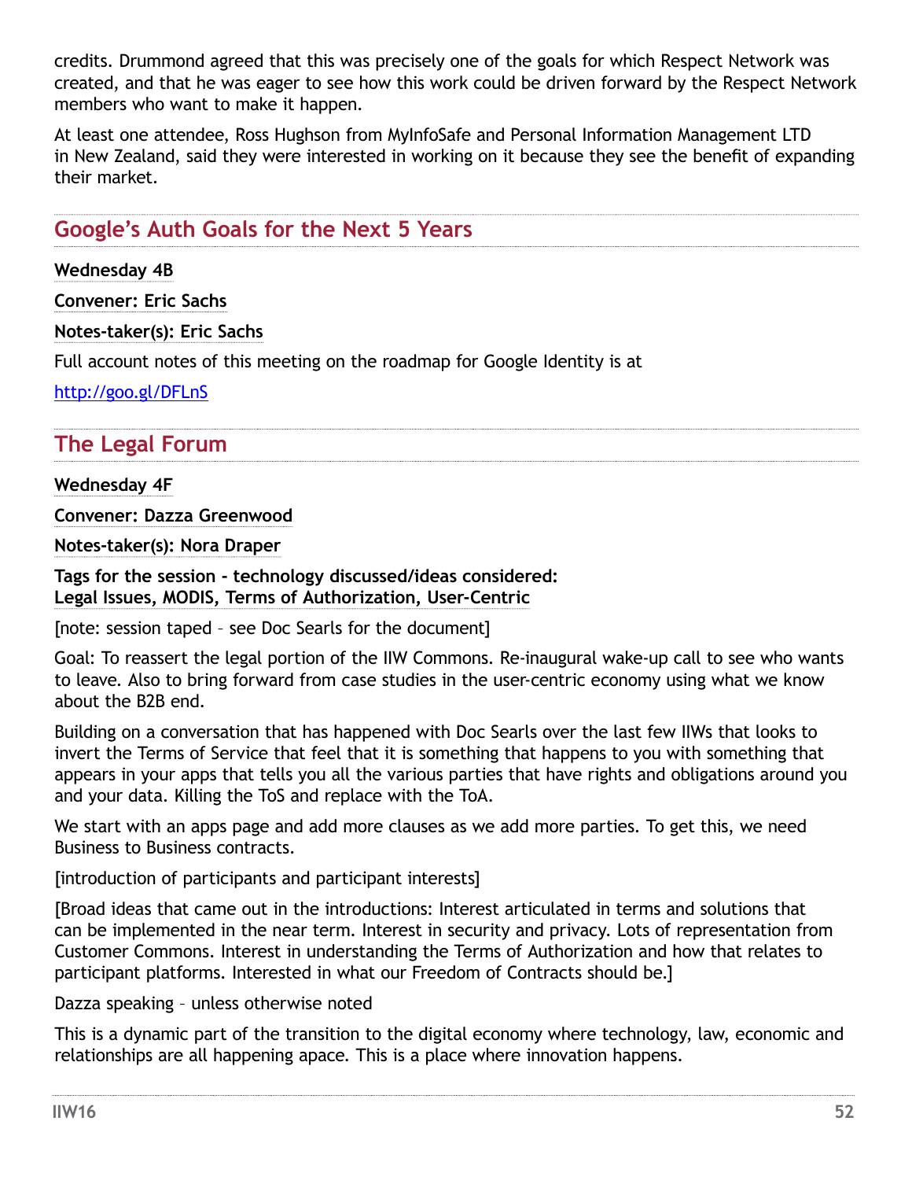credits. Drummond agreed that this was precisely one of the goals for which Respect Network was created, and that he was eager to see how this work could be driven forward by the Respect Network members who want to make it happen.

At least one attendee, Ross Hughson from MyInfoSafe and Personal Information Management LTD in New Zealand, said they were interested in working on it because they see the benefit of expanding their market.

## Google's Auth Goals for the Next 5 Years

**Wednesday 4B**

**Convener: Eric Sachs**

**Notes-taker(s): Eric Sachs**

Full account notes of this meeting on the roadmap for Google Identity is at

http://goo.gl/DFLnS

## The Legal Forum

**Wednesday 4F**

**Convener: Dazza Greenwood**

**Notes-taker(s): Nora Draper**

**Tags for the session - technology discussed/ideas considered:**
**Legal Issues, MODIS, Terms of Authorization, User-Centric**

[note: session taped – see Doc Searls for the document]

Goal: To reassert the legal portion of the IIW Commons. Re-inaugural wake-up call to see who wants to leave. Also to bring forward from case studies in the user-centric economy using what we know about the B2B end.

Building on a conversation that has happened with Doc Searls over the last few IIWs that looks to invert the Terms of Service that feel that it is something that happens to you with something that appears in your apps that tells you all the various parties that have rights and obligations around you and your data. Killing the ToS and replace with the ToA.

We start with an apps page and add more clauses as we add more parties. To get this, we need Business to Business contracts.

[introduction of participants and participant interests]

[Broad ideas that came out in the introductions: Interest articulated in terms and solutions that can be implemented in the near term. Interest in security and privacy. Lots of representation from Customer Commons. Interest in understanding the Terms of Authorization and how that relates to participant platforms. Interested in what our Freedom of Contracts should be.]

Dazza speaking – unless otherwise noted

This is a dynamic part of the transition to the digital economy where technology, law, economic and relationships are all happening apace. This is a place where innovation happens.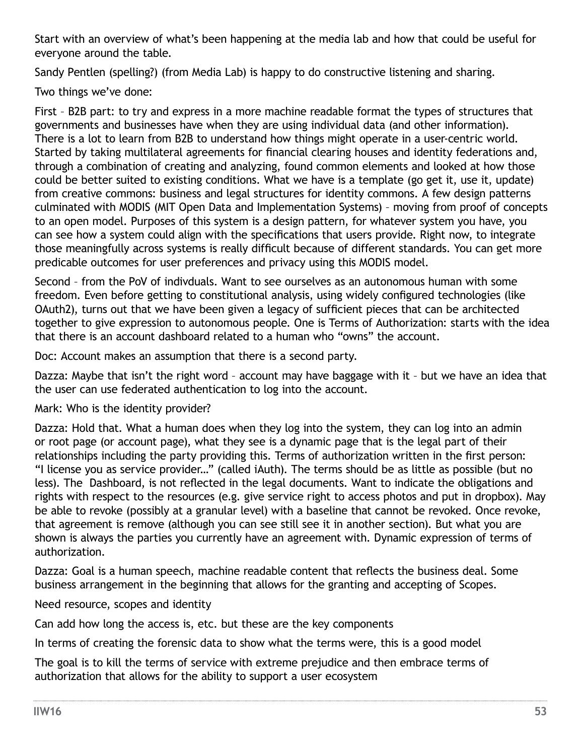Start with an overview of what's been happening at the media lab and how that could be useful for everyone around the table.

Sandy Pentlen (spelling?) (from Media Lab) is happy to do constructive listening and sharing.

Two things we've done:

First – B2B part: to try and express in a more machine readable format the types of structures that governments and businesses have when they are using individual data (and other information). There is a lot to learn from B2B to understand how things might operate in a user-centric world. Started by taking multilateral agreements for financial clearing houses and identity federations and, through a combination of creating and analyzing, found common elements and looked at how those could be better suited to existing conditions. What we have is a template (go get it, use it, update) from creative commons: business and legal structures for identity commons. A few design patterns culminated with MODIS (MIT Open Data and Implementation Systems) – moving from proof of concepts to an open model. Purposes of this system is a design pattern, for whatever system you have, you can see how a system could align with the specifications that users provide. Right now, to integrate those meaningfully across systems is really difficult because of different standards. You can get more predicable outcomes for user preferences and privacy using this MODIS model.

Second – from the PoV of indivduals. Want to see ourselves as an autonomous human with some freedom. Even before getting to constitutional analysis, using widely configured technologies (like OAuth2), turns out that we have been given a legacy of sufficient pieces that can be architected together to give expression to autonomous people. One is Terms of Authorization: starts with the idea that there is an account dashboard related to a human who "owns" the account.

Doc: Account makes an assumption that there is a second party.

Dazza: Maybe that isn't the right word – account may have baggage with it – but we have an idea that the user can use federated authentication to log into the account.

Mark: Who is the identity provider?

Dazza: Hold that. What a human does when they log into the system, they can log into an admin or root page (or account page), what they see is a dynamic page that is the legal part of their relationships including the party providing this. Terms of authorization written in the first person: "I license you as service provider…" (called iAuth). The terms should be as little as possible (but no less). The Dashboard, is not reflected in the legal documents. Want to indicate the obligations and rights with respect to the resources (e.g. give service right to access photos and put in dropbox). May be able to revoke (possibly at a granular level) with a baseline that cannot be revoked. Once revoke, that agreement is remove (although you can see still see it in another section). But what you are shown is always the parties you currently have an agreement with. Dynamic expression of terms of authorization.

Dazza: Goal is a human speech, machine readable content that reflects the business deal. Some business arrangement in the beginning that allows for the granting and accepting of Scopes.

Need resource, scopes and identity

Can add how long the access is, etc. but these are the key components

In terms of creating the forensic data to show what the terms were, this is a good model

The goal is to kill the terms of service with extreme prejudice and then embrace terms of authorization that allows for the ability to support a user ecosystem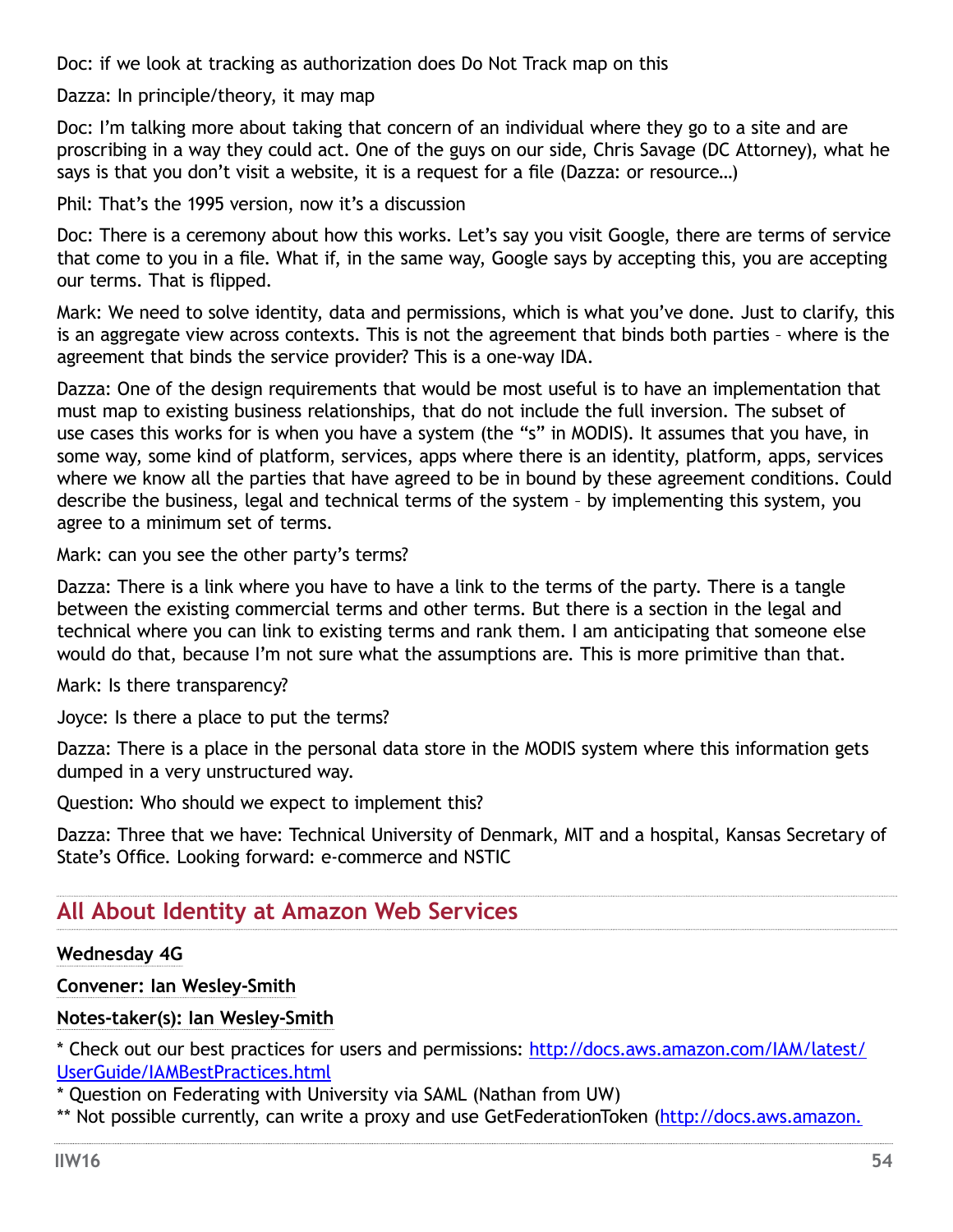Doc: if we look at tracking as authorization does Do Not Track map on this

Dazza: In principle/theory, it may map

Doc: I'm talking more about taking that concern of an individual where they go to a site and are proscribing in a way they could act. One of the guys on our side, Chris Savage (DC Attorney), what he says is that you don't visit a website, it is a request for a file (Dazza: or resource…)

Phil: That's the 1995 version, now it's a discussion

Doc: There is a ceremony about how this works. Let's say you visit Google, there are terms of service that come to you in a file. What if, in the same way, Google says by accepting this, you are accepting our terms. That is flipped.

Mark: We need to solve identity, data and permissions, which is what you've done. Just to clarify, this is an aggregate view across contexts. This is not the agreement that binds both parties – where is the agreement that binds the service provider? This is a one-way IDA.

Dazza: One of the design requirements that would be most useful is to have an implementation that must map to existing business relationships, that do not include the full inversion. The subset of use cases this works for is when you have a system (the "s" in MODIS). It assumes that you have, in some way, some kind of platform, services, apps where there is an identity, platform, apps, services where we know all the parties that have agreed to be in bound by these agreement conditions. Could describe the business, legal and technical terms of the system – by implementing this system, you agree to a minimum set of terms.

Mark: can you see the other party's terms?

Dazza: There is a link where you have to have a link to the terms of the party. There is a tangle between the existing commercial terms and other terms. But there is a section in the legal and technical where you can link to existing terms and rank them. I am anticipating that someone else would do that, because I'm not sure what the assumptions are. This is more primitive than that.

Mark: Is there transparency?

Joyce: Is there a place to put the terms?

Dazza: There is a place in the personal data store in the MODIS system where this information gets dumped in a very unstructured way.

Question: Who should we expect to implement this?

Dazza: Three that we have: Technical University of Denmark, MIT and a hospital, Kansas Secretary of State's Office. Looking forward: e-commerce and NSTIC

## All About Identity at Amazon Web Services

**Wednesday 4G**

**Convener: Ian Wesley-Smith**

**Notes-taker(s): Ian Wesley-Smith**

* Check out our best practices for users and permissions: http://docs.aws.amazon.com/IAM/latest/UserGuide/IAMBestPractices.html
* Question on Federating with University via SAML (Nathan from UW)
** Not possible currently, can write a proxy and use GetFederationToken (http://docs.aws.amazon.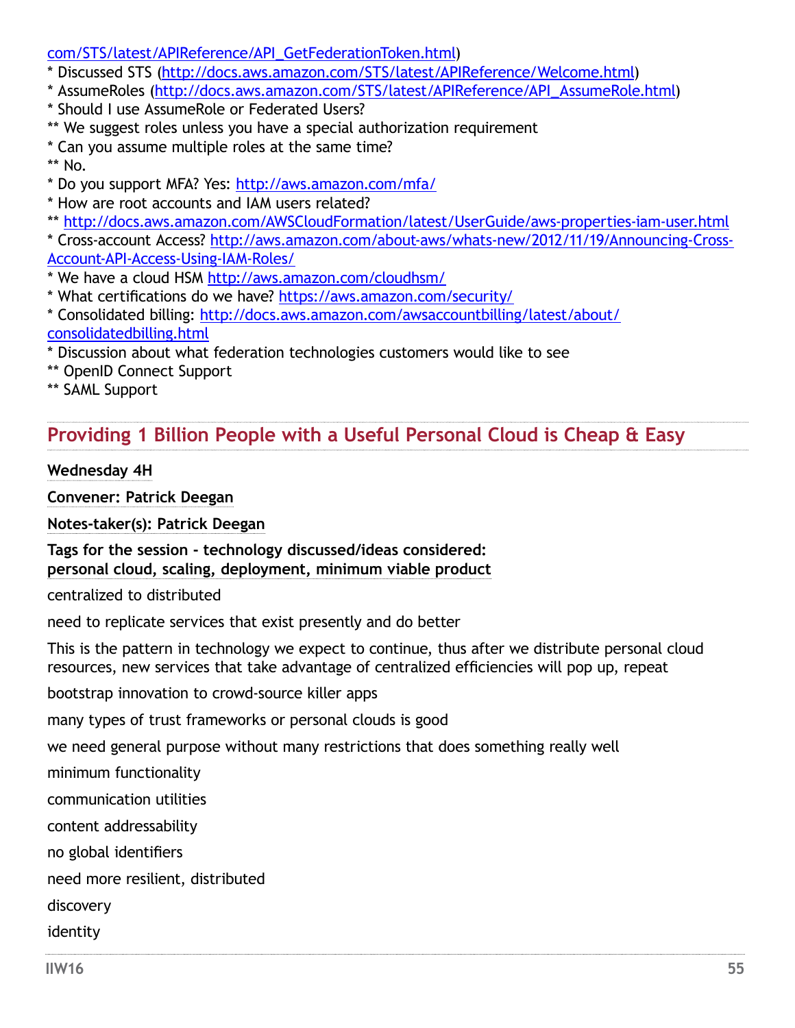com/STS/latest/APIReference/API_GetFederationToken.html)
* Discussed STS (http://docs.aws.amazon.com/STS/latest/APIReference/Welcome.html)
* AssumeRoles (http://docs.aws.amazon.com/STS/latest/APIReference/API_AssumeRole.html)
* Should I use AssumeRole or Federated Users?
** We suggest roles unless you have a special authorization requirement
* Can you assume multiple roles at the same time?
** No.
* Do you support MFA? Yes: http://aws.amazon.com/mfa/
* How are root accounts and IAM users related?
** http://docs.aws.amazon.com/AWSCloudFormation/latest/UserGuide/aws-properties-iam-user.html
* Cross-account Access? http://aws.amazon.com/about-aws/whats-new/2012/11/19/Announcing-Cross-Account-API-Access-Using-IAM-Roles/
* We have a cloud HSM http://aws.amazon.com/cloudhsm/
* What certifications do we have? https://aws.amazon.com/security/
* Consolidated billing: http://docs.aws.amazon.com/awsaccountbilling/latest/about/consolidatedbilling.html
* Discussion about what federation technologies customers would like to see
** OpenID Connect Support
** SAML Support

## Providing 1 Billion People with a Useful Personal Cloud is Cheap & Easy

**Wednesday 4H**

**Convener: Patrick Deegan**

**Notes-taker(s): Patrick Deegan**

**Tags for the session - technology discussed/ideas considered:**
**personal cloud, scaling, deployment, minimum viable product**

centralized to distributed

need to replicate services that exist presently and do better

This is the pattern in technology we expect to continue, thus after we distribute personal cloud resources, new services that take advantage of centralized efficiencies will pop up, repeat

bootstrap innovation to crowd-source killer apps

many types of trust frameworks or personal clouds is good

we need general purpose without many restrictions that does something really well

minimum functionality

communication utilities

content addressability

no global identifiers

need more resilient, distributed

discovery

identity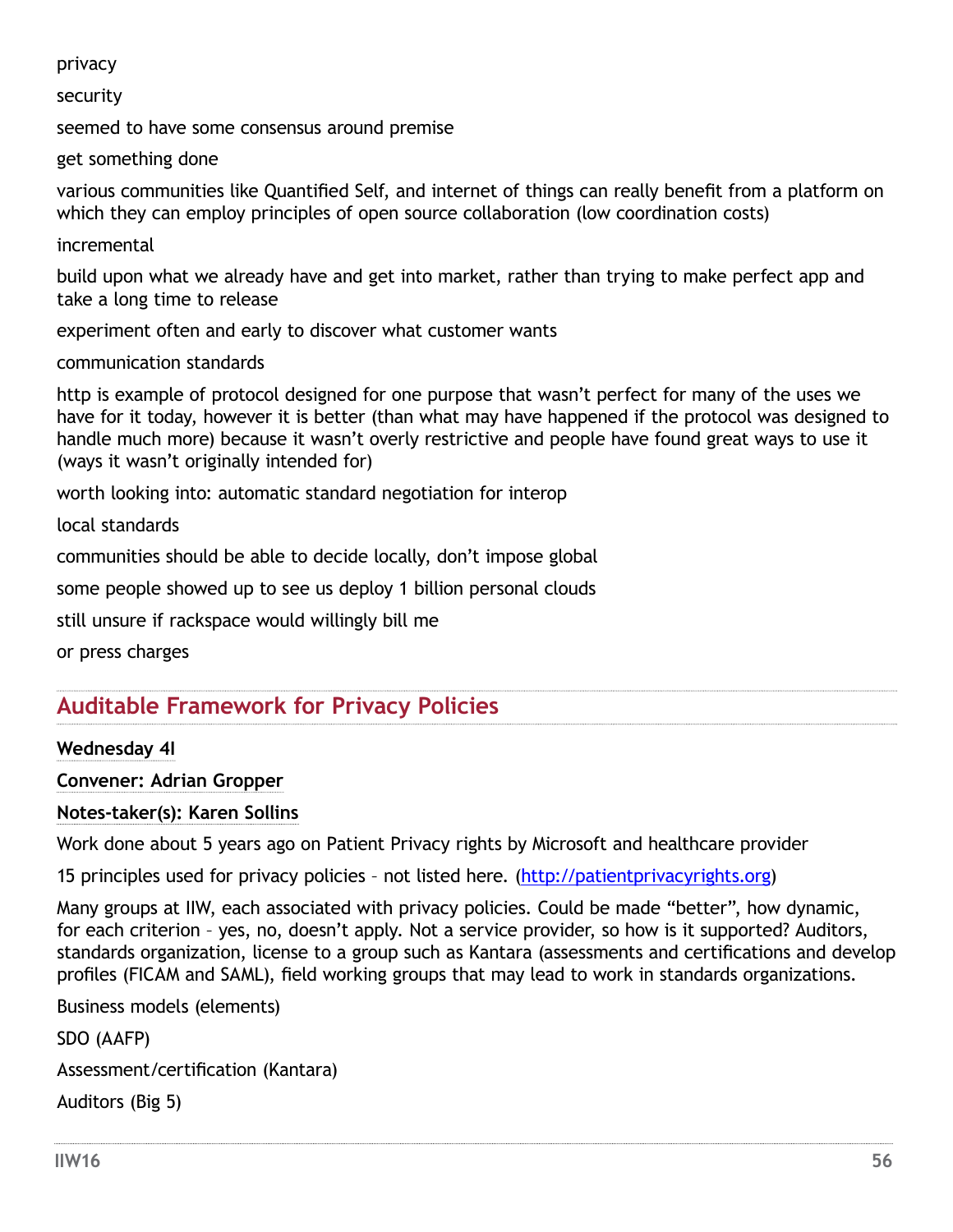privacy

security

seemed to have some consensus around premise

get something done

various communities like Quantified Self, and internet of things can really benefit from a platform on which they can employ principles of open source collaboration (low coordination costs)

incremental

build upon what we already have and get into market, rather than trying to make perfect app and take a long time to release

experiment often and early to discover what customer wants

communication standards

http is example of protocol designed for one purpose that wasn't perfect for many of the uses we have for it today, however it is better (than what may have happened if the protocol was designed to handle much more) because it wasn't overly restrictive and people have found great ways to use it (ways it wasn't originally intended for)

worth looking into: automatic standard negotiation for interop

local standards

communities should be able to decide locally, don't impose global

some people showed up to see us deploy 1 billion personal clouds

still unsure if rackspace would willingly bill me

or press charges

## Auditable Framework for Privacy Policies

**Wednesday 4I**

**Convener: Adrian Gropper**

**Notes-taker(s): Karen Sollins**

Work done about 5 years ago on Patient Privacy rights by Microsoft and healthcare provider

15 principles used for privacy policies – not listed here. (http://patientprivacyrights.org)

Many groups at IIW, each associated with privacy policies. Could be made "better", how dynamic, for each criterion – yes, no, doesn't apply. Not a service provider, so how is it supported? Auditors, standards organization, license to a group such as Kantara (assessments and certifications and develop profiles (FICAM and SAML), field working groups that may lead to work in standards organizations.

Business models (elements)

SDO (AAFP)

Assessment/certification (Kantara)

Auditors (Big 5)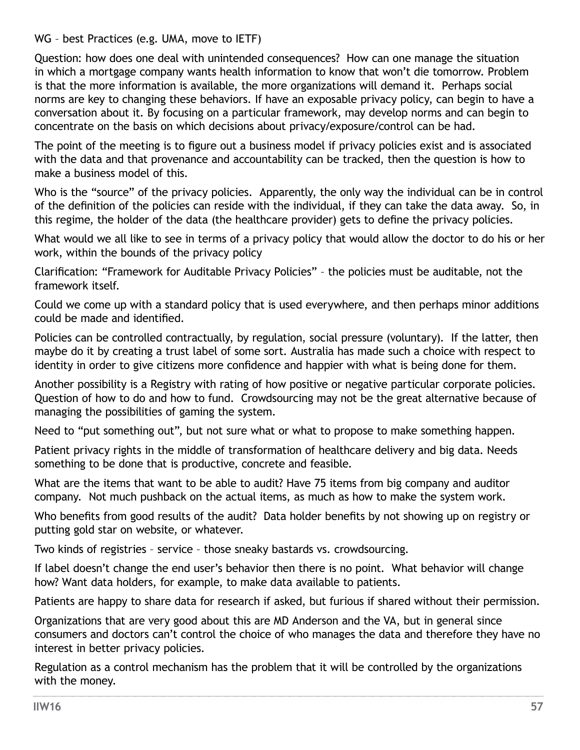WG – best Practices (e.g. UMA, move to IETF)

Question: how does one deal with unintended consequences? How can one manage the situation in which a mortgage company wants health information to know that won't die tomorrow. Problem is that the more information is available, the more organizations will demand it. Perhaps social norms are key to changing these behaviors. If have an exposable privacy policy, can begin to have a conversation about it. By focusing on a particular framework, may develop norms and can begin to concentrate on the basis on which decisions about privacy/exposure/control can be had.

The point of the meeting is to figure out a business model if privacy policies exist and is associated with the data and that provenance and accountability can be tracked, then the question is how to make a business model of this.

Who is the "source" of the privacy policies. Apparently, the only way the individual can be in control of the definition of the policies can reside with the individual, if they can take the data away. So, in this regime, the holder of the data (the healthcare provider) gets to define the privacy policies.

What would we all like to see in terms of a privacy policy that would allow the doctor to do his or her work, within the bounds of the privacy policy

Clarification: "Framework for Auditable Privacy Policies" – the policies must be auditable, not the framework itself.

Could we come up with a standard policy that is used everywhere, and then perhaps minor additions could be made and identified.

Policies can be controlled contractually, by regulation, social pressure (voluntary). If the latter, then maybe do it by creating a trust label of some sort. Australia has made such a choice with respect to identity in order to give citizens more confidence and happier with what is being done for them.

Another possibility is a Registry with rating of how positive or negative particular corporate policies. Question of how to do and how to fund. Crowdsourcing may not be the great alternative because of managing the possibilities of gaming the system.

Need to "put something out", but not sure what or what to propose to make something happen.

Patient privacy rights in the middle of transformation of healthcare delivery and big data. Needs something to be done that is productive, concrete and feasible.

What are the items that want to be able to audit? Have 75 items from big company and auditor company. Not much pushback on the actual items, as much as how to make the system work.

Who benefits from good results of the audit? Data holder benefits by not showing up on registry or putting gold star on website, or whatever.

Two kinds of registries – service – those sneaky bastards vs. crowdsourcing.

If label doesn't change the end user's behavior then there is no point. What behavior will change how? Want data holders, for example, to make data available to patients.

Patients are happy to share data for research if asked, but furious if shared without their permission.

Organizations that are very good about this are MD Anderson and the VA, but in general since consumers and doctors can't control the choice of who manages the data and therefore they have no interest in better privacy policies.

Regulation as a control mechanism has the problem that it will be controlled by the organizations with the money.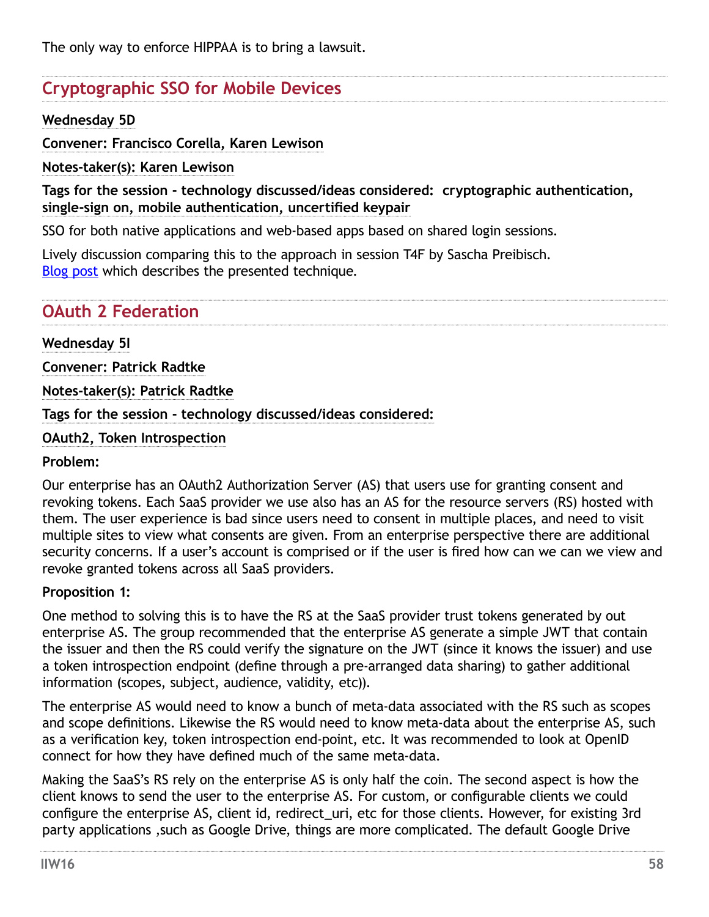The only way to enforce HIPPAA is to bring a lawsuit.

## Cryptographic SSO for Mobile Devices

**Wednesday 5D**

**Convener: Francisco Corella, Karen Lewison**

**Notes-taker(s): Karen Lewison**

**Tags for the session - technology discussed/ideas considered: cryptographic authentication, single-sign on, mobile authentication, uncertified keypair**

SSO for both native applications and web-based apps based on shared login sessions.

Lively discussion comparing this to the approach in session T4F by Sascha Preibisch.
Blog post which describes the presented technique.

## OAuth 2 Federation

**Wednesday 5I**

**Convener: Patrick Radtke**

**Notes-taker(s): Patrick Radtke**

**Tags for the session - technology discussed/ideas considered:**

**OAuth2, Token Introspection**

**Problem:**

Our enterprise has an OAuth2 Authorization Server (AS) that users use for granting consent and revoking tokens. Each SaaS provider we use also has an AS for the resource servers (RS) hosted with them. The user experience is bad since users need to consent in multiple places, and need to visit multiple sites to view what consents are given. From an enterprise perspective there are additional security concerns. If a user's account is comprised or if the user is fired how can we can we view and revoke granted tokens across all SaaS providers.

**Proposition 1:**

One method to solving this is to have the RS at the SaaS provider trust tokens generated by out enterprise AS. The group recommended that the enterprise AS generate a simple JWT that contain the issuer and then the RS could verify the signature on the JWT (since it knows the issuer) and use a token introspection endpoint (define through a pre-arranged data sharing) to gather additional information (scopes, subject, audience, validity, etc)).

The enterprise AS would need to know a bunch of meta-data associated with the RS such as scopes and scope definitions. Likewise the RS would need to know meta-data about the enterprise AS, such as a verification key, token introspection end-point, etc. It was recommended to look at OpenID connect for how they have defined much of the same meta-data.

Making the SaaS's RS rely on the enterprise AS is only half the coin. The second aspect is how the client knows to send the user to the enterprise AS. For custom, or configurable clients we could configure the enterprise AS, client id, redirect_uri, etc for those clients. However, for existing 3rd party applications ,such as Google Drive, things are more complicated. The default Google Drive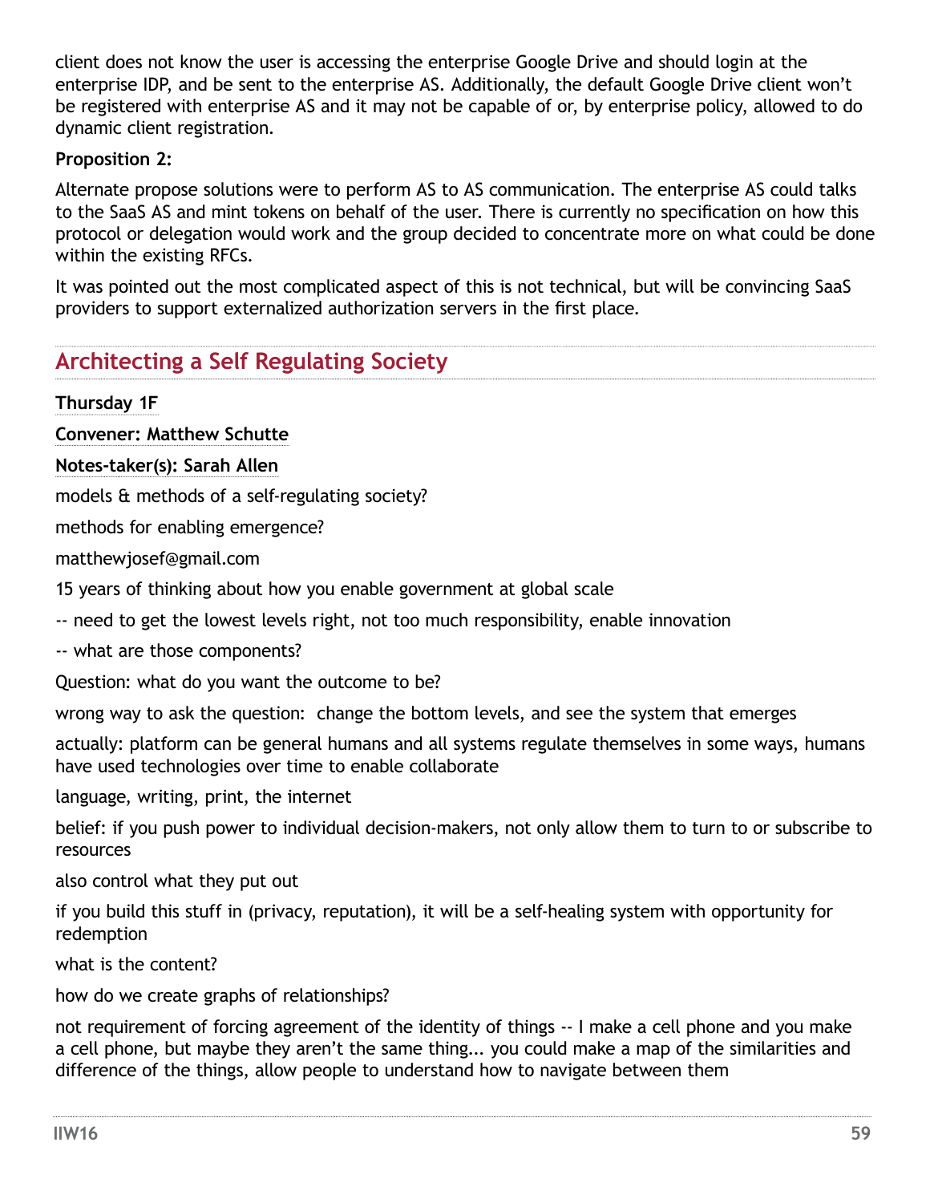client does not know the user is accessing the enterprise Google Drive and should login at the enterprise IDP, and be sent to the enterprise AS. Additionally, the default Google Drive client won't be registered with enterprise AS and it may not be capable of or, by enterprise policy, allowed to do dynamic client registration.

**Proposition 2:**

Alternate propose solutions were to perform AS to AS communication. The enterprise AS could talks to the SaaS AS and mint tokens on behalf of the user. There is currently no specification on how this protocol or delegation would work and the group decided to concentrate more on what could be done within the existing RFCs.

It was pointed out the most complicated aspect of this is not technical, but will be convincing SaaS providers to support externalized authorization servers in the first place.

## Architecting a Self Regulating Society

**Thursday 1F**

**Convener: Matthew Schutte**

**Notes-taker(s): Sarah Allen**

models & methods of a self-regulating society?

methods for enabling emergence?

matthewjosef@gmail.com

15 years of thinking about how you enable government at global scale

-- need to get the lowest levels right, not too much responsibility, enable innovation

-- what are those components?

Question: what do you want the outcome to be?

wrong way to ask the question: change the bottom levels, and see the system that emerges

actually: platform can be general humans and all systems regulate themselves in some ways, humans have used technologies over time to enable collaborate

language, writing, print, the internet

belief: if you push power to individual decision-makers, not only allow them to turn to or subscribe to resources

also control what they put out

if you build this stuff in (privacy, reputation), it will be a self-healing system with opportunity for redemption

what is the content?

how do we create graphs of relationships?

not requirement of forcing agreement of the identity of things -- I make a cell phone and you make a cell phone, but maybe they aren't the same thing... you could make a map of the similarities and difference of the things, allow people to understand how to navigate between them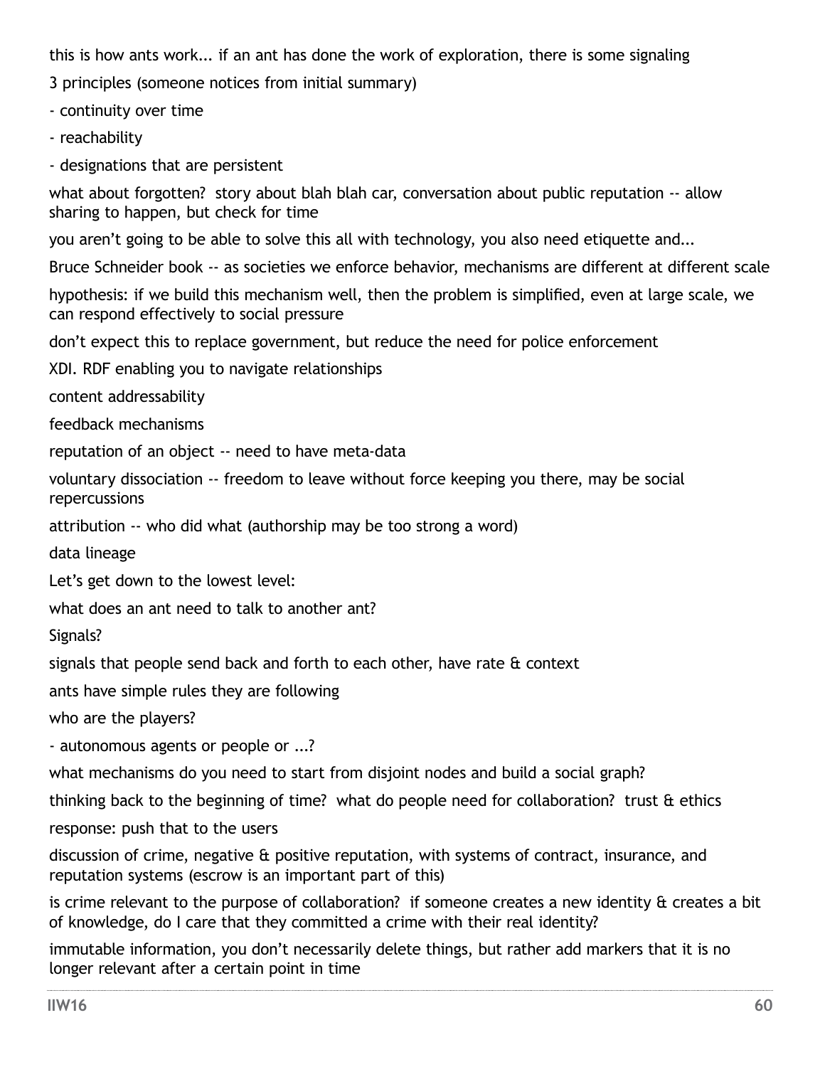this is how ants work... if an ant has done the work of exploration, there is some signaling

3 principles (someone notices from initial summary)

- continuity over time
- reachability
- designations that are persistent

what about forgotten? story about blah blah car, conversation about public reputation -- allow sharing to happen, but check for time

you aren't going to be able to solve this all with technology, you also need etiquette and...

Bruce Schneider book -- as societies we enforce behavior, mechanisms are different at different scale

hypothesis: if we build this mechanism well, then the problem is simplified, even at large scale, we can respond effectively to social pressure

don't expect this to replace government, but reduce the need for police enforcement

XDI. RDF enabling you to navigate relationships

content addressability

feedback mechanisms

reputation of an object -- need to have meta-data

voluntary dissociation -- freedom to leave without force keeping you there, may be social repercussions

attribution -- who did what (authorship may be too strong a word)

data lineage

Let's get down to the lowest level:

what does an ant need to talk to another ant?

Signals?

signals that people send back and forth to each other, have rate & context

ants have simple rules they are following

who are the players?

- autonomous agents or people or ...?

what mechanisms do you need to start from disjoint nodes and build a social graph?

thinking back to the beginning of time? what do people need for collaboration? trust & ethics

response: push that to the users

discussion of crime, negative & positive reputation, with systems of contract, insurance, and reputation systems (escrow is an important part of this)

is crime relevant to the purpose of collaboration? if someone creates a new identity & creates a bit of knowledge, do I care that they committed a crime with their real identity?

immutable information, you don't necessarily delete things, but rather add markers that it is no longer relevant after a certain point in time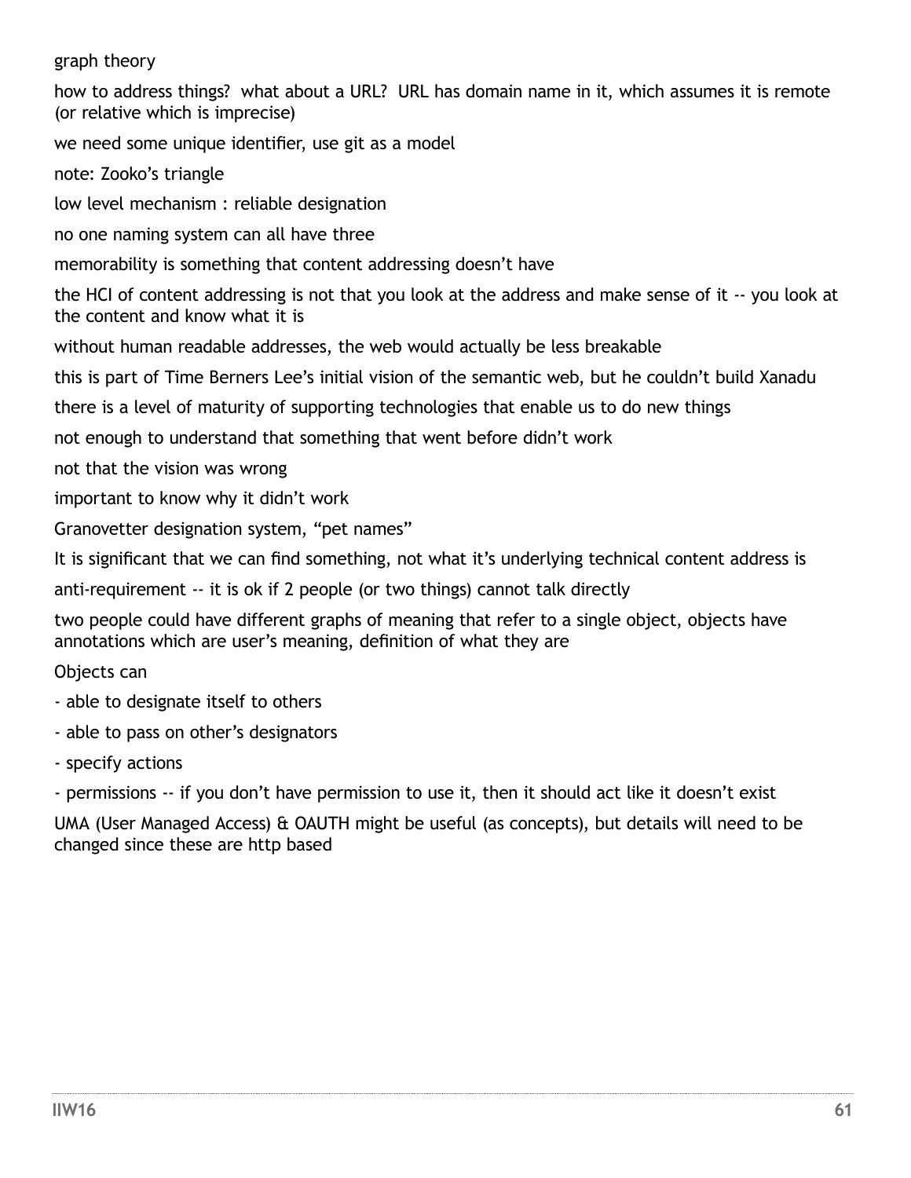graph theory

how to address things?  what about a URL?  URL has domain name in it, which assumes it is remote (or relative which is imprecise)

we need some unique identifier, use git as a model

note: Zooko's triangle

low level mechanism : reliable designation

no one naming system can all have three

memorability is something that content addressing doesn't have

the HCI of content addressing is not that you look at the address and make sense of it -- you look at the content and know what it is

without human readable addresses, the web would actually be less breakable

this is part of Time Berners Lee's initial vision of the semantic web, but he couldn't build Xanadu

there is a level of maturity of supporting technologies that enable us to do new things

not enough to understand that something that went before didn't work

not that the vision was wrong

important to know why it didn't work

Granovetter designation system, "pet names"

It is significant that we can find something, not what it's underlying technical content address is

anti-requirement -- it is ok if 2 people (or two things) cannot talk directly

two people could have different graphs of meaning that refer to a single object, objects have annotations which are user's meaning, definition of what they are

Objects can

- able to designate itself to others
- able to pass on other's designators
- specify actions
- permissions -- if you don't have permission to use it, then it should act like it doesn't exist

UMA (User Managed Access) & OAUTH might be useful (as concepts), but details will need to be changed since these are http based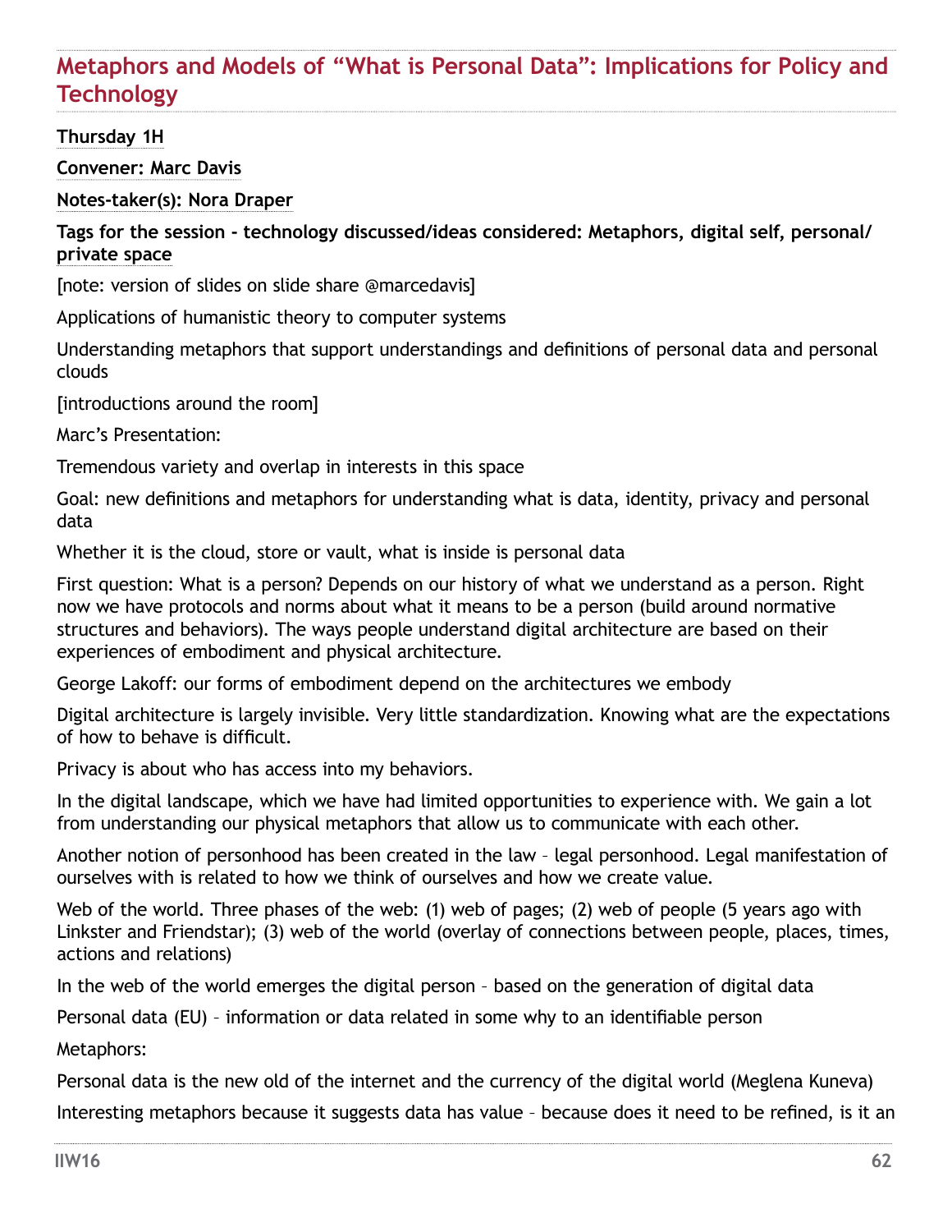## Metaphors and Models of "What is Personal Data": Implications for Policy and Technology

**Thursday 1H**

**Convener: Marc Davis**

**Notes-taker(s): Nora Draper**

**Tags for the session - technology discussed/ideas considered: Metaphors, digital self, personal/ private space**

[note: version of slides on slide share @marcedavis]

Applications of humanistic theory to computer systems

Understanding metaphors that support understandings and definitions of personal data and personal clouds

[introductions around the room]

Marc's Presentation:

Tremendous variety and overlap in interests in this space

Goal: new definitions and metaphors for understanding what is data, identity, privacy and personal data

Whether it is the cloud, store or vault, what is inside is personal data

First question: What is a person? Depends on our history of what we understand as a person. Right now we have protocols and norms about what it means to be a person (build around normative structures and behaviors). The ways people understand digital architecture are based on their experiences of embodiment and physical architecture.

George Lakoff: our forms of embodiment depend on the architectures we embody

Digital architecture is largely invisible. Very little standardization. Knowing what are the expectations of how to behave is difficult.

Privacy is about who has access into my behaviors.

In the digital landscape, which we have had limited opportunities to experience with. We gain a lot from understanding our physical metaphors that allow us to communicate with each other.

Another notion of personhood has been created in the law – legal personhood. Legal manifestation of ourselves with is related to how we think of ourselves and how we create value.

Web of the world. Three phases of the web: (1) web of pages; (2) web of people (5 years ago with Linkster and Friendstar); (3) web of the world (overlay of connections between people, places, times, actions and relations)

In the web of the world emerges the digital person – based on the generation of digital data

Personal data (EU) – information or data related in some why to an identifiable person

Metaphors:

Personal data is the new old of the internet and the currency of the digital world (Meglena Kuneva)

Interesting metaphors because it suggests data has value – because does it need to be refined, is it an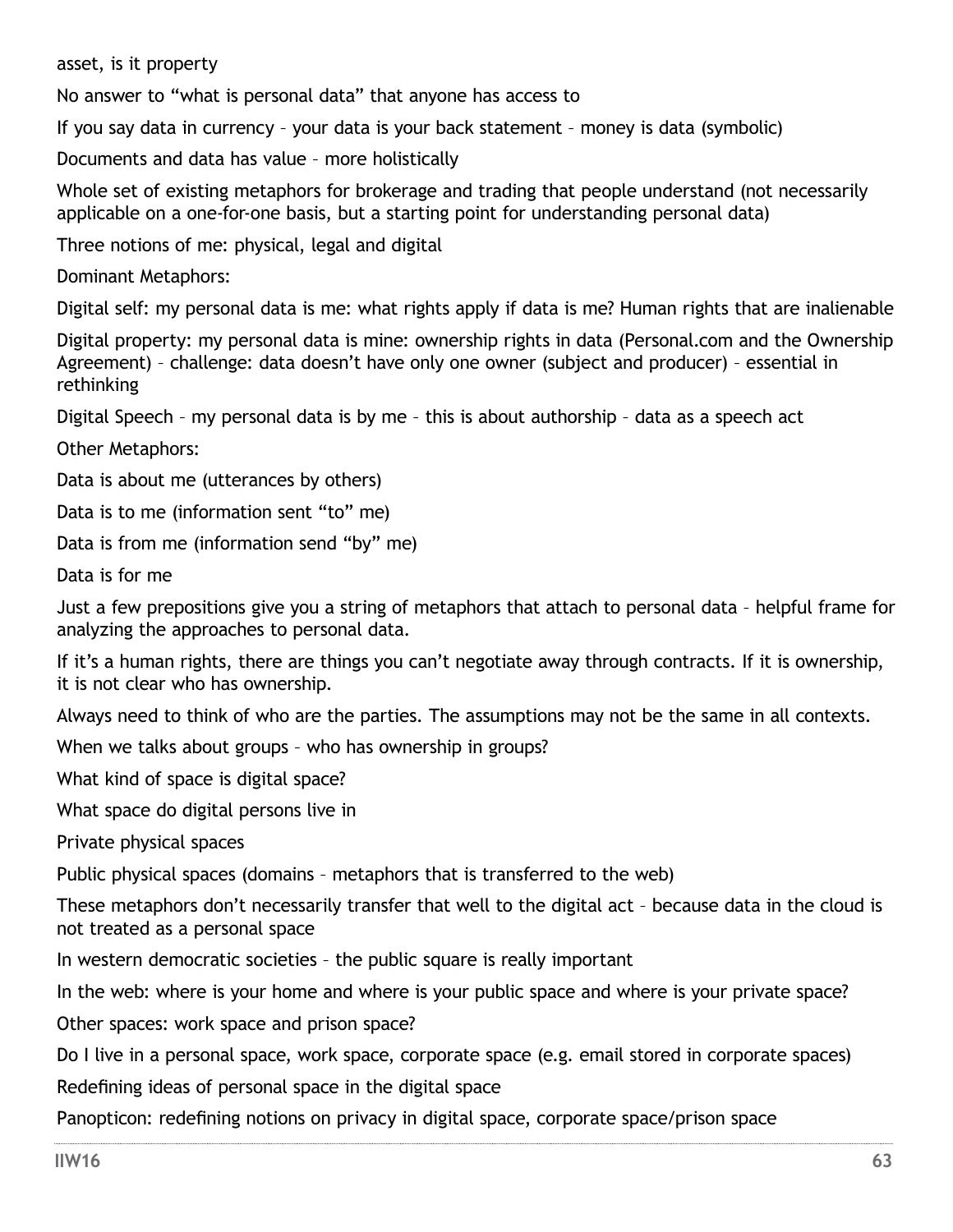asset, is it property

No answer to “what is personal data” that anyone has access to

If you say data in currency – your data is your back statement – money is data (symbolic)

Documents and data has value – more holistically

Whole set of existing metaphors for brokerage and trading that people understand (not necessarily applicable on a one-for-one basis, but a starting point for understanding personal data)

Three notions of me: physical, legal and digital

Dominant Metaphors:

Digital self: my personal data is me: what rights apply if data is me? Human rights that are inalienable

Digital property: my personal data is mine: ownership rights in data (Personal.com and the Ownership Agreement) – challenge: data doesn’t have only one owner (subject and producer) – essential in rethinking

Digital Speech – my personal data is by me – this is about authorship – data as a speech act

Other Metaphors:

Data is about me (utterances by others)

Data is to me (information sent “to” me)

Data is from me (information send “by” me)

Data is for me

Just a few prepositions give you a string of metaphors that attach to personal data – helpful frame for analyzing the approaches to personal data.

If it’s a human rights, there are things you can’t negotiate away through contracts. If it is ownership, it is not clear who has ownership.

Always need to think of who are the parties. The assumptions may not be the same in all contexts.

When we talks about groups – who has ownership in groups?

What kind of space is digital space?

What space do digital persons live in

Private physical spaces

Public physical spaces (domains – metaphors that is transferred to the web)

These metaphors don’t necessarily transfer that well to the digital act – because data in the cloud is not treated as a personal space

In western democratic societies – the public square is really important

In the web: where is your home and where is your public space and where is your private space?

Other spaces: work space and prison space?

Do I live in a personal space, work space, corporate space (e.g. email stored in corporate spaces)

Redefining ideas of personal space in the digital space

Panopticon: redefining notions on privacy in digital space, corporate space/prison space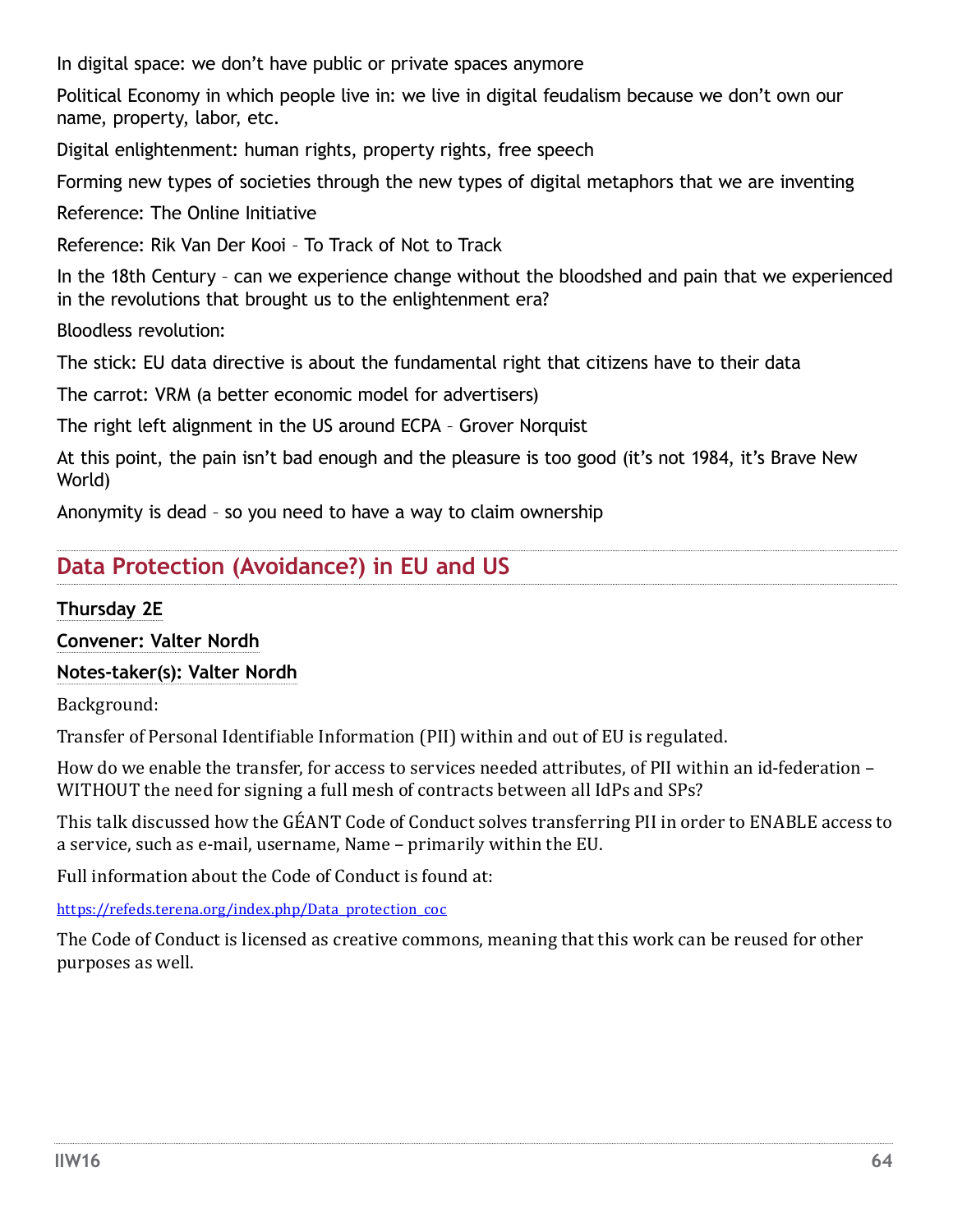In digital space: we don't have public or private spaces anymore

Political Economy in which people live in: we live in digital feudalism because we don't own our name, property, labor, etc.

Digital enlightenment: human rights, property rights, free speech

Forming new types of societies through the new types of digital metaphors that we are inventing

Reference: The Online Initiative

Reference: Rik Van Der Kooi – To Track of Not to Track

In the 18th Century – can we experience change without the bloodshed and pain that we experienced in the revolutions that brought us to the enlightenment era?

Bloodless revolution:

The stick: EU data directive is about the fundamental right that citizens have to their data

The carrot: VRM (a better economic model for advertisers)

The right left alignment in the US around ECPA – Grover Norquist

At this point, the pain isn't bad enough and the pleasure is too good (it's not 1984, it's Brave New World)

Anonymity is dead – so you need to have a way to claim ownership

## Data Protection (Avoidance?) in EU and US

**Thursday 2E**

**Convener: Valter Nordh**

**Notes-taker(s): Valter Nordh**

Background:

Transfer of Personal Identifiable Information (PII) within and out of EU is regulated.

How do we enable the transfer, for access to services needed attributes, of PII within an id-federation – WITHOUT the need for signing a full mesh of contracts between all IdPs and SPs?

This talk discussed how the GÉANT Code of Conduct solves transferring PII in order to ENABLE access to a service, such as e-mail, username, Name – primarily within the EU.

Full information about the Code of Conduct is found at:

https://refeds.terena.org/index.php/Data_protection_coc

The Code of Conduct is licensed as creative commons, meaning that this work can be reused for other purposes as well.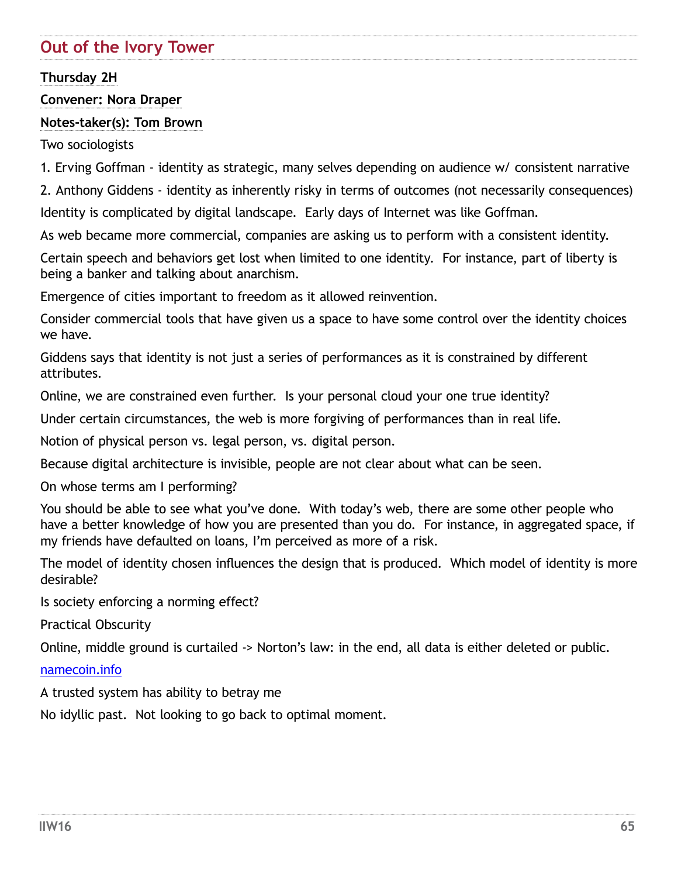## Out of the Ivory Tower

**Thursday 2H**

**Convener: Nora Draper**

**Notes-taker(s): Tom Brown**

Two sociologists

1. Erving Goffman - identity as strategic, many selves depending on audience w/ consistent narrative
2. Anthony Giddens - identity as inherently risky in terms of outcomes (not necessarily consequences)

Identity is complicated by digital landscape. Early days of Internet was like Goffman.

As web became more commercial, companies are asking us to perform with a consistent identity.

Certain speech and behaviors get lost when limited to one identity. For instance, part of liberty is being a banker and talking about anarchism.

Emergence of cities important to freedom as it allowed reinvention.

Consider commercial tools that have given us a space to have some control over the identity choices we have.

Giddens says that identity is not just a series of performances as it is constrained by different attributes.

Online, we are constrained even further. Is your personal cloud your one true identity?

Under certain circumstances, the web is more forgiving of performances than in real life.

Notion of physical person vs. legal person, vs. digital person.

Because digital architecture is invisible, people are not clear about what can be seen.

On whose terms am I performing?

You should be able to see what you've done. With today's web, there are some other people who have a better knowledge of how you are presented than you do. For instance, in aggregated space, if my friends have defaulted on loans, I'm perceived as more of a risk.

The model of identity chosen influences the design that is produced. Which model of identity is more desirable?

Is society enforcing a norming effect?

Practical Obscurity

Online, middle ground is curtailed -> Norton's law: in the end, all data is either deleted or public.

[namecoin.info](namecoin.info)

A trusted system has ability to betray me

No idyllic past. Not looking to go back to optimal moment.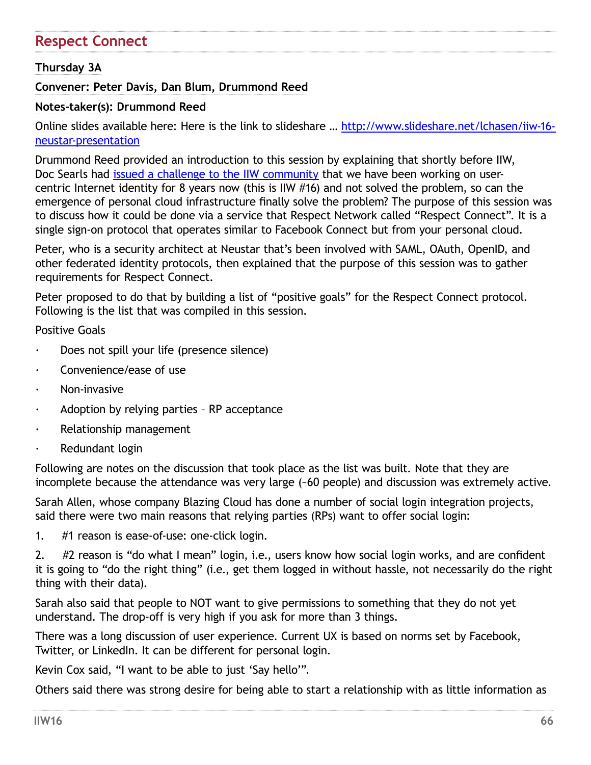## Respect Connect

**Thursday 3A**

**Convener: Peter Davis, Dan Blum, Drummond Reed**

**Notes-taker(s): Drummond Reed**

Online slides available here: Here is the link to slideshare … [http://www.slideshare.net/lchasen/iiw-16-neustar-presentation](http://www.slideshare.net/lchasen/iiw-16-neustar-presentation)

Drummond Reed provided an introduction to this session by explaining that shortly before IIW, Doc Searls had [issued a challenge to the IIW community](#) that we have been working on user-centric Internet identity for 8 years now (this is IIW #16) and not solved the problem, so can the emergence of personal cloud infrastructure finally solve the problem? The purpose of this session was to discuss how it could be done via a service that Respect Network called “Respect Connect”. It is a single sign-on protocol that operates similar to Facebook Connect but from your personal cloud.

Peter, who is a security architect at Neustar that’s been involved with SAML, OAuth, OpenID, and other federated identity protocols, then explained that the purpose of this session was to gather requirements for Respect Connect.

Peter proposed to do that by building a list of “positive goals” for the Respect Connect protocol. Following is the list that was compiled in this session.

Positive Goals

- Does not spill your life (presence silence)
- Convenience/ease of use
- Non-invasive
- Adoption by relying parties – RP acceptance
- Relationship management
- Redundant login

Following are notes on the discussion that took place as the list was built. Note that they are incomplete because the attendance was very large (~60 people) and discussion was extremely active.

Sarah Allen, whose company Blazing Cloud has done a number of social login integration projects, said there were two main reasons that relying parties (RPs) want to offer social login:

1. #1 reason is ease-of-use: one-click login.
2. #2 reason is “do what I mean” login, i.e., users know how social login works, and are confident it is going to “do the right thing” (i.e., get them logged in without hassle, not necessarily do the right thing with their data).

Sarah also said that people to NOT want to give permissions to something that they do not yet understand. The drop-off is very high if you ask for more than 3 things.

There was a long discussion of user experience. Current UX is based on norms set by Facebook, Twitter, or LinkedIn. It can be different for personal login.

Kevin Cox said, “I want to be able to just ‘Say hello’”.

Others said there was strong desire for being able to start a relationship with as little information as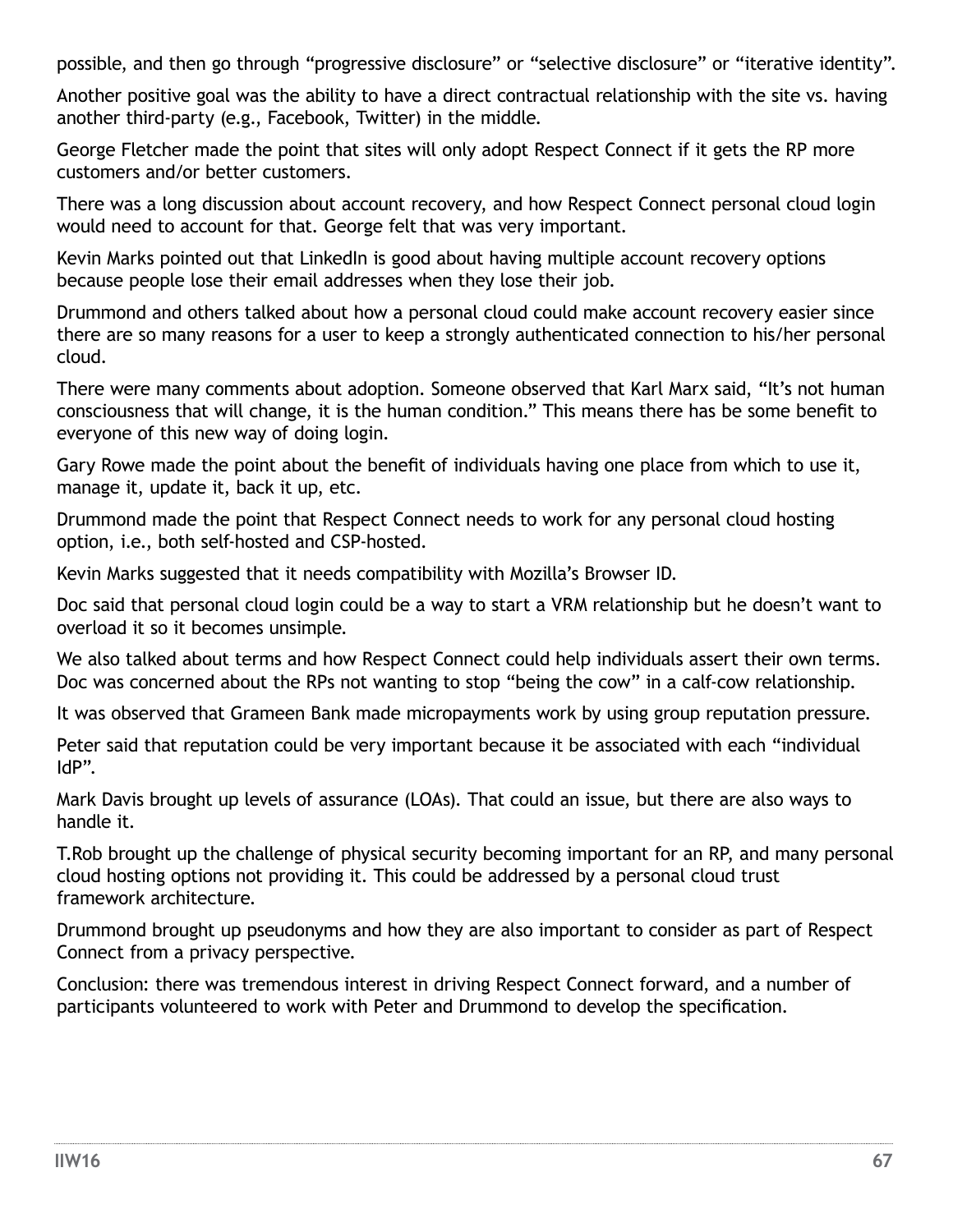possible, and then go through "progressive disclosure" or "selective disclosure" or "iterative identity".

Another positive goal was the ability to have a direct contractual relationship with the site vs. having another third-party (e.g., Facebook, Twitter) in the middle.

George Fletcher made the point that sites will only adopt Respect Connect if it gets the RP more customers and/or better customers.

There was a long discussion about account recovery, and how Respect Connect personal cloud login would need to account for that. George felt that was very important.

Kevin Marks pointed out that LinkedIn is good about having multiple account recovery options because people lose their email addresses when they lose their job.

Drummond and others talked about how a personal cloud could make account recovery easier since there are so many reasons for a user to keep a strongly authenticated connection to his/her personal cloud.

There were many comments about adoption. Someone observed that Karl Marx said, "It's not human consciousness that will change, it is the human condition." This means there has be some benefit to everyone of this new way of doing login.

Gary Rowe made the point about the benefit of individuals having one place from which to use it, manage it, update it, back it up, etc.

Drummond made the point that Respect Connect needs to work for any personal cloud hosting option, i.e., both self-hosted and CSP-hosted.

Kevin Marks suggested that it needs compatibility with Mozilla's Browser ID.

Doc said that personal cloud login could be a way to start a VRM relationship but he doesn't want to overload it so it becomes unsimple.

We also talked about terms and how Respect Connect could help individuals assert their own terms. Doc was concerned about the RPs not wanting to stop "being the cow" in a calf-cow relationship.

It was observed that Grameen Bank made micropayments work by using group reputation pressure.

Peter said that reputation could be very important because it be associated with each "individual IdP".

Mark Davis brought up levels of assurance (LOAs). That could an issue, but there are also ways to handle it.

T.Rob brought up the challenge of physical security becoming important for an RP, and many personal cloud hosting options not providing it. This could be addressed by a personal cloud trust framework architecture.

Drummond brought up pseudonyms and how they are also important to consider as part of Respect Connect from a privacy perspective.

Conclusion: there was tremendous interest in driving Respect Connect forward, and a number of participants volunteered to work with Peter and Drummond to develop the specification.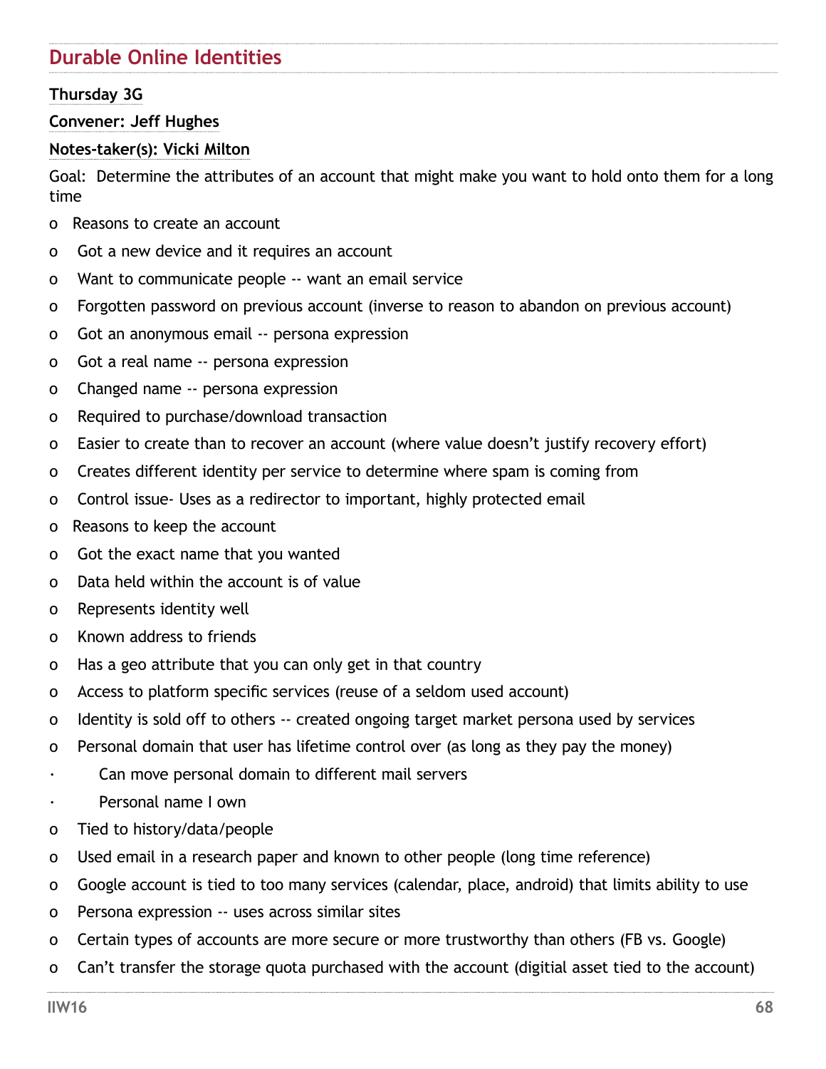## Durable Online Identities

**Thursday 3G**

**Convener: Jeff Hughes**

**Notes-taker(s): Vicki Milton**

Goal: Determine the attributes of an account that might make you want to hold onto them for a long time

- Reasons to create an account
- Got a new device and it requires an account
- Want to communicate people -- want an email service
- Forgotten password on previous account (inverse to reason to abandon on previous account)
- Got an anonymous email -- persona expression
- Got a real name -- persona expression
- Changed name -- persona expression
- Required to purchase/download transaction
- Easier to create than to recover an account (where value doesn't justify recovery effort)
- Creates different identity per service to determine where spam is coming from
- Control issue- Uses as a redirector to important, highly protected email
- Reasons to keep the account
- Got the exact name that you wanted
- Data held within the account is of value
- Represents identity well
- Known address to friends
- Has a geo attribute that you can only get in that country
- Access to platform specific services (reuse of a seldom used account)
- Identity is sold off to others -- created ongoing target market persona used by services
- Personal domain that user has lifetime control over (as long as they pay the money)
  - Can move personal domain to different mail servers
  - Personal name I own
- Tied to history/data/people
- Used email in a research paper and known to other people (long time reference)
- Google account is tied to too many services (calendar, place, android) that limits ability to use
- Persona expression -- uses across similar sites
- Certain types of accounts are more secure or more trustworthy than others (FB vs. Google)
- Can't transfer the storage quota purchased with the account (digitial asset tied to the account)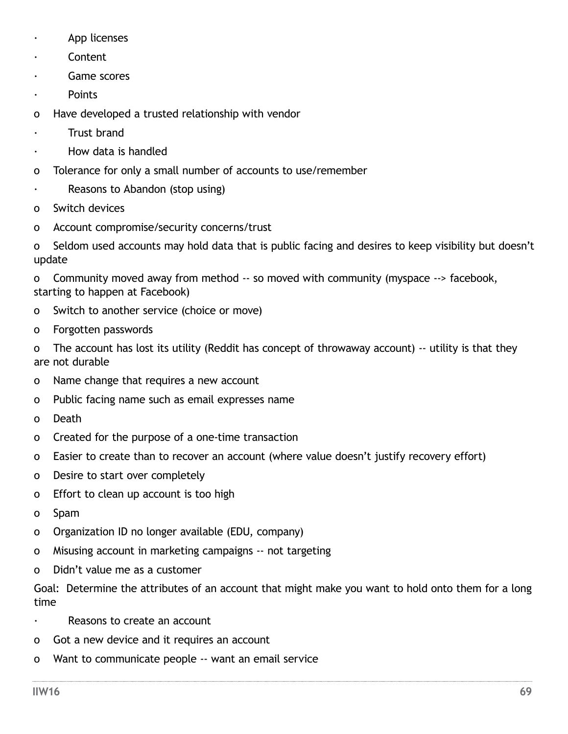- App licenses
- Content
- Game scores
- Points

o Have developed a trusted relationship with vendor

- Trust brand
- How data is handled

o Tolerance for only a small number of accounts to use/remember

- Reasons to Abandon (stop using)

o Switch devices

o Account compromise/security concerns/trust

o Seldom used accounts may hold data that is public facing and desires to keep visibility but doesn't update

o Community moved away from method -- so moved with community (myspace --> facebook, starting to happen at Facebook)

o Switch to another service (choice or move)

o Forgotten passwords

o The account has lost its utility (Reddit has concept of throwaway account) -- utility is that they are not durable

o Name change that requires a new account

o Public facing name such as email expresses name

o Death

o Created for the purpose of a one-time transaction

o Easier to create than to recover an account (where value doesn't justify recovery effort)

o Desire to start over completely

o Effort to clean up account is too high

o Spam

o Organization ID no longer available (EDU, company)

o Misusing account in marketing campaigns -- not targeting

o Didn't value me as a customer

Goal: Determine the attributes of an account that might make you want to hold onto them for a long time

- Reasons to create an account

o Got a new device and it requires an account

o Want to communicate people -- want an email service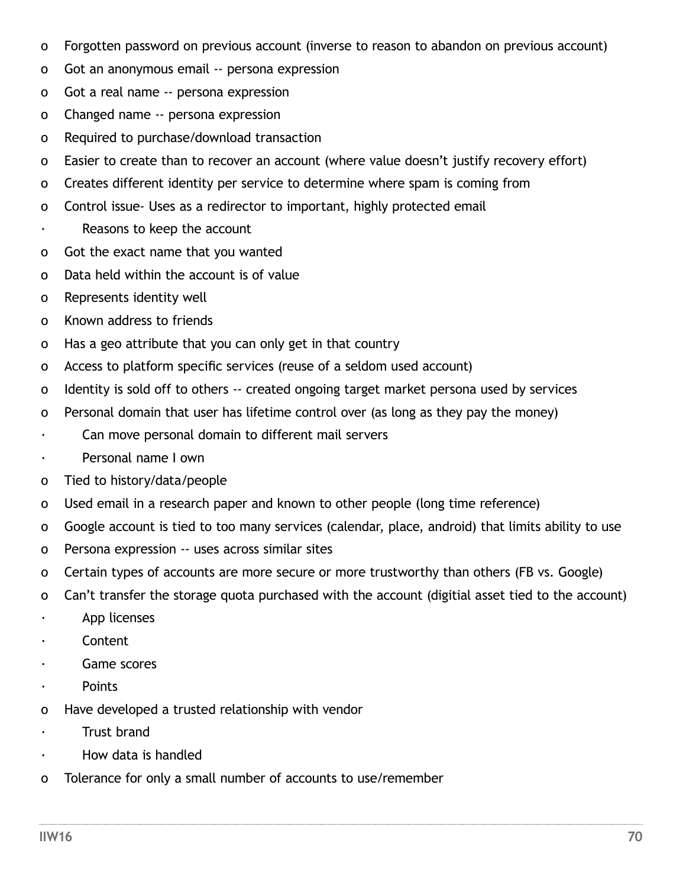- Forgotten password on previous account (inverse to reason to abandon on previous account)
- Got an anonymous email -- persona expression
- Got a real name -- persona expression
- Changed name -- persona expression
- Required to purchase/download transaction
- Easier to create than to recover an account (where value doesn't justify recovery effort)
- Creates different identity per service to determine where spam is coming from
- Control issue- Uses as a redirector to important, highly protected email

- Reasons to keep the account
  - Got the exact name that you wanted
  - Data held within the account is of value
  - Represents identity well
  - Known address to friends
  - Has a geo attribute that you can only get in that country
  - Access to platform specific services (reuse of a seldom used account)
  - Identity is sold off to others -- created ongoing target market persona used by services
  - Personal domain that user has lifetime control over (as long as they pay the money)
    - Can move personal domain to different mail servers
    - Personal name I own
  - Tied to history/data/people
  - Used email in a research paper and known to other people (long time reference)
  - Google account is tied to too many services (calendar, place, android) that limits ability to use
  - Persona expression -- uses across similar sites
  - Certain types of accounts are more secure or more trustworthy than others (FB vs. Google)
  - Can't transfer the storage quota purchased with the account (digitial asset tied to the account)
    - App licenses
    - Content
    - Game scores
    - Points
  - Have developed a trusted relationship with vendor
    - Trust brand
    - How data is handled
  - Tolerance for only a small number of accounts to use/remember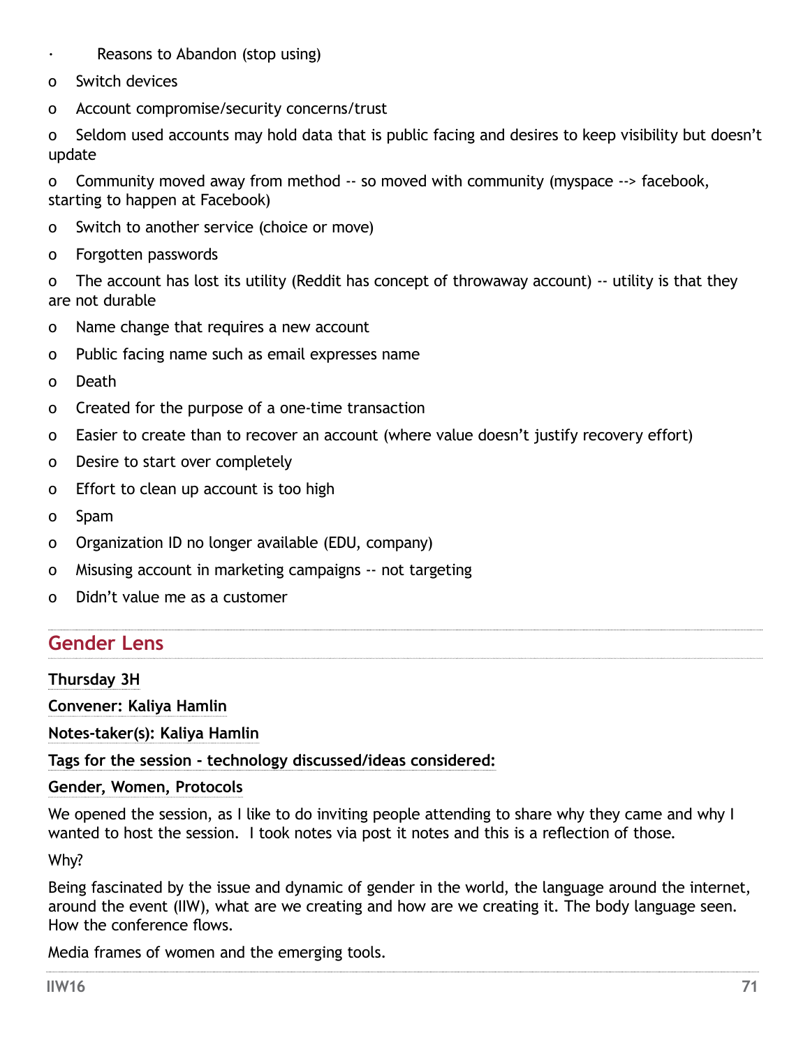- Reasons to Abandon (stop using)
  - Switch devices
  - Account compromise/security concerns/trust
  - Seldom used accounts may hold data that is public facing and desires to keep visibility but doesn't update
  - Community moved away from method -- so moved with community (myspace --> facebook, starting to happen at Facebook)
  - Switch to another service (choice or move)
  - Forgotten passwords
  - The account has lost its utility (Reddit has concept of throwaway account) -- utility is that they are not durable
  - Name change that requires a new account
  - Public facing name such as email expresses name
  - Death
  - Created for the purpose of a one-time transaction
  - Easier to create than to recover an account (where value doesn't justify recovery effort)
  - Desire to start over completely
  - Effort to clean up account is too high
  - Spam
  - Organization ID no longer available (EDU, company)
  - Misusing account in marketing campaigns -- not targeting
  - Didn't value me as a customer

## Gender Lens

**Thursday 3H**

**Convener: Kaliya Hamlin**

**Notes-taker(s): Kaliya Hamlin**

**Tags for the session - technology discussed/ideas considered:**

**Gender, Women, Protocols**

We opened the session, as I like to do inviting people attending to share why they came and why I wanted to host the session. I took notes via post it notes and this is a reflection of those.

Why?

Being fascinated by the issue and dynamic of gender in the world, the language around the internet, around the event (IIW), what are we creating and how are we creating it. The body language seen. How the conference flows.

Media frames of women and the emerging tools.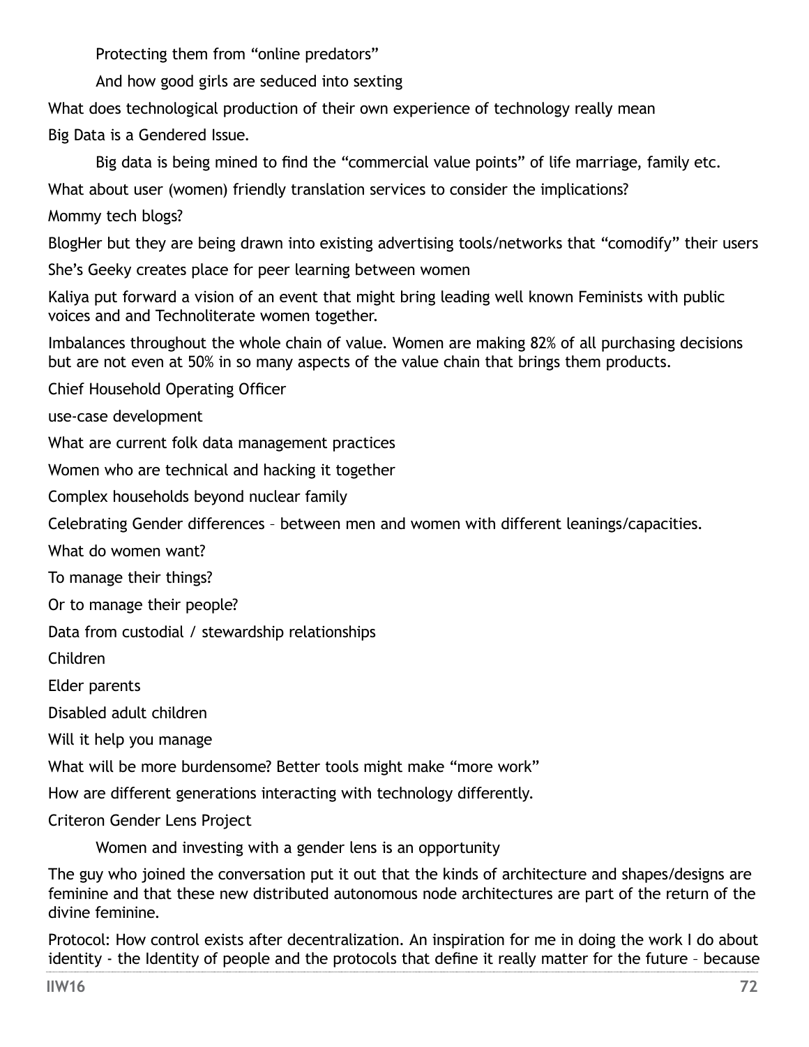Protecting them from "online predators"

And how good girls are seduced into sexting

What does technological production of their own experience of technology really mean

Big Data is a Gendered Issue.

Big data is being mined to find the "commercial value points" of life marriage, family etc.

What about user (women) friendly translation services to consider the implications?

Mommy tech blogs?

BlogHer but they are being drawn into existing advertising tools/networks that "comodify" their users

She's Geeky creates place for peer learning between women

Kaliya put forward a vision of an event that might bring leading well known Feminists with public voices and and Technoliterate women together.

Imbalances throughout the whole chain of value. Women are making 82% of all purchasing decisions but are not even at 50% in so many aspects of the value chain that brings them products.

Chief Household Operating Officer

use-case development

What are current folk data management practices

Women who are technical and hacking it together

Complex households beyond nuclear family

Celebrating Gender differences – between men and women with different leanings/capacities.

What do women want?

To manage their things?

Or to manage their people?

Data from custodial / stewardship relationships

Children

Elder parents

Disabled adult children

Will it help you manage

What will be more burdensome? Better tools might make "more work"

How are different generations interacting with technology differently.

Criteron Gender Lens Project

Women and investing with a gender lens is an opportunity

The guy who joined the conversation put it out that the kinds of architecture and shapes/designs are feminine and that these new distributed autonomous node architectures are part of the return of the divine feminine.

Protocol: How control exists after decentralization. An inspiration for me in doing the work I do about identity - the Identity of people and the protocols that define it really matter for the future – because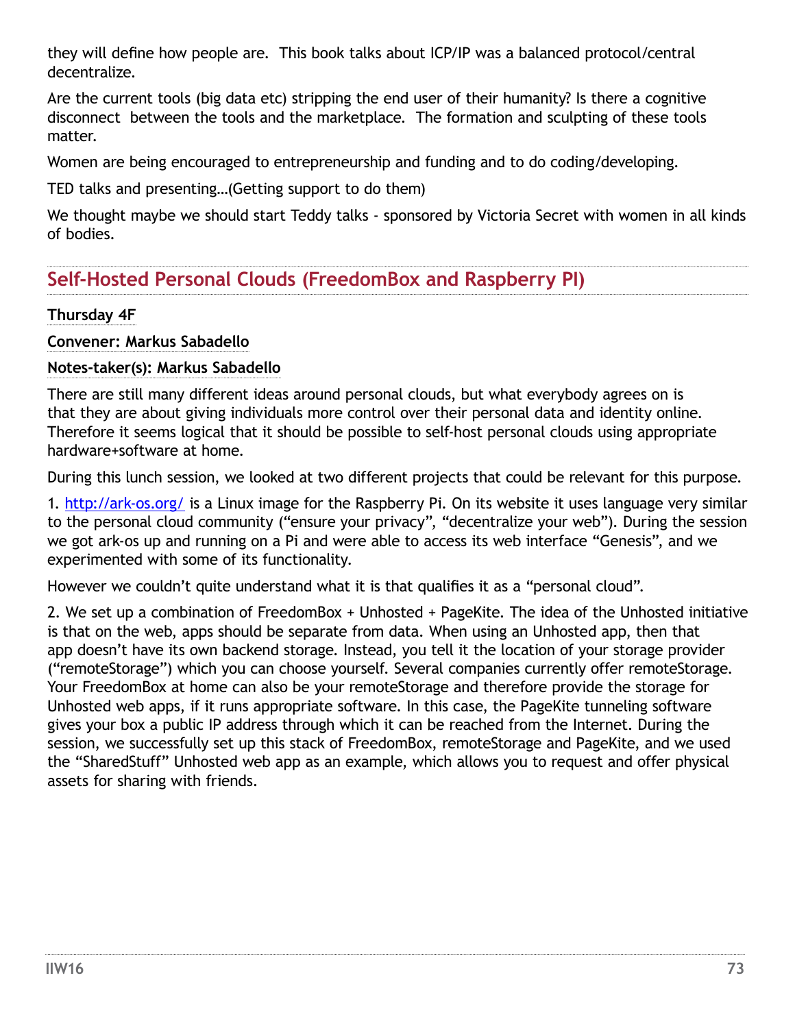they will define how people are.  This book talks about ICP/IP was a balanced protocol/central decentralize.

Are the current tools (big data etc) stripping the end user of their humanity? Is there a cognitive disconnect  between the tools and the marketplace.  The formation and sculpting of these tools matter.

Women are being encouraged to entrepreneurship and funding and to do coding/developing.

TED talks and presenting…(Getting support to do them)

We thought maybe we should start Teddy talks - sponsored by Victoria Secret with women in all kinds of bodies.

## Self-Hosted Personal Clouds (FreedomBox and Raspberry PI)

**Thursday 4F**

**Convener: Markus Sabadello**

**Notes-taker(s): Markus Sabadello**

There are still many different ideas around personal clouds, but what everybody agrees on is that they are about giving individuals more control over their personal data and identity online. Therefore it seems logical that it should be possible to self-host personal clouds using appropriate hardware+software at home.

During this lunch session, we looked at two different projects that could be relevant for this purpose.

1. http://ark-os.org/ is a Linux image for the Raspberry Pi. On its website it uses language very similar to the personal cloud community ("ensure your privacy", "decentralize your web"). During the session we got ark-os up and running on a Pi and were able to access its web interface "Genesis", and we experimented with some of its functionality.

However we couldn't quite understand what it is that qualifies it as a "personal cloud".

2. We set up a combination of FreedomBox + Unhosted + PageKite. The idea of the Unhosted initiative is that on the web, apps should be separate from data. When using an Unhosted app, then that app doesn't have its own backend storage. Instead, you tell it the location of your storage provider ("remoteStorage") which you can choose yourself. Several companies currently offer remoteStorage. Your FreedomBox at home can also be your remoteStorage and therefore provide the storage for Unhosted web apps, if it runs appropriate software. In this case, the PageKite tunneling software gives your box a public IP address through which it can be reached from the Internet. During the session, we successfully set up this stack of FreedomBox, remoteStorage and PageKite, and we used the "SharedStuff" Unhosted web app as an example, which allows you to request and offer physical assets for sharing with friends.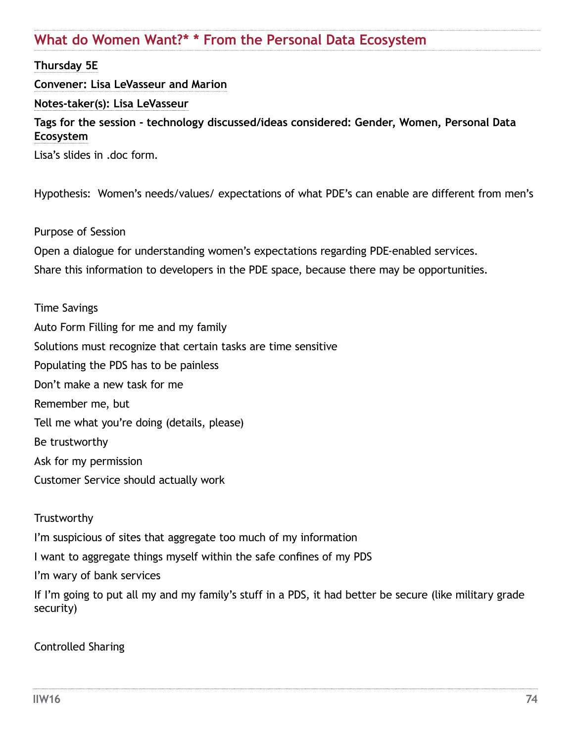## What do Women Want?* * From the Personal Data Ecosystem

**Thursday 5E**

**Convener: Lisa LeVasseur and Marion**

**Notes-taker(s): Lisa LeVasseur**

**Tags for the session - technology discussed/ideas considered: Gender, Women, Personal Data Ecosystem**

Lisa's slides in .doc form.

Hypothesis: Women's needs/values/ expectations of what PDE's can enable are different from men's

Purpose of Session

Open a dialogue for understanding women's expectations regarding PDE-enabled services.

Share this information to developers in the PDE space, because there may be opportunities.

Time Savings

Auto Form Filling for me and my family

Solutions must recognize that certain tasks are time sensitive

Populating the PDS has to be painless

Don't make a new task for me

Remember me, but

Tell me what you're doing (details, please)

Be trustworthy

Ask for my permission

Customer Service should actually work

Trustworthy

I'm suspicious of sites that aggregate too much of my information

I want to aggregate things myself within the safe confines of my PDS

I'm wary of bank services

If I'm going to put all my and my family's stuff in a PDS, it had better be secure (like military grade security)

Controlled Sharing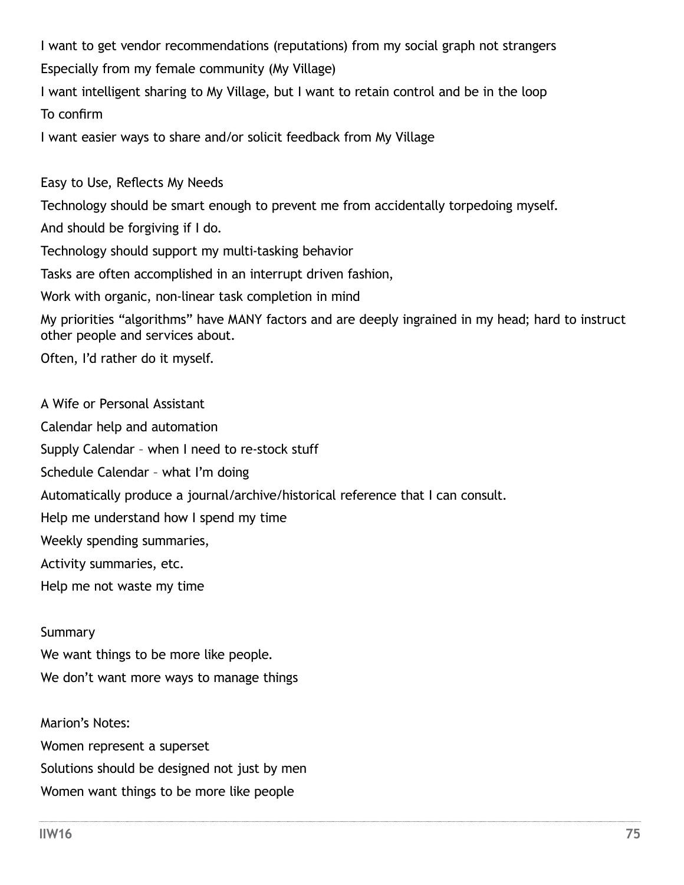I want to get vendor recommendations (reputations) from my social graph not strangers

Especially from my female community (My Village)

I want intelligent sharing to My Village, but I want to retain control and be in the loop

To confirm

I want easier ways to share and/or solicit feedback from My Village

Easy to Use, Reflects My Needs

Technology should be smart enough to prevent me from accidentally torpedoing myself.

And should be forgiving if I do.

Technology should support my multi-tasking behavior

Tasks are often accomplished in an interrupt driven fashion,

Work with organic, non-linear task completion in mind

My priorities "algorithms" have MANY factors and are deeply ingrained in my head; hard to instruct other people and services about.

Often, I'd rather do it myself.

A Wife or Personal Assistant

Calendar help and automation

Supply Calendar – when I need to re-stock stuff

Schedule Calendar – what I'm doing

Automatically produce a journal/archive/historical reference that I can consult.

Help me understand how I spend my time

Weekly spending summaries,

Activity summaries, etc.

Help me not waste my time

Summary

We want things to be more like people.

We don't want more ways to manage things

Marion's Notes:

Women represent a superset

Solutions should be designed not just by men

Women want things to be more like people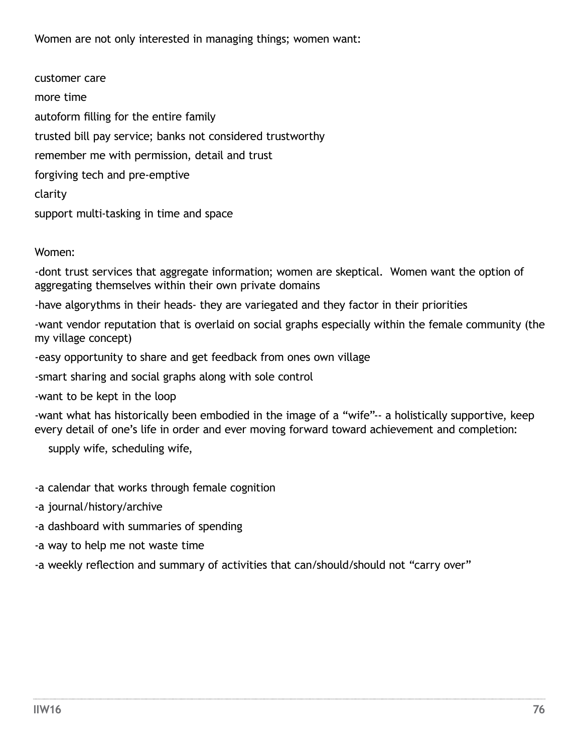Women are not only interested in managing things; women want:

customer care

more time

autoform filling for the entire family

trusted bill pay service; banks not considered trustworthy

remember me with permission, detail and trust

forgiving tech and pre-emptive

clarity

support multi-tasking in time and space

Women:

-dont trust services that aggregate information; women are skeptical. Women want the option of aggregating themselves within their own private domains

-have algorythms in their heads- they are variegated and they factor in their priorities

-want vendor reputation that is overlaid on social graphs especially within the female community (the my village concept)

-easy opportunity to share and get feedback from ones own village

-smart sharing and social graphs along with sole control

-want to be kept in the loop

-want what has historically been embodied in the image of a "wife"-- a holistically supportive, keep every detail of one's life in order and ever moving forward toward achievement and completion:

   supply wife, scheduling wife,

-a calendar that works through female cognition

-a journal/history/archive

-a dashboard with summaries of spending

-a way to help me not waste time

-a weekly reflection and summary of activities that can/should/should not "carry over"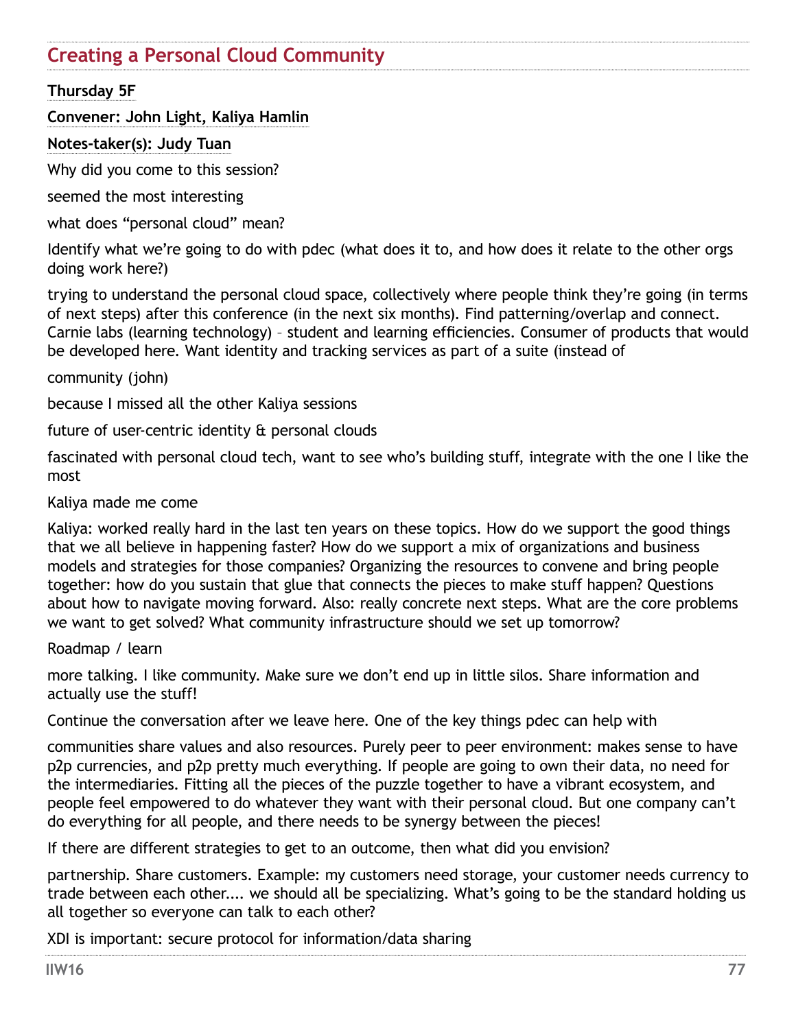## Creating a Personal Cloud Community

**Thursday 5F**

**Convener: John Light, Kaliya Hamlin**

**Notes-taker(s): Judy Tuan**

Why did you come to this session?

seemed the most interesting

what does "personal cloud" mean?

Identify what we're going to do with pdec (what does it to, and how does it relate to the other orgs doing work here?)

trying to understand the personal cloud space, collectively where people think they're going (in terms of next steps) after this conference (in the next six months). Find patterning/overlap and connect. Carnie labs (learning technology) – student and learning efficiencies. Consumer of products that would be developed here. Want identity and tracking services as part of a suite (instead of

community (john)

because I missed all the other Kaliya sessions

future of user-centric identity & personal clouds

fascinated with personal cloud tech, want to see who's building stuff, integrate with the one I like the most

Kaliya made me come

Kaliya: worked really hard in the last ten years on these topics. How do we support the good things that we all believe in happening faster? How do we support a mix of organizations and business models and strategies for those companies? Organizing the resources to convene and bring people together: how do you sustain that glue that connects the pieces to make stuff happen? Questions about how to navigate moving forward. Also: really concrete next steps. What are the core problems we want to get solved? What community infrastructure should we set up tomorrow?

Roadmap / learn

more talking. I like community. Make sure we don't end up in little silos. Share information and actually use the stuff!

Continue the conversation after we leave here. One of the key things pdec can help with

communities share values and also resources. Purely peer to peer environment: makes sense to have p2p currencies, and p2p pretty much everything. If people are going to own their data, no need for the intermediaries. Fitting all the pieces of the puzzle together to have a vibrant ecosystem, and people feel empowered to do whatever they want with their personal cloud. But one company can't do everything for all people, and there needs to be synergy between the pieces!

If there are different strategies to get to an outcome, then what did you envision?

partnership. Share customers. Example: my customers need storage, your customer needs currency to trade between each other.... we should all be specializing. What's going to be the standard holding us all together so everyone can talk to each other?

XDI is important: secure protocol for information/data sharing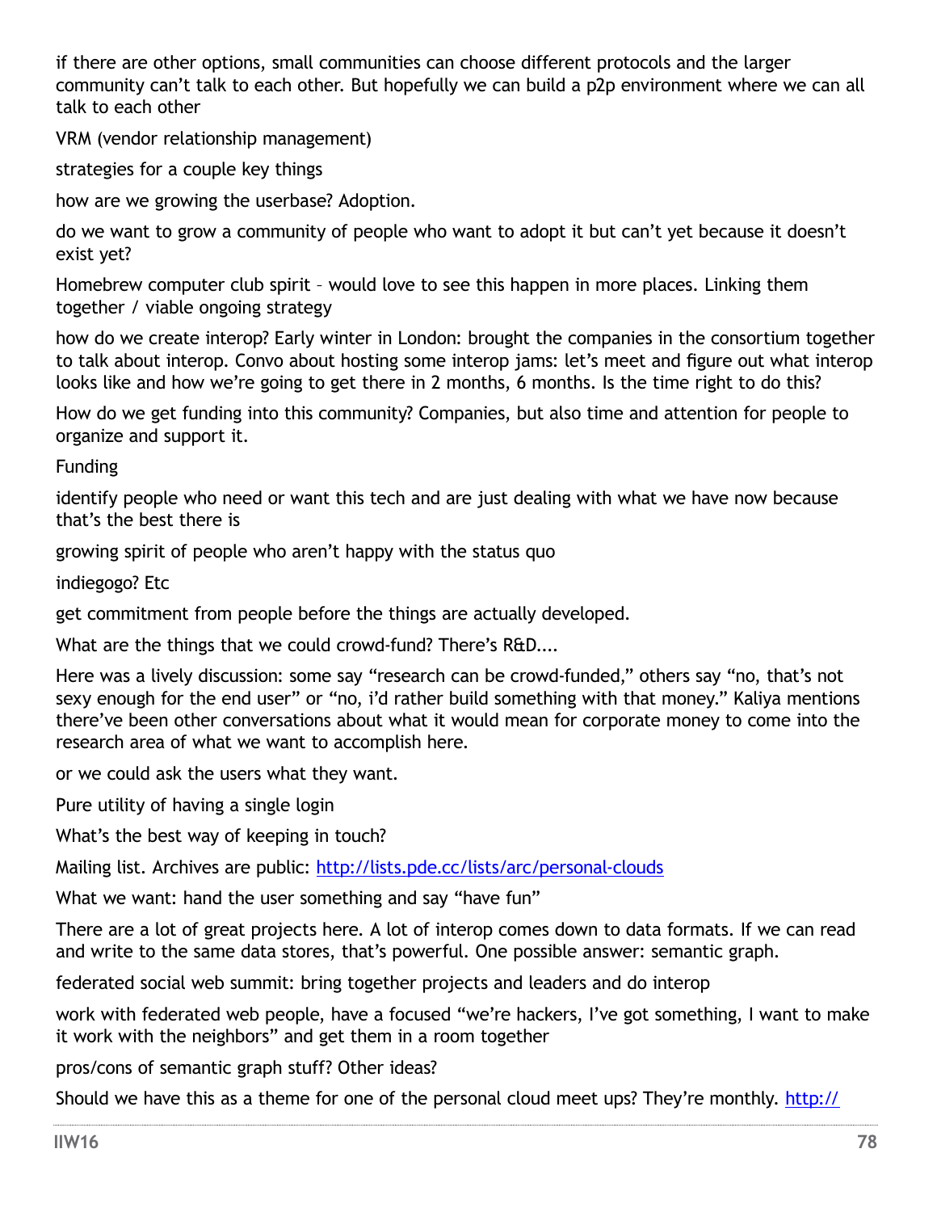if there are other options, small communities can choose different protocols and the larger community can't talk to each other. But hopefully we can build a p2p environment where we can all talk to each other

VRM (vendor relationship management)

strategies for a couple key things

how are we growing the userbase? Adoption.

do we want to grow a community of people who want to adopt it but can't yet because it doesn't exist yet?

Homebrew computer club spirit – would love to see this happen in more places. Linking them together / viable ongoing strategy

how do we create interop? Early winter in London: brought the companies in the consortium together to talk about interop. Convo about hosting some interop jams: let's meet and figure out what interop looks like and how we're going to get there in 2 months, 6 months. Is the time right to do this?

How do we get funding into this community? Companies, but also time and attention for people to organize and support it.

Funding

identify people who need or want this tech and are just dealing with what we have now because that's the best there is

growing spirit of people who aren't happy with the status quo

indiegogo? Etc

get commitment from people before the things are actually developed.

What are the things that we could crowd-fund? There's R&D....

Here was a lively discussion: some say "research can be crowd-funded," others say "no, that's not sexy enough for the end user" or "no, i'd rather build something with that money." Kaliya mentions there've been other conversations about what it would mean for corporate money to come into the research area of what we want to accomplish here.

or we could ask the users what they want.

Pure utility of having a single login

What's the best way of keeping in touch?

Mailing list. Archives are public: [http://lists.pde.cc/lists/arc/personal-clouds](http://lists.pde.cc/lists/arc/personal-clouds)

What we want: hand the user something and say "have fun"

There are a lot of great projects here. A lot of interop comes down to data formats. If we can read and write to the same data stores, that's powerful. One possible answer: semantic graph.

federated social web summit: bring together projects and leaders and do interop

work with federated web people, have a focused "we're hackers, I've got something, I want to make it work with the neighbors" and get them in a room together

pros/cons of semantic graph stuff? Other ideas?

Should we have this as a theme for one of the personal cloud meet ups? They're monthly. http://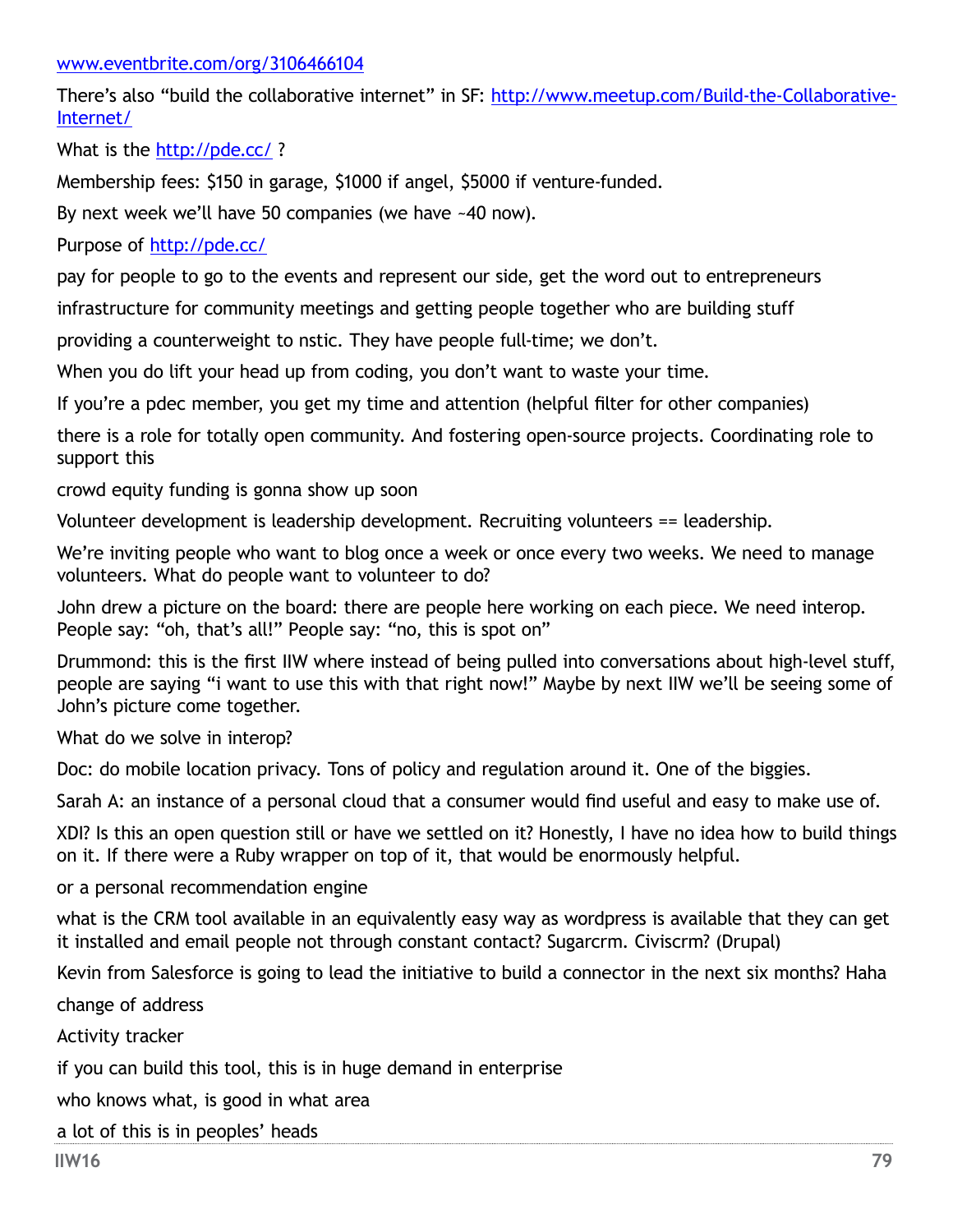www.eventbrite.com/org/3106466104

There's also "build the collaborative internet" in SF: http://www.meetup.com/Build-the-Collaborative-Internet/

What is the http://pde.cc/ ?

Membership fees: $150 in garage, $1000 if angel, $5000 if venture-funded.

By next week we'll have 50 companies (we have ~40 now).

Purpose of http://pde.cc/

pay for people to go to the events and represent our side, get the word out to entrepreneurs

infrastructure for community meetings and getting people together who are building stuff

providing a counterweight to nstic. They have people full-time; we don't.

When you do lift your head up from coding, you don't want to waste your time.

If you're a pdec member, you get my time and attention (helpful filter for other companies)

there is a role for totally open community. And fostering open-source projects. Coordinating role to support this

crowd equity funding is gonna show up soon

Volunteer development is leadership development. Recruiting volunteers == leadership.

We're inviting people who want to blog once a week or once every two weeks. We need to manage volunteers. What do people want to volunteer to do?

John drew a picture on the board: there are people here working on each piece. We need interop. People say: "oh, that's all!" People say: "no, this is spot on"

Drummond: this is the first IIW where instead of being pulled into conversations about high-level stuff, people are saying "i want to use this with that right now!" Maybe by next IIW we'll be seeing some of John's picture come together.

What do we solve in interop?

Doc: do mobile location privacy. Tons of policy and regulation around it. One of the biggies.

Sarah A: an instance of a personal cloud that a consumer would find useful and easy to make use of.

XDI? Is this an open question still or have we settled on it? Honestly, I have no idea how to build things on it. If there were a Ruby wrapper on top of it, that would be enormously helpful.

or a personal recommendation engine

what is the CRM tool available in an equivalently easy way as wordpress is available that they can get it installed and email people not through constant contact? Sugarcrm. Civiscrm? (Drupal)

Kevin from Salesforce is going to lead the initiative to build a connector in the next six months? Haha

change of address

Activity tracker

if you can build this tool, this is in huge demand in enterprise

who knows what, is good in what area

a lot of this is in peoples' heads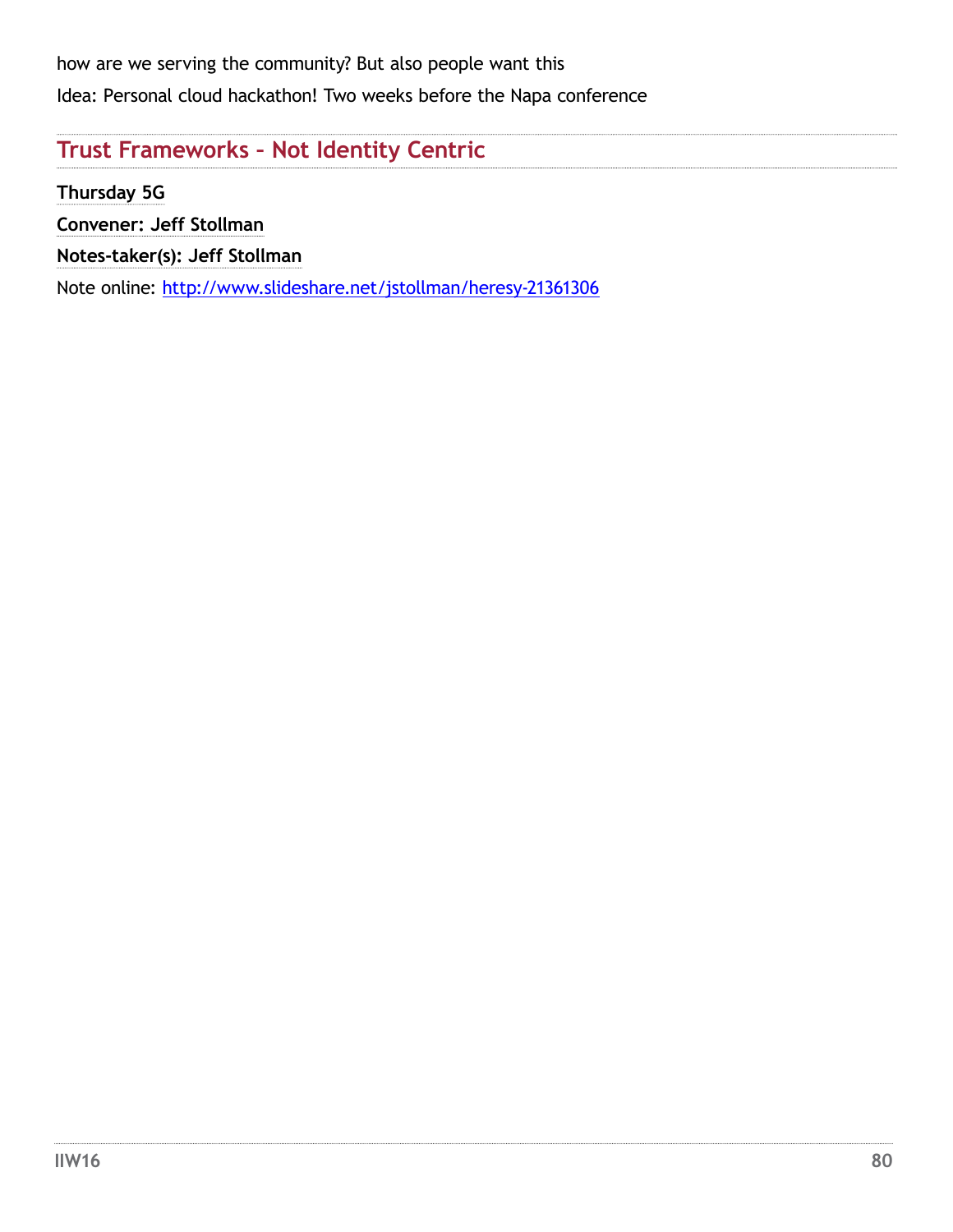how are we serving the community? But also people want this

Idea: Personal cloud hackathon! Two weeks before the Napa conference

## Trust Frameworks – Not Identity Centric

**Thursday 5G**

**Convener: Jeff Stollman**

**Notes-taker(s): Jeff Stollman**

Note online: http://www.slideshare.net/jstollman/heresy-21361306